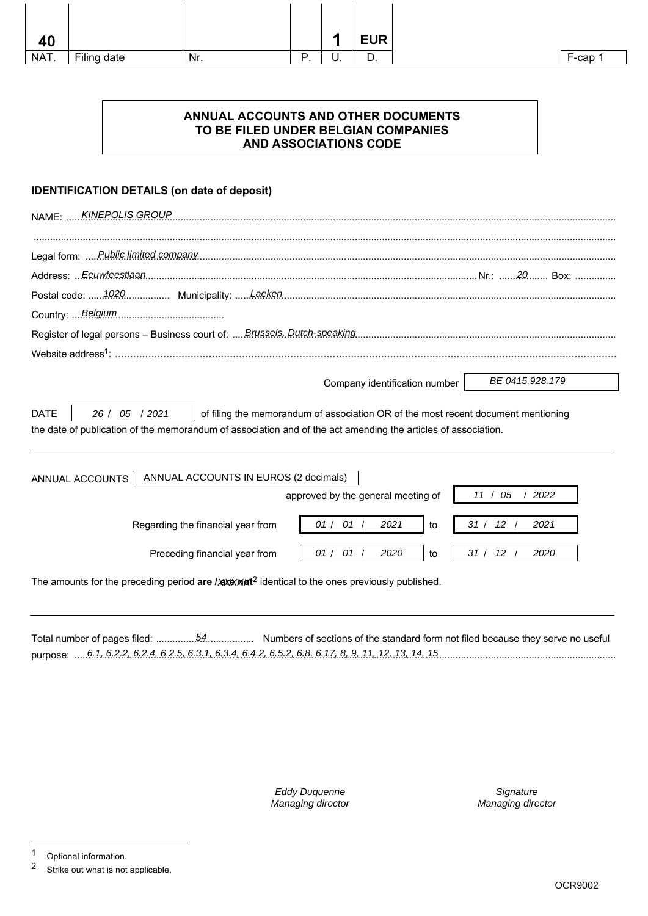| 40 | | | | 1 | EUR | | |
|---|---|---|---|---|---|---|---|
| NAT. | Filing date | Nr. | P. | U. | D. | | F-cap 1 |

**ANNUAL ACCOUNTS AND OTHER DOCUMENTS TO BE FILED UNDER BELGIAN COMPANIES AND ASSOCIATIONS CODE**

**IDENTIFICATION DETAILS (on date of deposit)**

NAME: KINEPOLIS GROUP

Legal form: Public limited company

Address: Eeuwfeestlaan Nr.: 20 Box:

Postal code: 1020 Municipality: Laeken

Country: Belgium

Register of legal persons – Business court of: Brussels, Dutch-speaking

Website address[1]:

Company identification number: BE 0415.928.179

DATE 26 / 05 / 2021 of filing the memorandum of association OR of the most recent document mentioning the date of publication of the memorandum of association and of the act amending the articles of association.

ANNUAL ACCOUNTS: ANNUAL ACCOUNTS IN EUROS (2 decimals)

approved by the general meeting of 11 / 05 / 2022

Regarding the financial year from 01 / 01 / 2021 to 31 / 12 / 2021

Preceding financial year from 01 / 01 / 2020 to 31 / 12 / 2020

The amounts for the preceding period **are** / ~~are not~~[2] identical to the ones previously published.

Total number of pages filed: 54 Numbers of sections of the standard form not filed because they serve no useful purpose: 6.1, 6.2.2, 6.2.4, 6.2.5, 6.3.1, 6.3.4, 6.4.2, 6.5.2, 6.8, 6.17, 8, 9, 11, 12, 13, 14, 15

*Eddy Duquenne*
*Managing director*

*Signature*
*Managing director*

[1] Optional information.
[2] Strike out what is not applicable.

OCR9002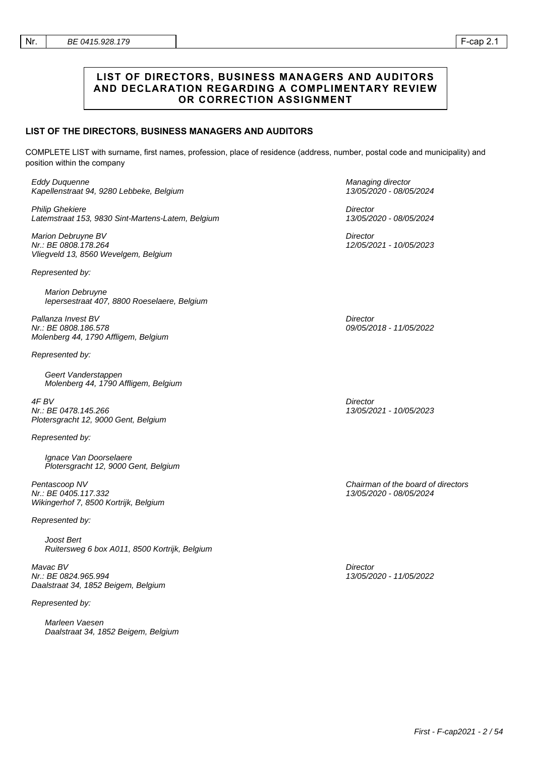| Nr. | BE 0415.928.179 | F-cap 2.1 |
|---|---|---|

## LIST OF DIRECTORS, BUSINESS MANAGERS AND AUDITORS AND DECLARATION REGARDING A COMPLIMENTARY REVIEW OR CORRECTION ASSIGNMENT

### LIST OF THE DIRECTORS, BUSINESS MANAGERS AND AUDITORS

COMPLETE LIST with surname, first names, profession, place of residence (address, number, postal code and municipality) and position within the company

*Eddy Duquenne*
*Kapellenstraat 94, 9280 Lebbeke, Belgium*

*Managing director*
*13/05/2020 - 08/05/2024*

*Philip Ghekiere*
*Latemstraat 153, 9830 Sint-Martens-Latem, Belgium*

*Director*
*13/05/2020 - 08/05/2024*

*Marion Debruyne BV*
*Nr.: BE 0808.178.264*
*Vliegveld 13, 8560 Wevelgem, Belgium*

*Director*
*12/05/2021 - 10/05/2023*

*Represented by:*

*Marion Debruyne*
*Iepersestraat 407, 8800 Roeselaere, Belgium*

*Pallanza Invest BV*
*Nr.: BE 0808.186.578*
*Molenberg 44, 1790 Affligem, Belgium*

*Director*
*09/05/2018 - 11/05/2022*

*Represented by:*

*Geert Vanderstappen*
*Molenberg 44, 1790 Affligem, Belgium*

*4F BV*
*Nr.: BE 0478.145.266*
*Plotersgracht 12, 9000 Gent, Belgium*

*Director*
*13/05/2021 - 10/05/2023*

*Represented by:*

*Ignace Van Doorselaere*
*Plotersgracht 12, 9000 Gent, Belgium*

*Pentascoop NV*
*Nr.: BE 0405.117.332*
*Wikingerhof 7, 8500 Kortrijk, Belgium*

*Chairman of the board of directors*
*13/05/2020 - 08/05/2024*

*Represented by:*

*Joost Bert*
*Ruitersweg 6 box A011, 8500 Kortrijk, Belgium*

*Mavac BV*
*Nr.: BE 0824.965.994*
*Daalstraat 34, 1852 Beigem, Belgium*

*Director*
*13/05/2020 - 11/05/2022*

*Represented by:*

*Marleen Vaesen*
*Daalstraat 34, 1852 Beigem, Belgium*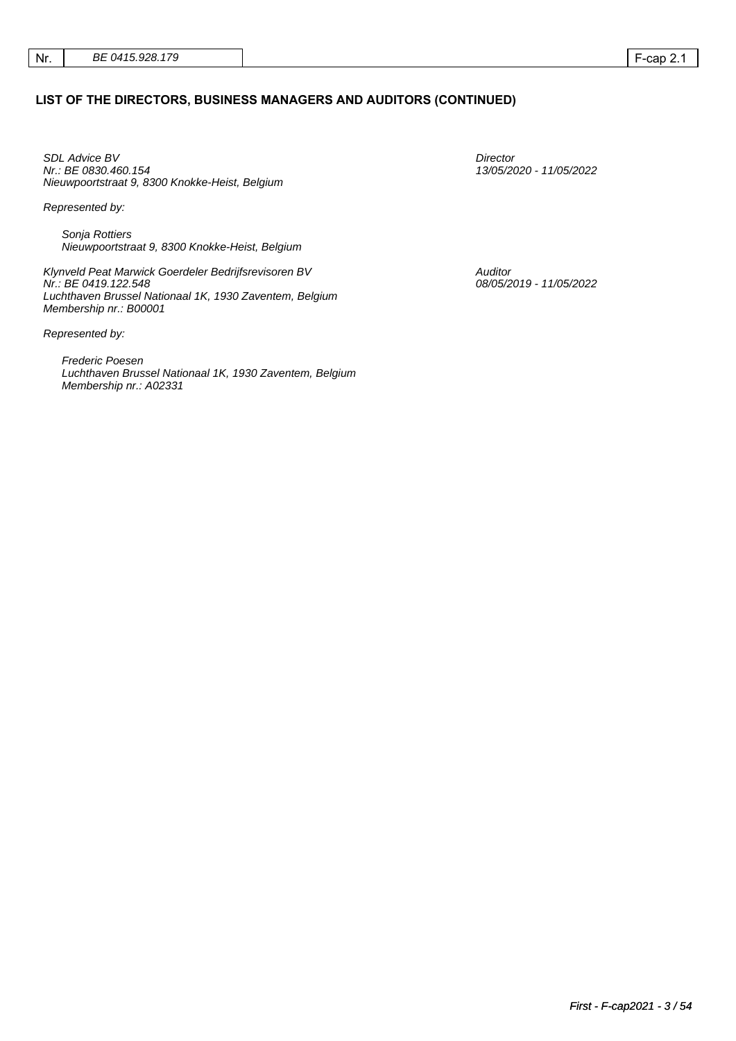## LIST OF THE DIRECTORS, BUSINESS MANAGERS AND AUDITORS (CONTINUED)

| | |
|---|---|
| *SDL Advice BV*<br>*Nr.: BE 0830.460.154*<br>*Nieuwpoortstraat 9, 8300 Knokke-Heist, Belgium* | *Director*<br>*13/05/2020 - 11/05/2022* |

*Represented by:*

> *Sonja Rottiers*
> *Nieuwpoortstraat 9, 8300 Knokke-Heist, Belgium*

| | |
|---|---|
| *Klynveld Peat Marwick Goerdeler Bedrijfsrevisoren BV*<br>*Nr.: BE 0419.122.548*<br>*Luchthaven Brussel Nationaal 1K, 1930 Zaventem, Belgium*<br>*Membership nr.: B00001* | *Auditor*<br>*08/05/2019 - 11/05/2022* |

*Represented by:*

> *Frederic Poesen*
> *Luchthaven Brussel Nationaal 1K, 1930 Zaventem, Belgium*
> *Membership nr.: A02331*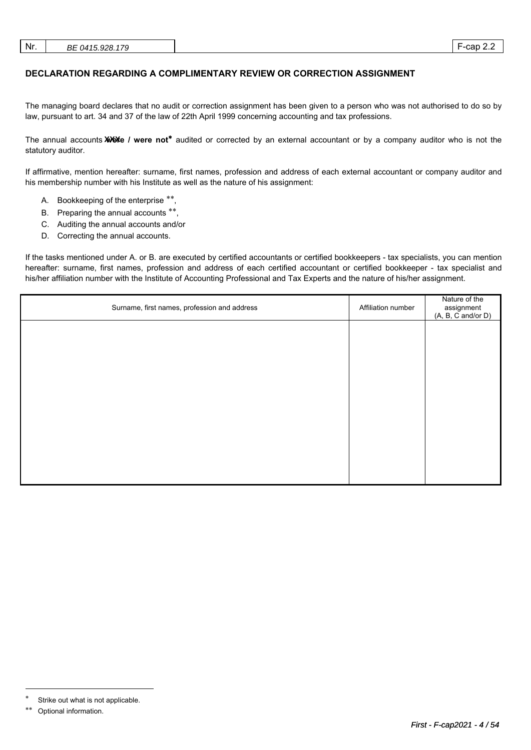| Nr. | BE 0415.928.179 | F-cap 2.2 |
|---|---|---|

## DECLARATION REGARDING A COMPLIMENTARY REVIEW OR CORRECTION ASSIGNMENT

The managing board declares that no audit or correction assignment has been given to a person who was not authorised to do so by law, pursuant to art. 34 and 37 of the law of 22th April 1999 concerning accounting and tax professions.

The annual accounts ~~were~~ **/ were not*** audited or corrected by an external accountant or by a company auditor who is not the statutory auditor.

If affirmative, mention hereafter: surname, first names, profession and address of each external accountant or company auditor and his membership number with his Institute as well as the nature of his assignment:

A. Bookkeeping of the enterprise **,
B. Preparing the annual accounts **,
C. Auditing the annual accounts and/or
D. Correcting the annual accounts.

If the tasks mentioned under A. or B. are executed by certified accountants or certified bookkeepers - tax specialists, you can mention hereafter: surname, first names, profession and address of each certified accountant or certified bookkeeper - tax specialist and his/her affiliation number with the Institute of Accounting Professional and Tax Experts and the nature of his/her assignment.

| Surname, first names, profession and address | Affiliation number | Nature of the assignment (A, B, C and/or D) |
|---|---|---|
| | | |

\* Strike out what is not applicable.

\*\* Optional information.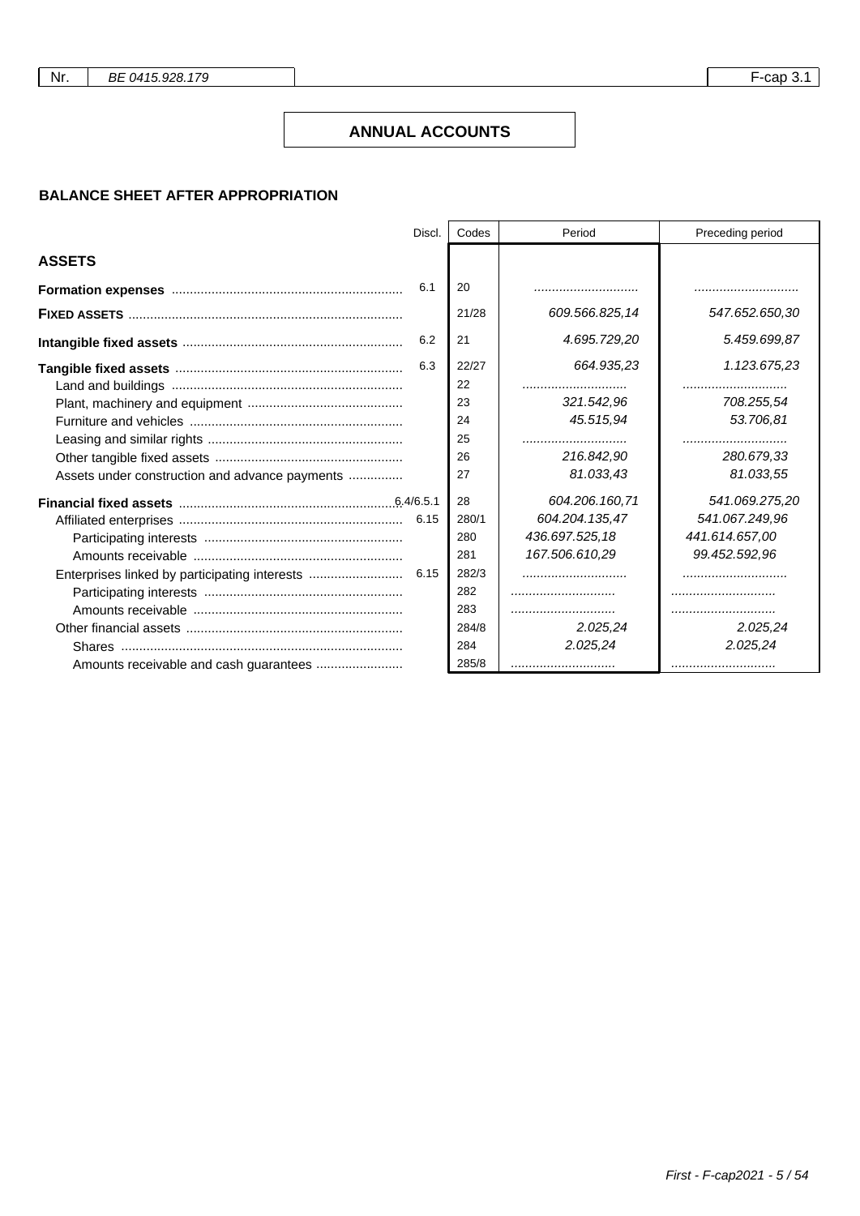| Nr. | BE 0415.928.179 | F-cap 3.1 |
|---|---|---|

# ANNUAL ACCOUNTS

## BALANCE SHEET AFTER APPROPRIATION

| | Discl. | Codes | Period | Preceding period |
|---|---|---|---|---|
| **ASSETS** | | | | |
| **Formation expenses** | 6.1 | 20 | ............................ | ............................ |
| **FIXED ASSETS** | | 21/28 | 609.566.825,14 | 547.652.650,30 |
| **Intangible fixed assets** | 6.2 | 21 | 4.695.729,20 | 5.459.699,87 |
| **Tangible fixed assets** | 6.3 | 22/27 | 664.935,23 | 1.123.675,23 |
| Land and buildings | | 22 | ............................ | ............................ |
| Plant, machinery and equipment | | 23 | 321.542,96 | 708.255,54 |
| Furniture and vehicles | | 24 | 45.515,94 | 53.706,81 |
| Leasing and similar rights | | 25 | ............................ | ............................ |
| Other tangible fixed assets | | 26 | 216.842,90 | 280.679,33 |
| Assets under construction and advance payments | | 27 | 81.033,43 | 81.033,55 |
| **Financial fixed assets** | 6.4/6.5.1 | 28 | 604.206.160,71 | 541.069.275,20 |
| Affiliated enterprises | 6.15 | 280/1 | 604.204.135,47 | 541.067.249,96 |
| Participating interests | | 280 | 436.697.525,18 | 441.614.657,00 |
| Amounts receivable | | 281 | 167.506.610,29 | 99.452.592,96 |
| Enterprises linked by participating interests | 6.15 | 282/3 | ............................ | ............................ |
| Participating interests | | 282 | ............................ | ............................ |
| Amounts receivable | | 283 | ............................ | ............................ |
| Other financial assets | | 284/8 | 2.025,24 | 2.025,24 |
| Shares | | 284 | 2.025,24 | 2.025,24 |
| Amounts receivable and cash guarantees | | 285/8 | ............................ | ............................ |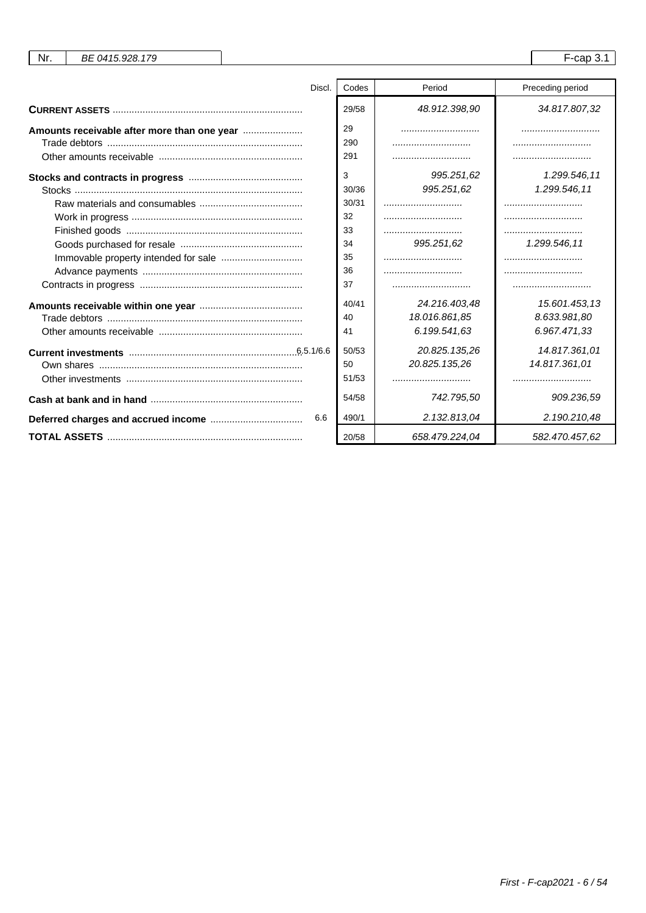| Nr. | BE 0415.928.179 | | | F-cap 3.1 |
|---|---|---|---|---|

| | Discl. | Codes | Period | Preceding period |
|---|---|---|---|---|
| **CURRENT ASSETS** | | 29/58 | 48.912.398,90 | 34.817.807,32 |
| **Amounts receivable after more than one year** | | 29 | | |
| Trade debtors | | 290 | | |
| Other amounts receivable | | 291 | | |
| **Stocks and contracts in progress** | | 3 | 995.251,62 | 1.299.546,11 |
| Stocks | | 30/36 | 995.251,62 | 1.299.546,11 |
| Raw materials and consumables | | 30/31 | | |
| Work in progress | | 32 | | |
| Finished goods | | 33 | | |
| Goods purchased for resale | | 34 | 995.251,62 | 1.299.546,11 |
| Immovable property intended for sale | | 35 | | |
| Advance payments | | 36 | | |
| Contracts in progress | | 37 | | |
| **Amounts receivable within one year** | | 40/41 | 24.216.403,48 | 15.601.453,13 |
| Trade debtors | | 40 | 18.016.861,85 | 8.633.981,80 |
| Other amounts receivable | | 41 | 6.199.541,63 | 6.967.471,33 |
| **Current investments** | 6.5.1/6.6 | 50/53 | 20.825.135,26 | 14.817.361,01 |
| Own shares | | 50 | 20.825.135,26 | 14.817.361,01 |
| Other investments | | 51/53 | | |
| **Cash at bank and in hand** | | 54/58 | 742.795,50 | 909.236,59 |
| **Deferred charges and accrued income** | 6.6 | 490/1 | 2.132.813,04 | 2.190.210,48 |
| **TOTAL ASSETS** | | 20/58 | 658.479.224,04 | 582.470.457,62 |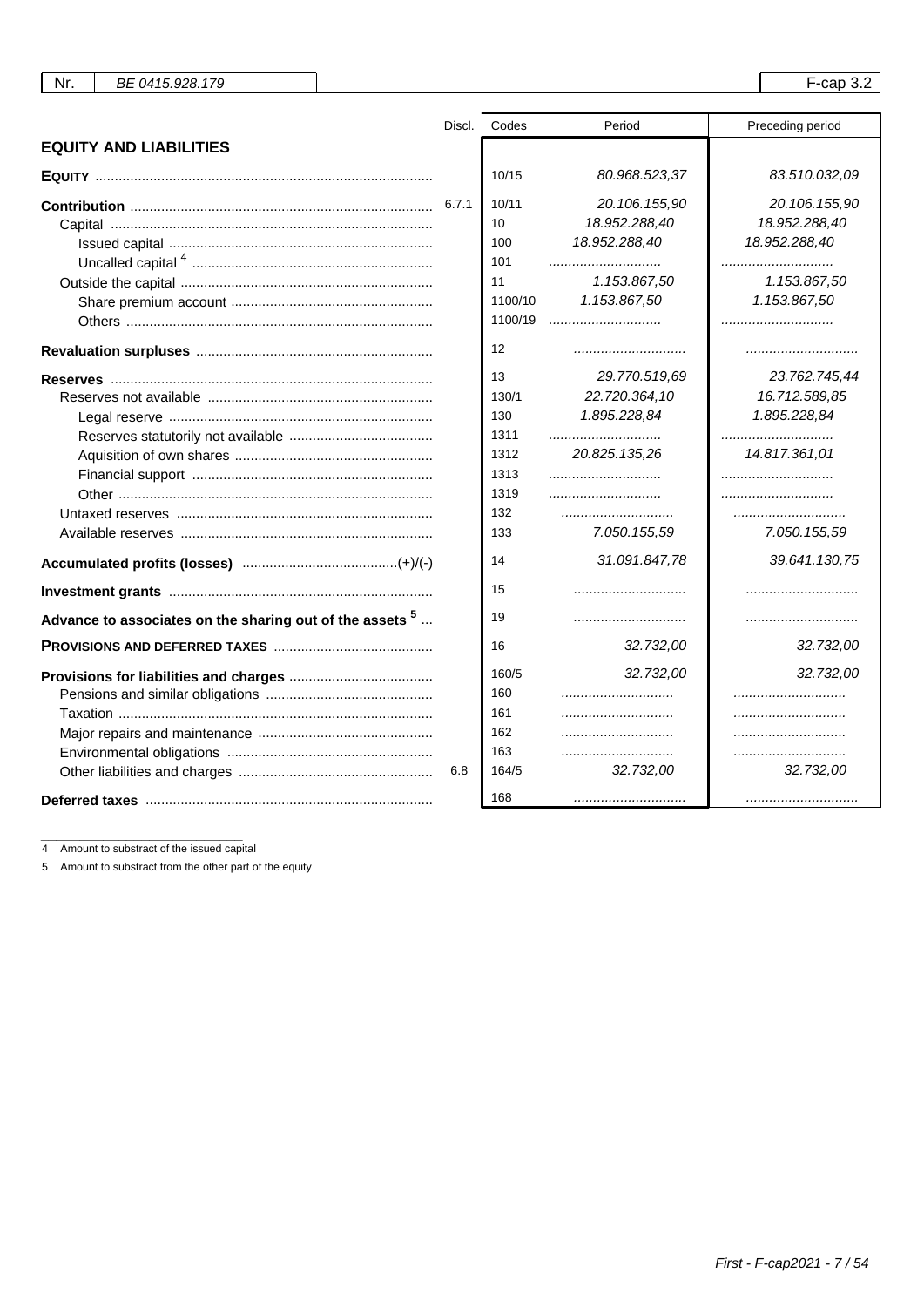| Nr. | BE 0415.928.179 | F-cap 3.2 |
|---|---|---|

| | Discl. | Codes | Period | Preceding period |
|---|---|---|---|---|
| **EQUITY AND LIABILITIES** | | | | |
| **EQUITY** | | 10/15 | 80.968.523,37 | 83.510.032,09 |
| **Contribution** | 6.7.1 | 10/11 | 20.106.155,90 | 20.106.155,90 |
| Capital | | 10 | 18.952.288,40 | 18.952.288,40 |
| Issued capital | | 100 | 18.952.288,40 | 18.952.288,40 |
| Uncalled capital [4] | | 101 | | |
| Outside the capital | | 11 | 1.153.867,50 | 1.153.867,50 |
| Share premium account | | 1100/10 | 1.153.867,50 | 1.153.867,50 |
| Others | | 1100/19 | | |
| **Revaluation surpluses** | | 12 | | |
| **Reserves** | | 13 | 29.770.519,69 | 23.762.745,44 |
| Reserves not available | | 130/1 | 22.720.364,10 | 16.712.589,85 |
| Legal reserve | | 130 | 1.895.228,84 | 1.895.228,84 |
| Reserves statutorily not available | | 1311 | | |
| Aquisition of own shares | | 1312 | 20.825.135,26 | 14.817.361,01 |
| Financial support | | 1313 | | |
| Other | | 1319 | | |
| Untaxed reserves | | 132 | | |
| Available reserves | | 133 | 7.050.155,59 | 7.050.155,59 |
| **Accumulated profits (losses)** (+)/(-) | | 14 | 31.091.847,78 | 39.641.130,75 |
| **Investment grants** | | 15 | | |
| **Advance to associates on the sharing out of the assets [5]** | | 19 | | |
| **PROVISIONS AND DEFERRED TAXES** | | 16 | 32.732,00 | 32.732,00 |
| **Provisions for liabilities and charges** | | 160/5 | 32.732,00 | 32.732,00 |
| Pensions and similar obligations | | 160 | | |
| Taxation | | 161 | | |
| Major repairs and maintenance | | 162 | | |
| Environmental obligations | | 163 | | |
| Other liabilities and charges | 6.8 | 164/5 | 32.732,00 | 32.732,00 |
| **Deferred taxes** | | 168 | | |

4 Amount to substract of the issued capital

5 Amount to substract from the other part of the equity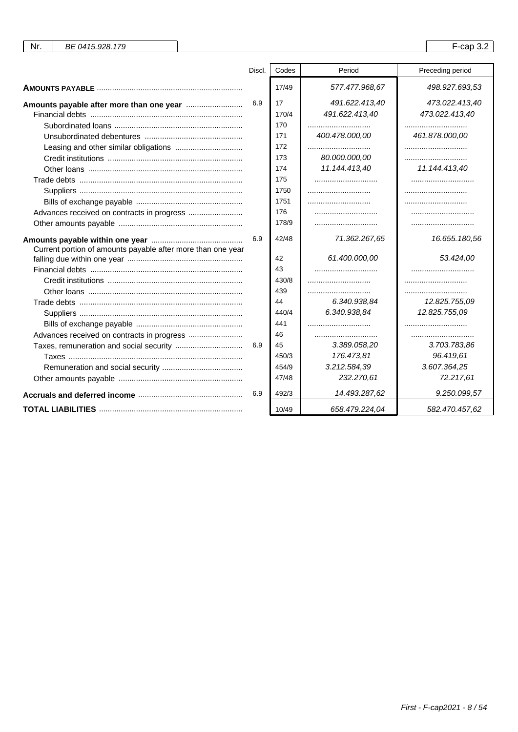| Nr. | BE 0415.928.179 | | | F-cap 3.2 |
|---|---|---|---|---|

| | Discl. | Codes | Period | Preceding period |
|---|---|---|---|---|
| **AMOUNTS PAYABLE** | | 17/49 | *577.477.968,67* | *498.927.693,53* |
| **Amounts payable after more than one year** | 6.9 | 17 | *491.622.413,40* | *473.022.413,40* |
| Financial debts | | 170/4 | *491.622.413,40* | *473.022.413,40* |
| Subordinated loans | | 170 | | |
| Unsubordinated debentures | | 171 | *400.478.000,00* | *461.878.000,00* |
| Leasing and other similar obligations | | 172 | | |
| Credit institutions | | 173 | *80.000.000,00* | |
| Other loans | | 174 | *11.144.413,40* | *11.144.413,40* |
| Trade debts | | 175 | | |
| Suppliers | | 1750 | | |
| Bills of exchange payable | | 1751 | | |
| Advances received on contracts in progress | | 176 | | |
| Other amounts payable | | 178/9 | | |
| **Amounts payable within one year** | 6.9 | 42/48 | *71.362.267,65* | *16.655.180,56* |
| Current portion of amounts payable after more than one year falling due within one year | | 42 | *61.400.000,00* | *53.424,00* |
| Financial debts | | 43 | | |
| Credit institutions | | 430/8 | | |
| Other loans | | 439 | | |
| Trade debts | | 44 | *6.340.938,84* | *12.825.755,09* |
| Suppliers | | 440/4 | *6.340.938,84* | *12.825.755,09* |
| Bills of exchange payable | | 441 | | |
| Advances received on contracts in progress | | 46 | | |
| Taxes, remuneration and social security | 6.9 | 45 | *3.389.058,20* | *3.703.783,86* |
| Taxes | | 450/3 | *176.473,81* | *96.419,61* |
| Remuneration and social security | | 454/9 | *3.212.584,39* | *3.607.364,25* |
| Other amounts payable | | 47/48 | *232.270,61* | *72.217,61* |
| **Accruals and deferred income** | 6.9 | 492/3 | *14.493.287,62* | *9.250.099,57* |
| **TOTAL LIABILITIES** | | 10/49 | *658.479.224,04* | *582.470.457,62* |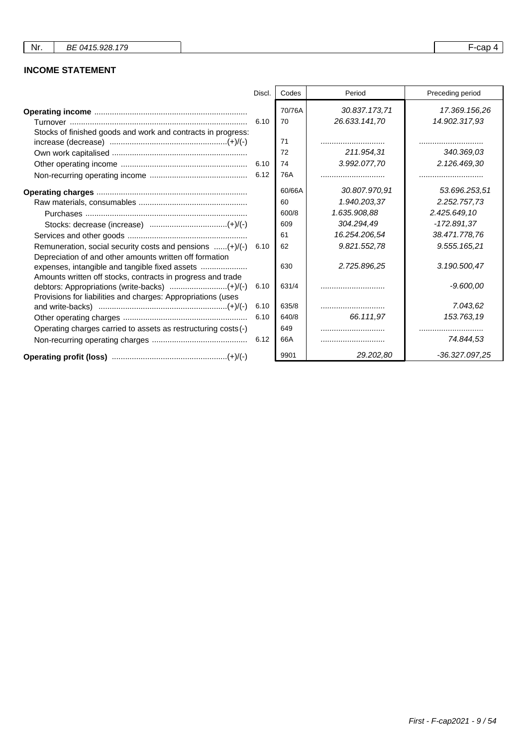| Nr. | BE 0415.928.179 | | F-cap 4 |
|---|---|---|---|

## INCOME STATEMENT

| | Discl. | Codes | Period | Preceding period |
|---|---|---|---|---|
| **Operating income** | | 70/76A | *30.837.173,71* | *17.369.156,26* |
| Turnover | 6.10 | 70 | *26.633.141,70* | *14.902.317,93* |
| Stocks of finished goods and work and contracts in progress: increase (decrease) (+)/(-) | | 71 | | |
| Own work capitalised | | 72 | *211.954,31* | *340.369,03* |
| Other operating income | 6.10 | 74 | *3.992.077,70* | *2.126.469,30* |
| Non-recurring operating income | 6.12 | 76A | | |
| **Operating charges** | | 60/66A | *30.807.970,91* | *53.696.253,51* |
| Raw materials, consumables | | 60 | *1.940.203,37* | *2.252.757,73* |
| Purchases | | 600/8 | *1.635.908,88* | *2.425.649,10* |
| Stocks: decrease (increase) (+)/(-) | | 609 | *304.294,49* | *-172.891,37* |
| Services and other goods | | 61 | *16.254.206,54* | *38.471.778,76* |
| Remuneration, social security costs and pensions (+)/(-) | 6.10 | 62 | *9.821.552,78* | *9.555.165,21* |
| Depreciation of and other amounts written off formation expenses, intangible and tangible fixed assets | | 630 | *2.725.896,25* | *3.190.500,47* |
| Amounts written off stocks, contracts in progress and trade debtors: Appropriations (write-backs) (+)/(-) | 6.10 | 631/4 | | *-9.600,00* |
| Provisions for liabilities and charges: Appropriations (uses and write-backs) (+)/(-) | 6.10 | 635/8 | | *7.043,62* |
| Other operating charges | 6.10 | 640/8 | *66.111,97* | *153.763,19* |
| Operating charges carried to assets as restructuring costs (-) | | 649 | | |
| Non-recurring operating charges | 6.12 | 66A | | *74.844,53* |
| **Operating profit (loss)** (+)/(-) | | 9901 | *29.202,80* | *-36.327.097,25* |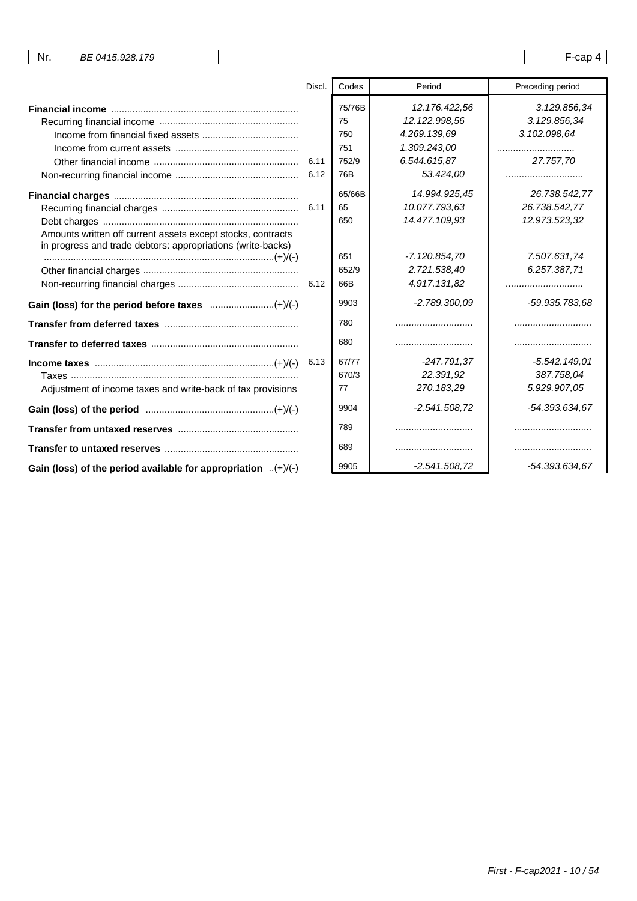| | Discl. | Codes | Period | Preceding period |
|---|---|---|---|---|
| **Financial income** | | 75/76B | *12.176.422,56* | *3.129.856,34* |
| Recurring financial income | | 75 | *12.122.998,56* | *3.129.856,34* |
| Income from financial fixed assets | | 750 | *4.269.139,69* | *3.102.098,64* |
| Income from current assets | | 751 | *1.309.243,00* | ............................ |
| Other financial income | 6.11 | 752/9 | *6.544.615,87* | *27.757,70* |
| Non-recurring financial income | 6.12 | 76B | *53.424,00* | ............................ |
| **Financial charges** | | 65/66B | *14.994.925,45* | *26.738.542,77* |
| Recurring financial charges | 6.11 | 65 | *10.077.793,63* | *26.738.542,77* |
| Debt charges | | 650 | *14.477.109,93* | *12.973.523,32* |
| Amounts written off current assets except stocks, contracts in progress and trade debtors: appropriations (write-backs) (+)/(-) | | 651 | *-7.120.854,70* | *7.507.631,74* |
| Other financial charges | | 652/9 | *2.721.538,40* | *6.257.387,71* |
| Non-recurring financial charges | 6.12 | 66B | *4.917.131,82* | ............................ |
| **Gain (loss) for the period before taxes** (+)/(-) | | 9903 | *-2.789.300,09* | *-59.935.783,68* |
| **Transfer from deferred taxes** | | 780 | ............................ | ............................ |
| **Transfer to deferred taxes** | | 680 | ............................ | ............................ |
| **Income taxes** (+)/(-) | 6.13 | 67/77 | *-247.791,37* | *-5.542.149,01* |
| Taxes | | 670/3 | *22.391,92* | *387.758,04* |
| Adjustment of income taxes and write-back of tax provisions | | 77 | *270.183,29* | *5.929.907,05* |
| **Gain (loss) of the period** (+)/(-) | | 9904 | *-2.541.508,72* | *-54.393.634,67* |
| **Transfer from untaxed reserves** | | 789 | ............................ | ............................ |
| **Transfer to untaxed reserves** | | 689 | ............................ | ............................ |
| **Gain (loss) of the period available for appropriation** (+)/(-) | | 9905 | *-2.541.508,72* | *-54.393.634,67* |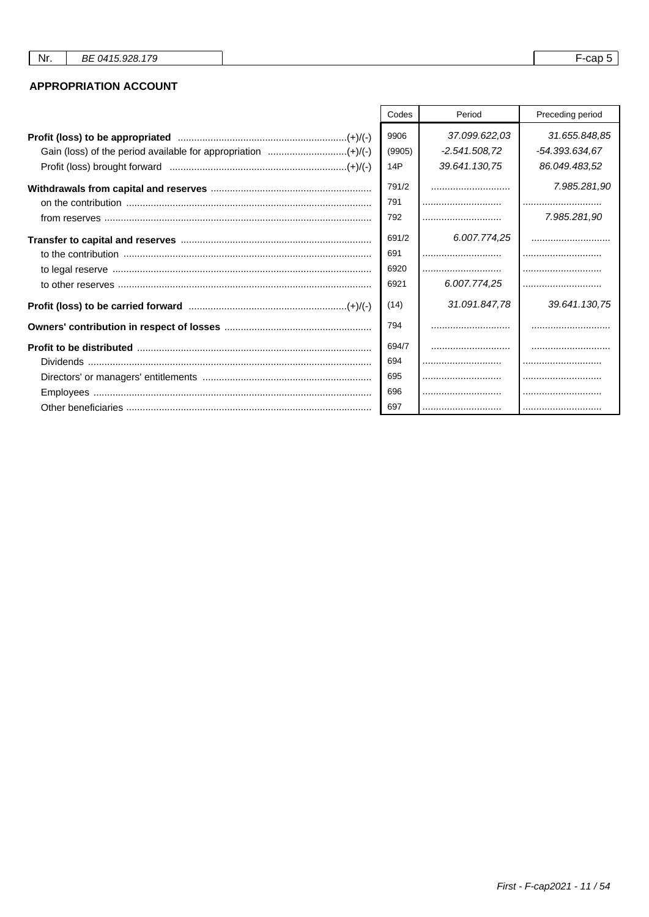| Nr. | BE 0415.928.179 | F-cap 5 |
|---|---|---|

## APPROPRIATION ACCOUNT

| | Codes | Period | Preceding period |
|---|---|---|---|
| **Profit (loss) to be appropriated** (+)/(-) | 9906 | 37.099.622,03 | 31.655.848,85 |
| Gain (loss) of the period available for appropriation (+)/(-) | (9905) | -2.541.508,72 | -54.393.634,67 |
| Profit (loss) brought forward (+)/(-) | 14P | 39.641.130,75 | 86.049.483,52 |
| **Withdrawals from capital and reserves** | 791/2 | ............................ | 7.985.281,90 |
| on the contribution | 791 | ............................ | ............................ |
| from reserves | 792 | ............................ | 7.985.281,90 |
| **Transfer to capital and reserves** | 691/2 | 6.007.774,25 | ............................ |
| to the contribution | 691 | ............................ | ............................ |
| to legal reserve | 6920 | ............................ | ............................ |
| to other reserves | 6921 | 6.007.774,25 | ............................ |
| **Profit (loss) to be carried forward** (+)/(-) | (14) | 31.091.847,78 | 39.641.130,75 |
| **Owners' contribution in respect of losses** | 794 | ............................ | ............................ |
| **Profit to be distributed** | 694/7 | ............................ | ............................ |
| Dividends | 694 | ............................ | ............................ |
| Directors' or managers' entitlements | 695 | ............................ | ............................ |
| Employees | 696 | ............................ | ............................ |
| Other beneficiaries | 697 | ............................ | ............................ |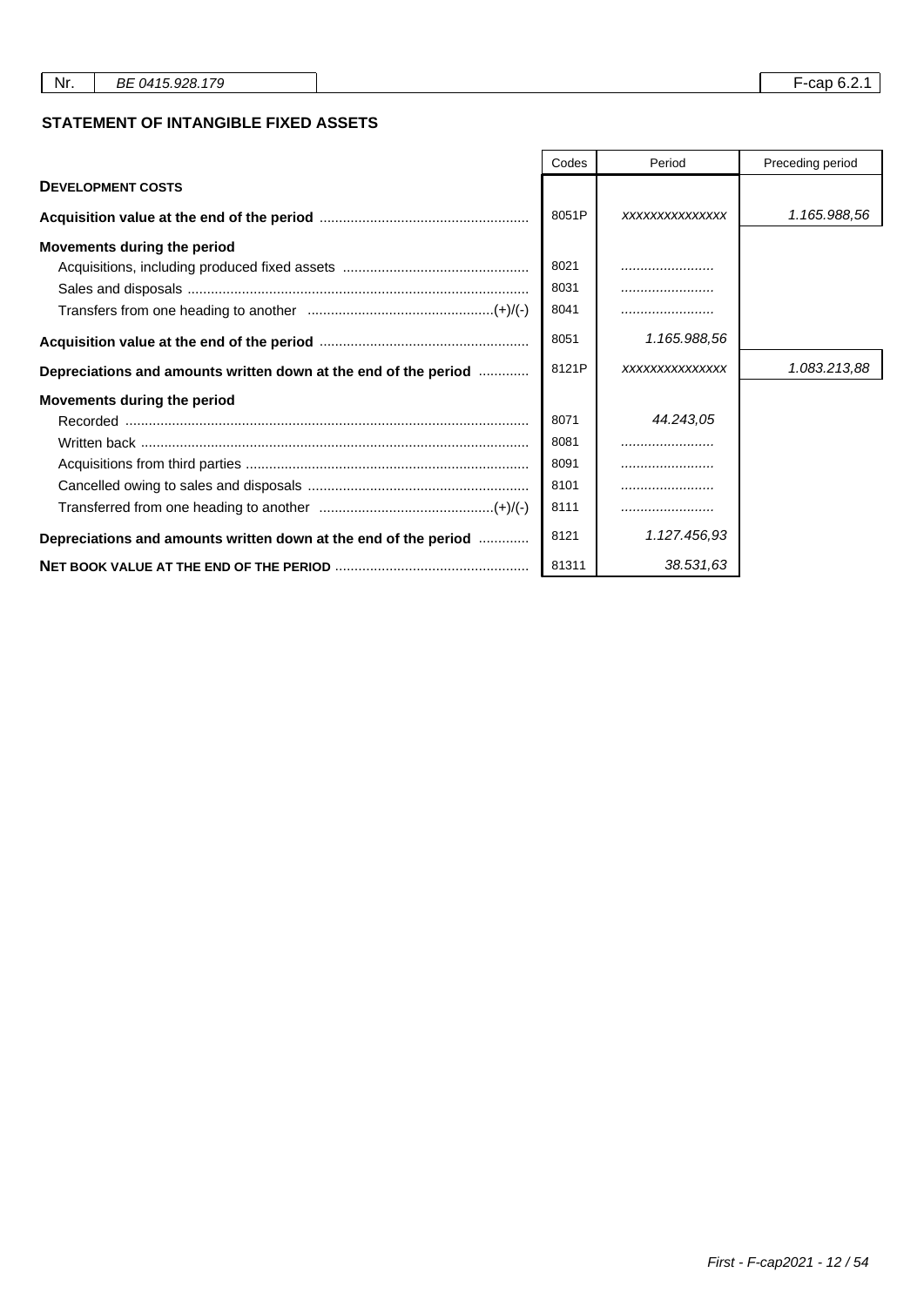Nr. BE 0415.928.179 F-cap 6.2.1

## STATEMENT OF INTANGIBLE FIXED ASSETS

| | Codes | Period | Preceding period |
|---|---|---|---|
| **DEVELOPMENT COSTS** | | | |
| **Acquisition value at the end of the period** | 8051P | xxxxxxxxxxxxxx | 1.165.988,56 |
| **Movements during the period** | | | |
| Acquisitions, including produced fixed assets | 8021 | ........................ | |
| Sales and disposals | 8031 | ........................ | |
| Transfers from one heading to another (+)/(-) | 8041 | ........................ | |
| **Acquisition value at the end of the period** | 8051 | 1.165.988,56 | |
| **Depreciations and amounts written down at the end of the period** | 8121P | xxxxxxxxxxxxxx | 1.083.213,88 |
| **Movements during the period** | | | |
| Recorded | 8071 | 44.243,05 | |
| Written back | 8081 | ........................ | |
| Acquisitions from third parties | 8091 | ........................ | |
| Cancelled owing to sales and disposals | 8101 | ........................ | |
| Transferred from one heading to another (+)/(-) | 8111 | ........................ | |
| **Depreciations and amounts written down at the end of the period** | 8121 | 1.127.456,93 | |
| **NET BOOK VALUE AT THE END OF THE PERIOD** | 81311 | 38.531,63 | |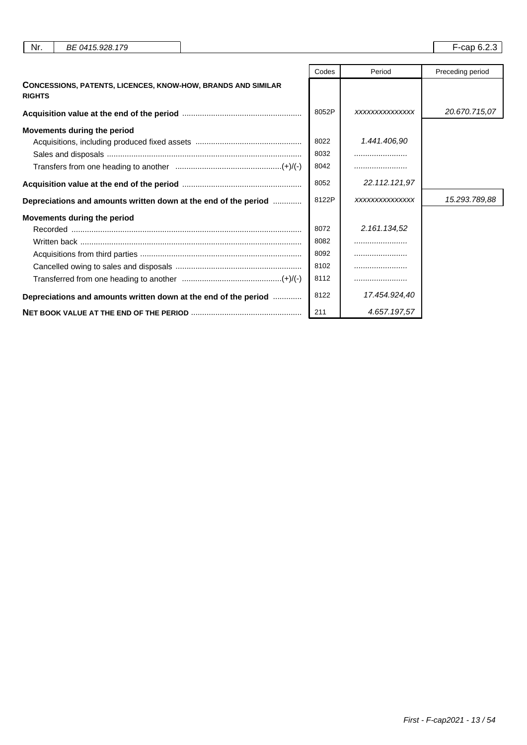| | Codes | Period | Preceding period |
|---|---|---|---|
| **CONCESSIONS, PATENTS, LICENCES, KNOW-HOW, BRANDS AND SIMILAR RIGHTS** | | | |
| **Acquisition value at the end of the period** | 8052P | xxxxxxxxxxxxxxx | 20.670.715,07 |
| **Movements during the period** | | | |
| Acquisitions, including produced fixed assets | 8022 | 1.441.406,90 | |
| Sales and disposals | 8032 | ........................ | |
| Transfers from one heading to another (+)/(-) | 8042 | ........................ | |
| **Acquisition value at the end of the period** | 8052 | 22.112.121,97 | |
| **Depreciations and amounts written down at the end of the period** | 8122P | xxxxxxxxxxxxxxx | 15.293.789,88 |
| **Movements during the period** | | | |
| Recorded | 8072 | 2.161.134,52 | |
| Written back | 8082 | ........................ | |
| Acquisitions from third parties | 8092 | ........................ | |
| Cancelled owing to sales and disposals | 8102 | ........................ | |
| Transferred from one heading to another (+)/(-) | 8112 | ........................ | |
| **Depreciations and amounts written down at the end of the period** | 8122 | 17.454.924,40 | |
| **NET BOOK VALUE AT THE END OF THE PERIOD** | 211 | 4.657.197,57 | |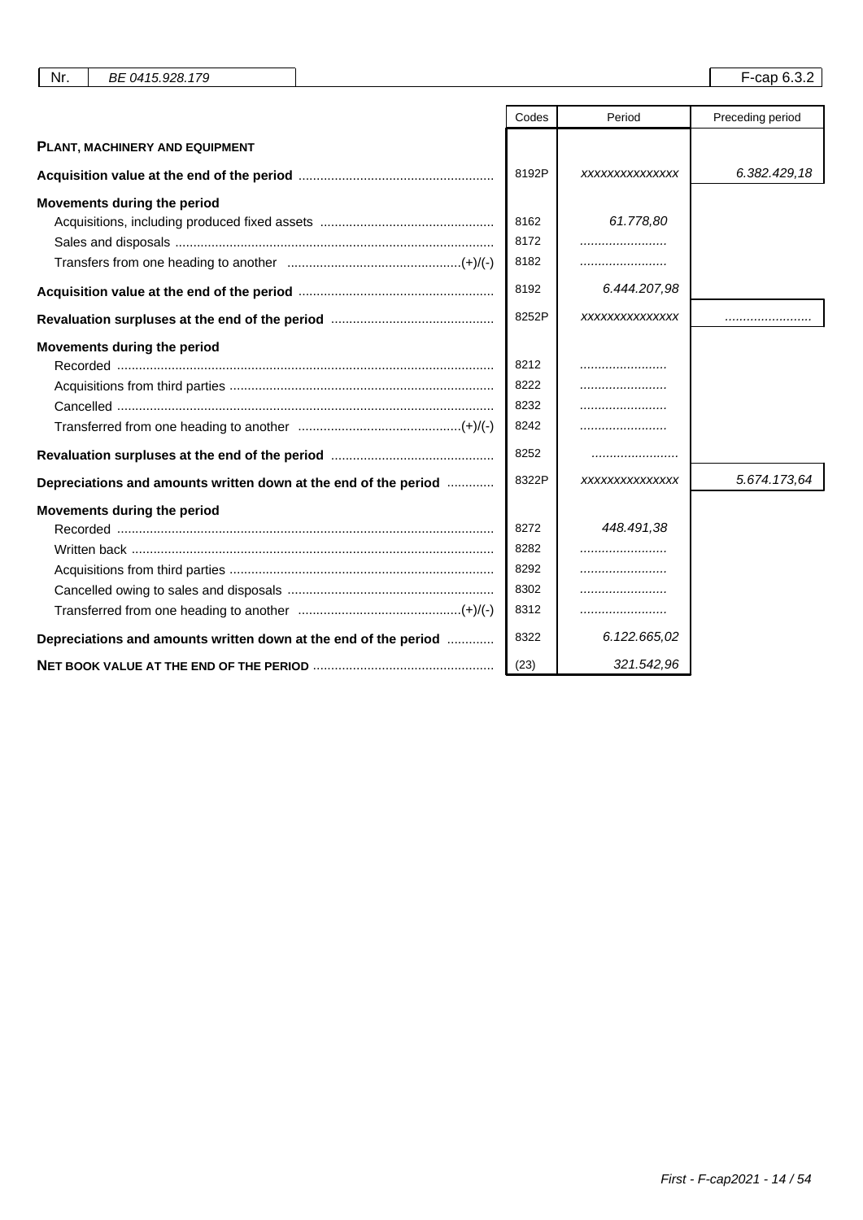| Nr. | BE 0415.928.179 | F-cap 6.3.2 |
|---|---|---|

| | Codes | Period | Preceding period |
|---|---|---|---|
| **PLANT, MACHINERY AND EQUIPMENT** | | | |
| **Acquisition value at the end of the period** | 8192P | xxxxxxxxxxxxxxx | 6.382.429,18 |
| **Movements during the period** | | | |
| Acquisitions, including produced fixed assets | 8162 | 61.778,80 | |
| Sales and disposals | 8172 | ........................ | |
| Transfers from one heading to another (+)/(-) | 8182 | ........................ | |
| **Acquisition value at the end of the period** | 8192 | 6.444.207,98 | |
| **Revaluation surpluses at the end of the period** | 8252P | xxxxxxxxxxxxxxx | ........................ |
| **Movements during the period** | | | |
| Recorded | 8212 | ........................ | |
| Acquisitions from third parties | 8222 | ........................ | |
| Cancelled | 8232 | ........................ | |
| Transferred from one heading to another (+)/(-) | 8242 | ........................ | |
| **Revaluation surpluses at the end of the period** | 8252 | ........................ | |
| **Depreciations and amounts written down at the end of the period** | 8322P | xxxxxxxxxxxxxxx | 5.674.173,64 |
| **Movements during the period** | | | |
| Recorded | 8272 | 448.491,38 | |
| Written back | 8282 | ........................ | |
| Acquisitions from third parties | 8292 | ........................ | |
| Cancelled owing to sales and disposals | 8302 | ........................ | |
| Transferred from one heading to another (+)/(-) | 8312 | ........................ | |
| **Depreciations and amounts written down at the end of the period** | 8322 | 6.122.665,02 | |
| **NET BOOK VALUE AT THE END OF THE PERIOD** | (23) | 321.542,96 | |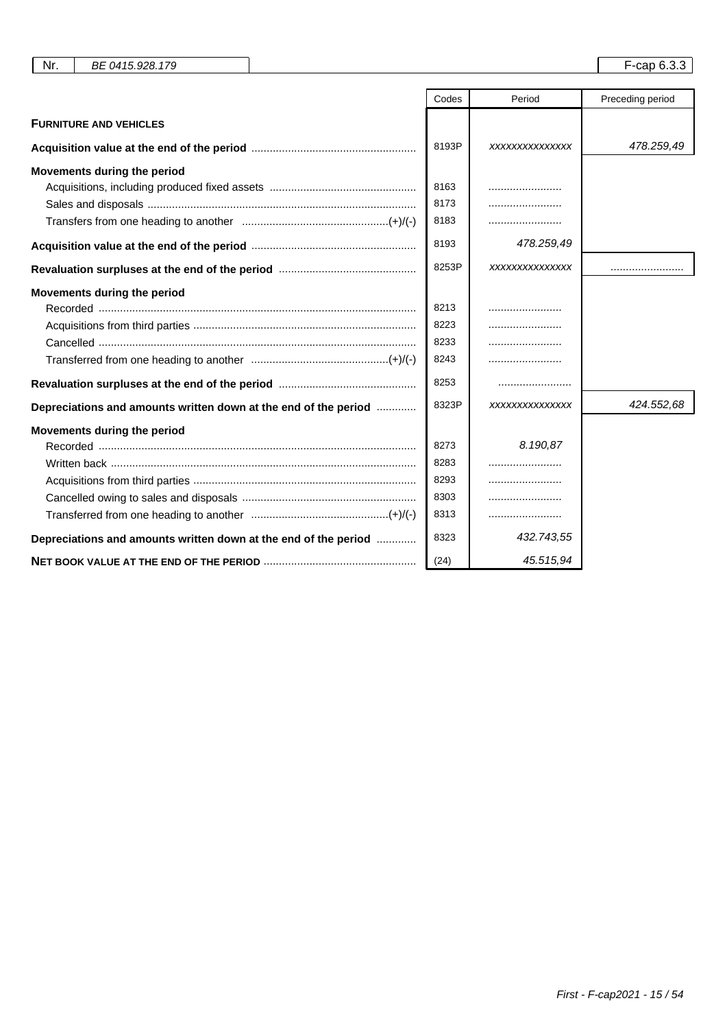Nr. BE 0415.928.179 | F-cap 6.3.3

| | Codes | Period | Preceding period |
|---|---|---|---|
| **FURNITURE AND VEHICLES** | | | |
| **Acquisition value at the end of the period** | 8193P | xxxxxxxxxxxxxx | *478.259,49* |
| **Movements during the period** | | | |
| Acquisitions, including produced fixed assets | 8163 | ........................ | |
| Sales and disposals | 8173 | ........................ | |
| Transfers from one heading to another (+)/(-) | 8183 | ........................ | |
| **Acquisition value at the end of the period** | 8193 | *478.259,49* | |
| **Revaluation surpluses at the end of the period** | 8253P | xxxxxxxxxxxxxx | ........................ |
| **Movements during the period** | | | |
| Recorded | 8213 | ........................ | |
| Acquisitions from third parties | 8223 | ........................ | |
| Cancelled | 8233 | ........................ | |
| Transferred from one heading to another (+)/(-) | 8243 | ........................ | |
| **Revaluation surpluses at the end of the period** | 8253 | ........................ | |
| **Depreciations and amounts written down at the end of the period** | 8323P | xxxxxxxxxxxxxx | *424.552,68* |
| **Movements during the period** | | | |
| Recorded | 8273 | *8.190,87* | |
| Written back | 8283 | ........................ | |
| Acquisitions from third parties | 8293 | ........................ | |
| Cancelled owing to sales and disposals | 8303 | ........................ | |
| Transferred from one heading to another (+)/(-) | 8313 | ........................ | |
| **Depreciations and amounts written down at the end of the period** | 8323 | *432.743,55* | |
| **NET BOOK VALUE AT THE END OF THE PERIOD** | (24) | *45.515,94* | |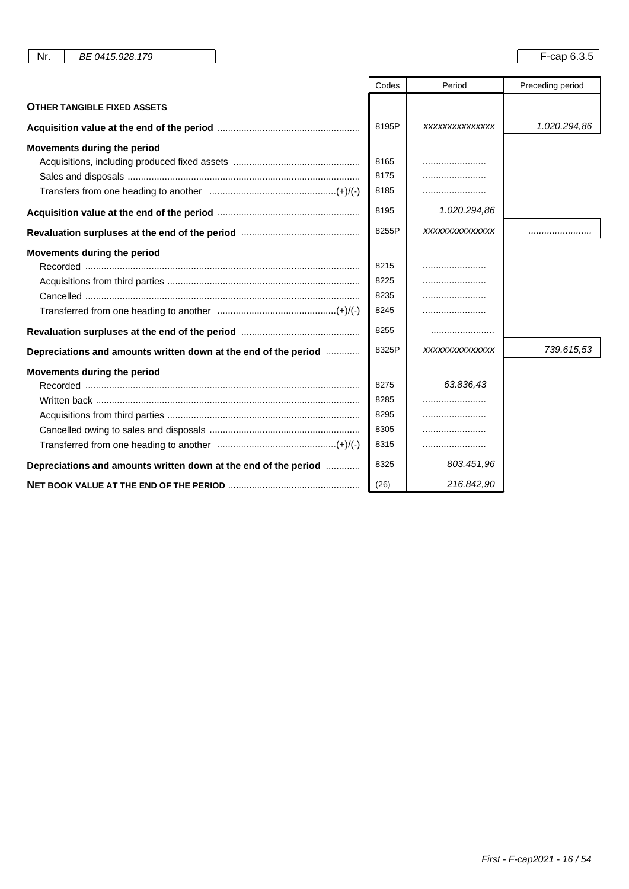| Nr. | BE 0415.928.179 | F-cap 6.3.5 |
|---|---|---|

| | Codes | Period | Preceding period |
|---|---|---|---|
| **OTHER TANGIBLE FIXED ASSETS** | | | |
| **Acquisition value at the end of the period** | 8195P | xxxxxxxxxxxxxxx | 1.020.294,86 |
| **Movements during the period** | | | |
| Acquisitions, including produced fixed assets | 8165 | ........................ | |
| Sales and disposals | 8175 | ........................ | |
| Transfers from one heading to another (+)/(-) | 8185 | ........................ | |
| **Acquisition value at the end of the period** | 8195 | 1.020.294,86 | |
| **Revaluation surpluses at the end of the period** | 8255P | xxxxxxxxxxxxxxx | ........................ |
| **Movements during the period** | | | |
| Recorded | 8215 | ........................ | |
| Acquisitions from third parties | 8225 | ........................ | |
| Cancelled | 8235 | ........................ | |
| Transferred from one heading to another (+)/(-) | 8245 | ........................ | |
| **Revaluation surpluses at the end of the period** | 8255 | ........................ | |
| **Depreciations and amounts written down at the end of the period** | 8325P | xxxxxxxxxxxxxxx | 739.615,53 |
| **Movements during the period** | | | |
| Recorded | 8275 | 63.836,43 | |
| Written back | 8285 | ........................ | |
| Acquisitions from third parties | 8295 | ........................ | |
| Cancelled owing to sales and disposals | 8305 | ........................ | |
| Transferred from one heading to another (+)/(-) | 8315 | ........................ | |
| **Depreciations and amounts written down at the end of the period** | 8325 | 803.451,96 | |
| **NET BOOK VALUE AT THE END OF THE PERIOD** | (26) | 216.842,90 | |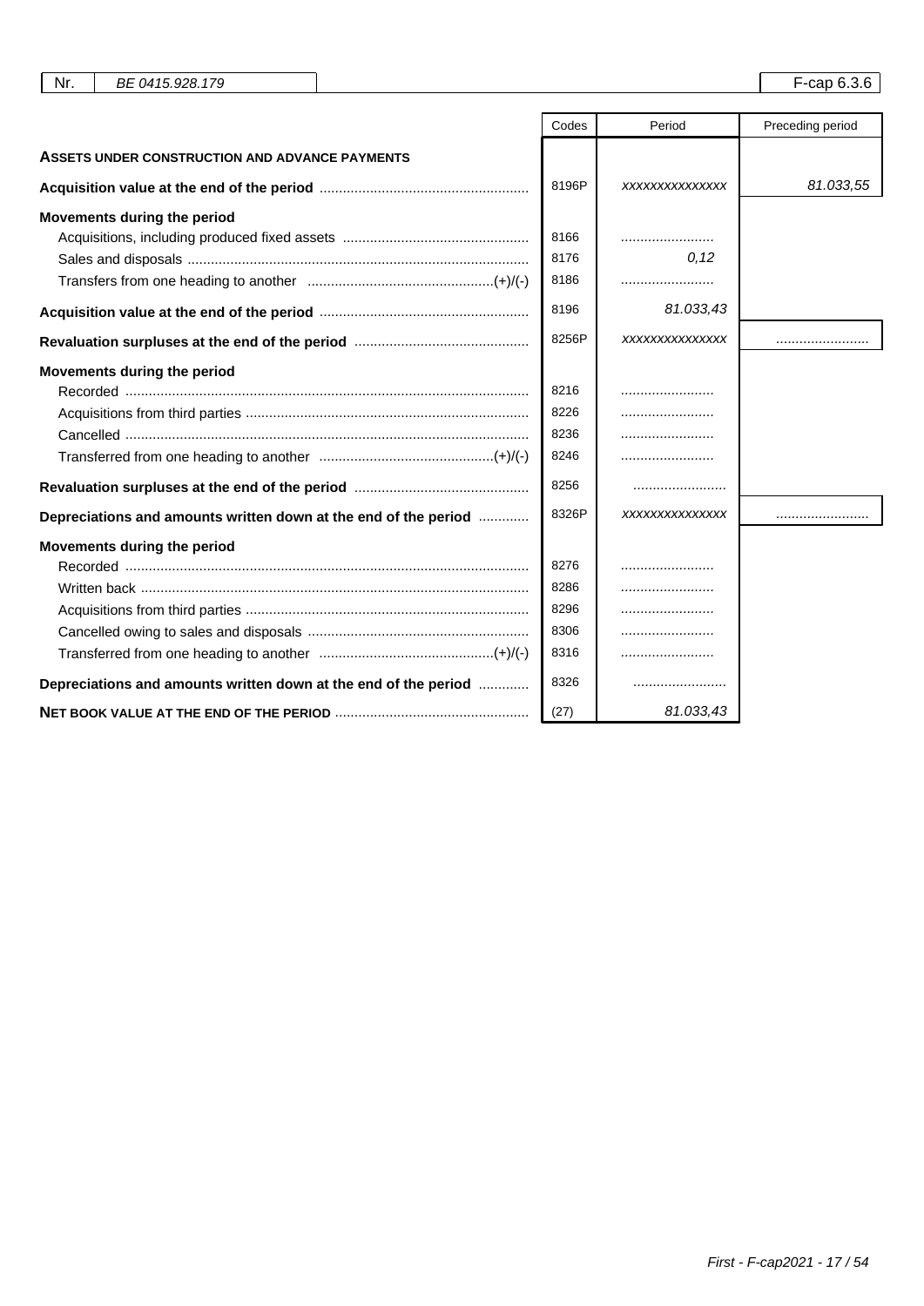| Nr. | BE 0415.928.179 | | F-cap 6.3.6 |
|---|---|---|---|

| | Codes | Period | Preceding period |
|---|---|---|---|
| **ASSETS UNDER CONSTRUCTION AND ADVANCE PAYMENTS** | | | |
| **Acquisition value at the end of the period** | 8196P | *xxxxxxxxxxxxxxx* | *81.033,55* |
| **Movements during the period** | | | |
| Acquisitions, including produced fixed assets | 8166 | ........................ | |
| Sales and disposals | 8176 | *0,12* | |
| Transfers from one heading to another (+)/(-) | 8186 | ........................ | |
| **Acquisition value at the end of the period** | 8196 | *81.033,43* | |
| **Revaluation surpluses at the end of the period** | 8256P | *xxxxxxxxxxxxxxx* | ........................ |
| **Movements during the period** | | | |
| Recorded | 8216 | ........................ | |
| Acquisitions from third parties | 8226 | ........................ | |
| Cancelled | 8236 | ........................ | |
| Transferred from one heading to another (+)/(-) | 8246 | ........................ | |
| **Revaluation surpluses at the end of the period** | 8256 | ........................ | |
| **Depreciations and amounts written down at the end of the period** | 8326P | *xxxxxxxxxxxxxxx* | ........................ |
| **Movements during the period** | | | |
| Recorded | 8276 | ........................ | |
| Written back | 8286 | ........................ | |
| Acquisitions from third parties | 8296 | ........................ | |
| Cancelled owing to sales and disposals | 8306 | ........................ | |
| Transferred from one heading to another (+)/(-) | 8316 | ........................ | |
| **Depreciations and amounts written down at the end of the period** | 8326 | ........................ | |
| **NET BOOK VALUE AT THE END OF THE PERIOD** | (27) | *81.033,43* | |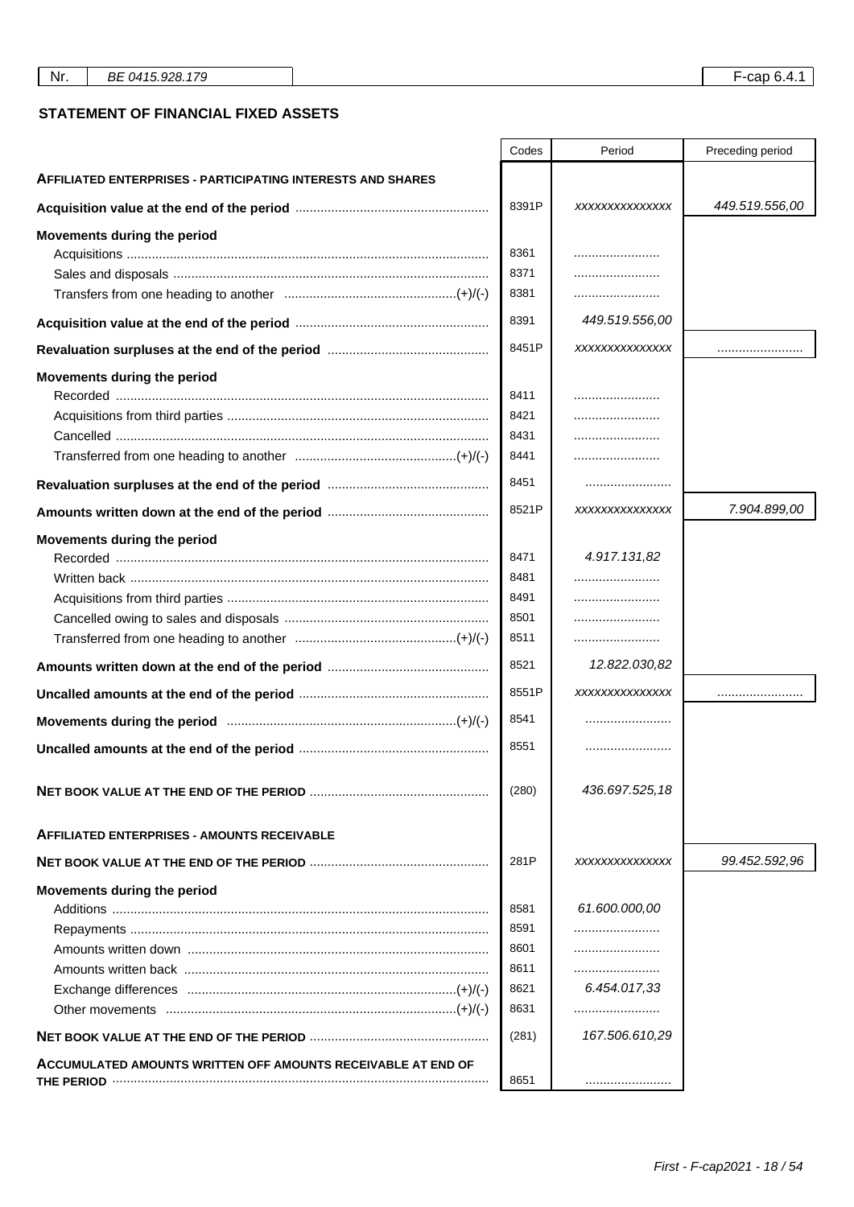| Nr. | BE 0415.928.179 | F-cap 6.4.1 |
|---|---|---|

## STATEMENT OF FINANCIAL FIXED ASSETS

| | Codes | Period | Preceding period |
|---|---|---|---|
| **AFFILIATED ENTERPRISES - PARTICIPATING INTERESTS AND SHARES** | | | |
| **Acquisition value at the end of the period** | 8391P | xxxxxxxxxxxxxxx | 449.519.556,00 |
| **Movements during the period** | | | |
| Acquisitions | 8361 | ........................ | |
| Sales and disposals | 8371 | ........................ | |
| Transfers from one heading to another (+)/(-) | 8381 | ........................ | |
| **Acquisition value at the end of the period** | 8391 | 449.519.556,00 | |
| **Revaluation surpluses at the end of the period** | 8451P | xxxxxxxxxxxxxxx | ........................ |
| **Movements during the period** | | | |
| Recorded | 8411 | ........................ | |
| Acquisitions from third parties | 8421 | ........................ | |
| Cancelled | 8431 | ........................ | |
| Transferred from one heading to another (+)/(-) | 8441 | ........................ | |
| **Revaluation surpluses at the end of the period** | 8451 | ........................ | |
| **Amounts written down at the end of the period** | 8521P | xxxxxxxxxxxxxxx | 7.904.899,00 |
| **Movements during the period** | | | |
| Recorded | 8471 | 4.917.131,82 | |
| Written back | 8481 | ........................ | |
| Acquisitions from third parties | 8491 | ........................ | |
| Cancelled owing to sales and disposals | 8501 | ........................ | |
| Transferred from one heading to another (+)/(-) | 8511 | ........................ | |
| **Amounts written down at the end of the period** | 8521 | 12.822.030,82 | |
| **Uncalled amounts at the end of the period** | 8551P | xxxxxxxxxxxxxxx | ........................ |
| **Movements during the period** (+)/(-) | 8541 | ........................ | |
| **Uncalled amounts at the end of the period** | 8551 | ........................ | |
| **NET BOOK VALUE AT THE END OF THE PERIOD** | (280) | 436.697.525,18 | |
| **AFFILIATED ENTERPRISES - AMOUNTS RECEIVABLE** | | | |
| **NET BOOK VALUE AT THE END OF THE PERIOD** | 281P | xxxxxxxxxxxxxxx | 99.452.592,96 |
| **Movements during the period** | | | |
| Additions | 8581 | 61.600.000,00 | |
| Repayments | 8591 | ........................ | |
| Amounts written down | 8601 | ........................ | |
| Amounts written back | 8611 | ........................ | |
| Exchange differences (+)/(-) | 8621 | 6.454.017,33 | |
| Other movements (+)/(-) | 8631 | ........................ | |
| **NET BOOK VALUE AT THE END OF THE PERIOD** | (281) | 167.506.610,29 | |
| **ACCUMULATED AMOUNTS WRITTEN OFF AMOUNTS RECEIVABLE AT END OF THE PERIOD** | 8651 | ........................ | |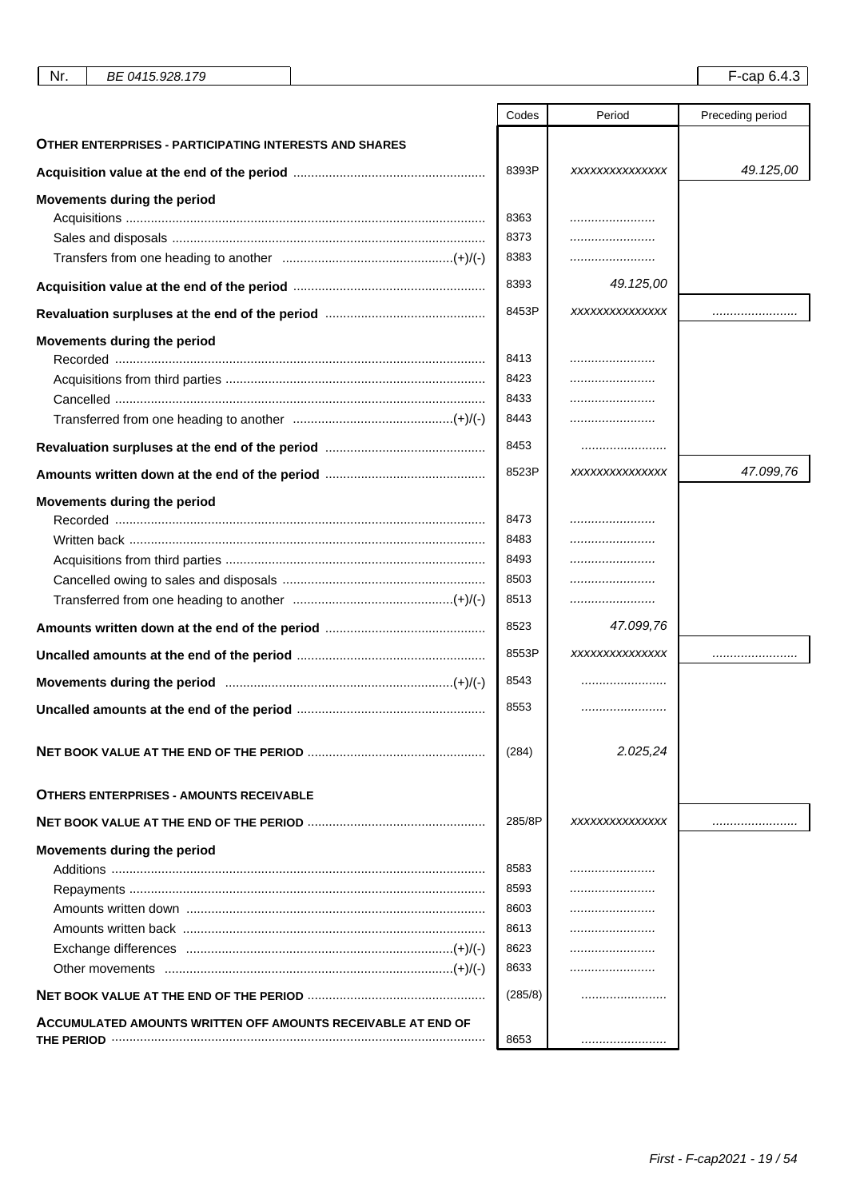| Nr. | BE 0415.928.179 | | F-cap 6.4.3 |
|---|---|---|---|

| | Codes | Period | Preceding period |
|---|---|---|---|
| **OTHER ENTERPRISES - PARTICIPATING INTERESTS AND SHARES** | | | |
| **Acquisition value at the end of the period** | 8393P | xxxxxxxxxxxxxxx | 49.125,00 |
| **Movements during the period** | | | |
| Acquisitions | 8363 | ........................ | |
| Sales and disposals | 8373 | ........................ | |
| Transfers from one heading to another (+)/(-) | 8383 | ........................ | |
| **Acquisition value at the end of the period** | 8393 | 49.125,00 | |
| **Revaluation surpluses at the end of the period** | 8453P | xxxxxxxxxxxxxxx | ........................ |
| **Movements during the period** | | | |
| Recorded | 8413 | ........................ | |
| Acquisitions from third parties | 8423 | ........................ | |
| Cancelled | 8433 | ........................ | |
| Transferred from one heading to another (+)/(-) | 8443 | ........................ | |
| **Revaluation surpluses at the end of the period** | 8453 | ........................ | |
| **Amounts written down at the end of the period** | 8523P | xxxxxxxxxxxxxxx | 47.099,76 |
| **Movements during the period** | | | |
| Recorded | 8473 | ........................ | |
| Written back | 8483 | ........................ | |
| Acquisitions from third parties | 8493 | ........................ | |
| Cancelled owing to sales and disposals | 8503 | ........................ | |
| Transferred from one heading to another (+)/(-) | 8513 | ........................ | |
| **Amounts written down at the end of the period** | 8523 | 47.099,76 | |
| **Uncalled amounts at the end of the period** | 8553P | xxxxxxxxxxxxxxx | ........................ |
| **Movements during the period** (+)/(-) | 8543 | ........................ | |
| **Uncalled amounts at the end of the period** | 8553 | ........................ | |
| **NET BOOK VALUE AT THE END OF THE PERIOD** | (284) | 2.025,24 | |
| **OTHERS ENTERPRISES - AMOUNTS RECEIVABLE** | | | |
| **NET BOOK VALUE AT THE END OF THE PERIOD** | 285/8P | xxxxxxxxxxxxxxx | ........................ |
| **Movements during the period** | | | |
| Additions | 8583 | ........................ | |
| Repayments | 8593 | ........................ | |
| Amounts written down | 8603 | ........................ | |
| Amounts written back | 8613 | ........................ | |
| Exchange differences (+)/(-) | 8623 | ........................ | |
| Other movements (+)/(-) | 8633 | ........................ | |
| **NET BOOK VALUE AT THE END OF THE PERIOD** | (285/8) | ........................ | |
| **ACCUMULATED AMOUNTS WRITTEN OFF AMOUNTS RECEIVABLE AT END OF THE PERIOD** | 8653 | ........................ | |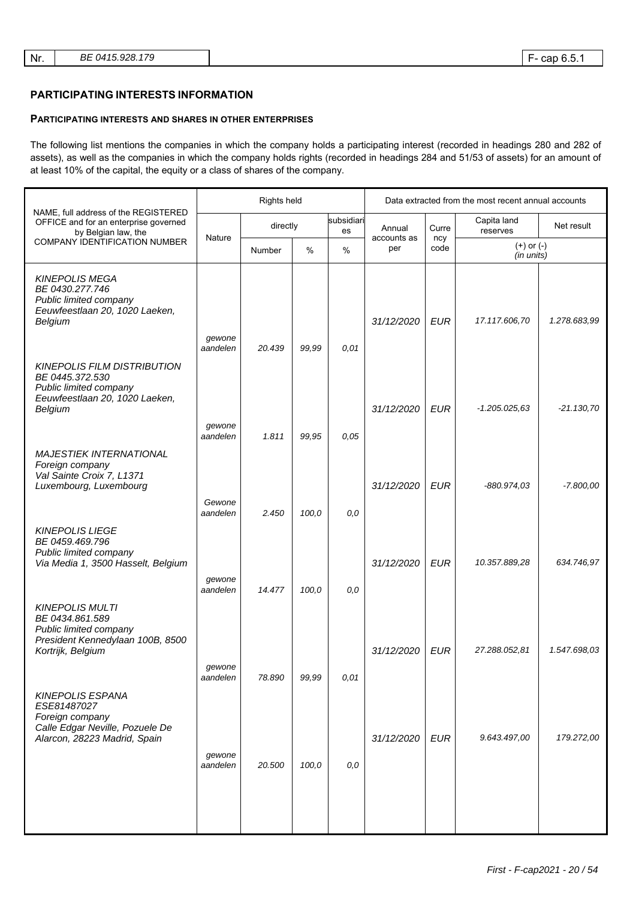| Nr. | BE 0415.928.179 | F- cap 6.5.1 |
|---|---|---|

## PARTICIPATING INTERESTS INFORMATION

### PARTICIPATING INTERESTS AND SHARES IN OTHER ENTERPRISES

The following list mentions the companies in which the company holds a participating interest (recorded in headings 280 and 282 of assets), as well as the companies in which the company holds rights (recorded in headings 284 and 51/53 of assets) for an amount of at least 10% of the capital, the equity or a class of shares of the company.

| NAME, full address of the REGISTERED OFFICE and for an enterprise governed by Belgian law, the COMPANY IDENTIFICATION NUMBER | Rights held | | | | Data extracted from the most recent annual accounts | | | |
|---|---|---|---|---|---|---|---|---|
| | Nature | directly | | subsidiaries | Annual accounts as per | Currency code | Capita land reserves | Net result |
| | | Number | % | % | | | (+) or (-) (in units) | |
| *KINEPOLIS MEGA*<br>*BE 0430.277.746*<br>*Public limited company*<br>*Eeuwfeestlaan 20, 1020 Laeken, Belgium* | | | | | *31/12/2020* | *EUR* | *17.117.606,70* | *1.278.683,99* |
| | *gewone aandelen* | *20.439* | *99,99* | *0,01* | | | | |
| *KINEPOLIS FILM DISTRIBUTION*<br>*BE 0445.372.530*<br>*Public limited company*<br>*Eeuwfeestlaan 20, 1020 Laeken, Belgium* | | | | | *31/12/2020* | *EUR* | *-1.205.025,63* | *-21.130,70* |
| | *gewone aandelen* | *1.811* | *99,95* | *0,05* | | | | |
| *MAJESTIEK INTERNATIONAL*<br>*Foreign company*<br>*Val Sainte Croix 7, L1371 Luxembourg, Luxembourg* | | | | | *31/12/2020* | *EUR* | *-880.974,03* | *-7.800,00* |
| | *Gewone aandelen* | *2.450* | *100,0* | *0,0* | | | | |
| *KINEPOLIS LIEGE*<br>*BE 0459.469.796*<br>*Public limited company*<br>*Via Media 1, 3500 Hasselt, Belgium* | | | | | *31/12/2020* | *EUR* | *10.357.889,28* | *634.746,97* |
| | *gewone aandelen* | *14.477* | *100,0* | *0,0* | | | | |
| *KINEPOLIS MULTI*<br>*BE 0434.861.589*<br>*Public limited company*<br>*President Kennedylaan 100B, 8500 Kortrijk, Belgium* | | | | | *31/12/2020* | *EUR* | *27.288.052,81* | *1.547.698,03* |
| | *gewone aandelen* | *78.890* | *99,99* | *0,01* | | | | |
| *KINEPOLIS ESPANA*<br>*ESE81487027*<br>*Foreign company*<br>*Calle Edgar Neville, Pozuele De Alarcon, 28223 Madrid, Spain* | | | | | *31/12/2020* | *EUR* | *9.643.497,00* | *179.272,00* |
| | *gewone aandelen* | *20.500* | *100,0* | *0,0* | | | | |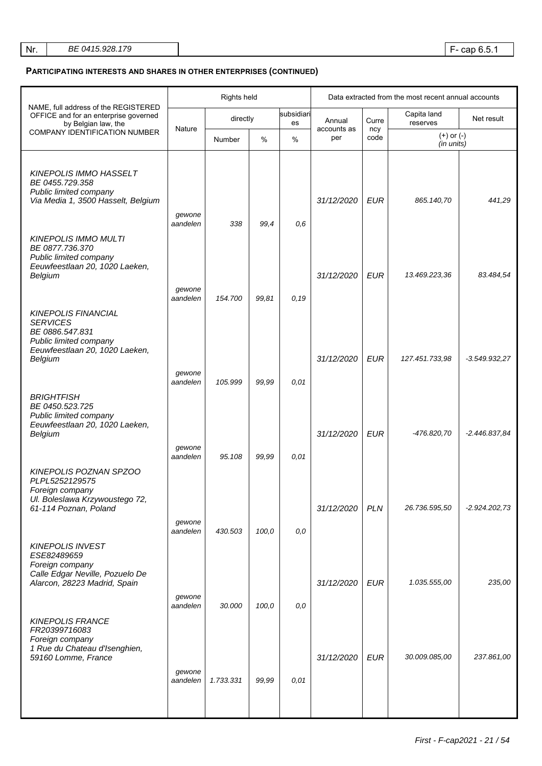| Nr. | BE 0415.928.179 | | F- cap 6.5.1 |
|---|---|---|---|

## PARTICIPATING INTERESTS AND SHARES IN OTHER ENTERPRISES (CONTINUED)

| NAME, full address of the REGISTERED OFFICE and for an enterprise governed by Belgian law, the COMPANY IDENTIFICATION NUMBER | Rights held | | | | Data extracted from the most recent annual accounts | | | |
|---|---|---|---|---|---|---|---|---|
| | Nature | directly | | subsidiaries | Annual accounts as per | Currency code | Capita land reserves | Net result |
| | | Number | % | % | | | (+) or (-) (in units) | |
| *KINEPOLIS IMMO HASSELT*<br>*BE 0455.729.358*<br>*Public limited company*<br>*Via Media 1, 3500 Hasselt, Belgium* | | | | | *31/12/2020* | *EUR* | *865.140,70* | *441,29* |
| | *gewone aandelen* | *338* | *99,4* | *0,6* | | | | |
| *KINEPOLIS IMMO MULTI*<br>*BE 0877.736.370*<br>*Public limited company*<br>*Eeuwfeestlaan 20, 1020 Laeken, Belgium* | | | | | *31/12/2020* | *EUR* | *13.469.223,36* | *83.484,54* |
| | *gewone aandelen* | *154.700* | *99,81* | *0,19* | | | | |
| *KINEPOLIS FINANCIAL SERVICES*<br>*BE 0886.547.831*<br>*Public limited company*<br>*Eeuwfeestlaan 20, 1020 Laeken, Belgium* | | | | | *31/12/2020* | *EUR* | *127.451.733,98* | *-3.549.932,27* |
| | *gewone aandelen* | *105.999* | *99,99* | *0,01* | | | | |
| *BRIGHTFISH*<br>*BE 0450.523.725*<br>*Public limited company*<br>*Eeuwfeestlaan 20, 1020 Laeken, Belgium* | | | | | *31/12/2020* | *EUR* | *-476.820,70* | *-2.446.837,84* |
| | *gewone aandelen* | *95.108* | *99,99* | *0,01* | | | | |
| *KINEPOLIS POZNAN SPZOO*<br>*PLPL5252129575*<br>*Foreign company*<br>*Ul. Boleslawa Krzywoustego 72, 61-114 Poznan, Poland* | | | | | *31/12/2020* | *PLN* | *26.736.595,50* | *-2.924.202,73* |
| | *gewone aandelen* | *430.503* | *100,0* | *0,0* | | | | |
| *KINEPOLIS INVEST*<br>*ESE82489659*<br>*Foreign company*<br>*Calle Edgar Neville, Pozuelo De Alarcon, 28223 Madrid, Spain* | | | | | *31/12/2020* | *EUR* | *1.035.555,00* | *235,00* |
| | *gewone aandelen* | *30.000* | *100,0* | *0,0* | | | | |
| *KINEPOLIS FRANCE*<br>*FR20399716083*<br>*Foreign company*<br>*1 Rue du Chateau d'Isenghien, 59160 Lomme, France* | | | | | *31/12/2020* | *EUR* | *30.009.085,00* | *237.861,00* |
| | *gewone aandelen* | *1.733.331* | *99,99* | *0,01* | | | | |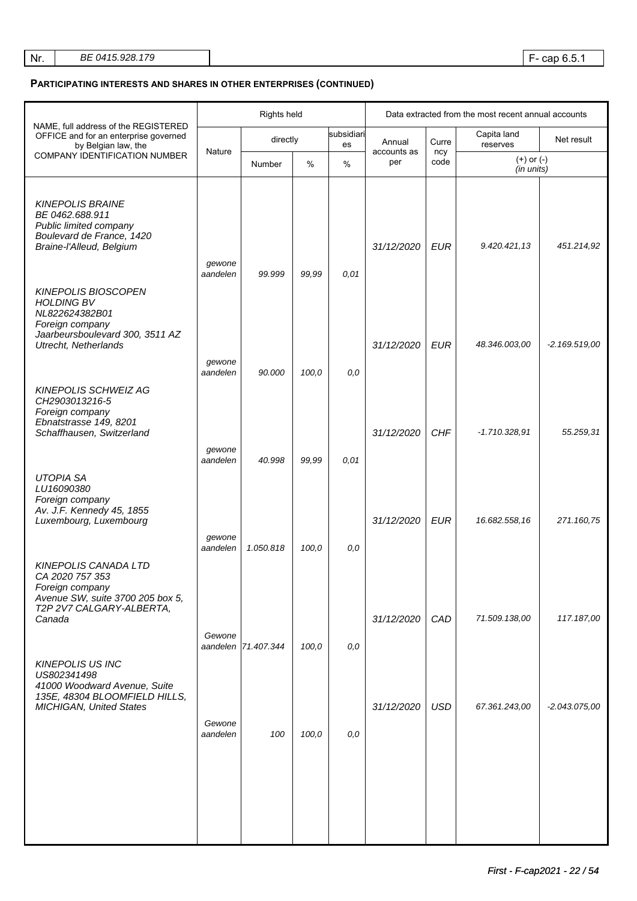| Nr. | BE 0415.928.179 | F- cap 6.5.1 |
|---|---|---|

## PARTICIPATING INTERESTS AND SHARES IN OTHER ENTERPRISES (CONTINUED)

| NAME, full address of the REGISTERED OFFICE and for an enterprise governed by Belgian law, the COMPANY IDENTIFICATION NUMBER | Rights held | | | | Data extracted from the most recent annual accounts | | | |
|---|---|---|---|---|---|---|---|---|
| | Nature | directly | | subsidiaries | Annual accounts as per | Currency code | Capita land reserves | Net result |
| | | Number | % | % | | | (+) or (-) (in units) | |
| *KINEPOLIS BRAINE*<br>*BE 0462.688.911*<br>*Public limited company*<br>*Boulevard de France, 1420 Braine-l'Alleud, Belgium* | | | | | *31/12/2020* | *EUR* | *9.420.421,13* | *451.214,92* |
| | *gewone aandelen* | *99.999* | *99,99* | *0,01* | | | | |
| *KINEPOLIS BIOSCOPEN HOLDING BV*<br>*NL822624382B01*<br>*Foreign company*<br>*Jaarbeursboulevard 300, 3511 AZ Utrecht, Netherlands* | | | | | *31/12/2020* | *EUR* | *48.346.003,00* | *-2.169.519,00* |
| | *gewone aandelen* | *90.000* | *100,0* | *0,0* | | | | |
| *KINEPOLIS SCHWEIZ AG*<br>*CH2903013216-5*<br>*Foreign company*<br>*Ebnatstrasse 149, 8201 Schaffhausen, Switzerland* | | | | | *31/12/2020* | *CHF* | *-1.710.328,91* | *55.259,31* |
| | *gewone aandelen* | *40.998* | *99,99* | *0,01* | | | | |
| *UTOPIA SA*<br>*LU16090380*<br>*Foreign company*<br>*Av. J.F. Kennedy 45, 1855 Luxembourg, Luxembourg* | | | | | *31/12/2020* | *EUR* | *16.682.558,16* | *271.160,75* |
| | *gewone aandelen* | *1.050.818* | *100,0* | *0,0* | | | | |
| *KINEPOLIS CANADA LTD*<br>*CA 2020 757 353*<br>*Foreign company*<br>*Avenue SW, suite 3700 205 box 5, T2P 2V7 CALGARY-ALBERTA, Canada* | | | | | *31/12/2020* | *CAD* | *71.509.138,00* | *117.187,00* |
| | *Gewone aandelen* | *71.407.344* | *100,0* | *0,0* | | | | |
| *KINEPOLIS US INC*<br>*US802341498*<br>*41000 Woodward Avenue, Suite 135E, 48304 BLOOMFIELD HILLS, MICHIGAN, United States* | | | | | *31/12/2020* | *USD* | *67.361.243,00* | *-2.043.075,00* |
| | *Gewone aandelen* | *100* | *100,0* | *0,0* | | | | |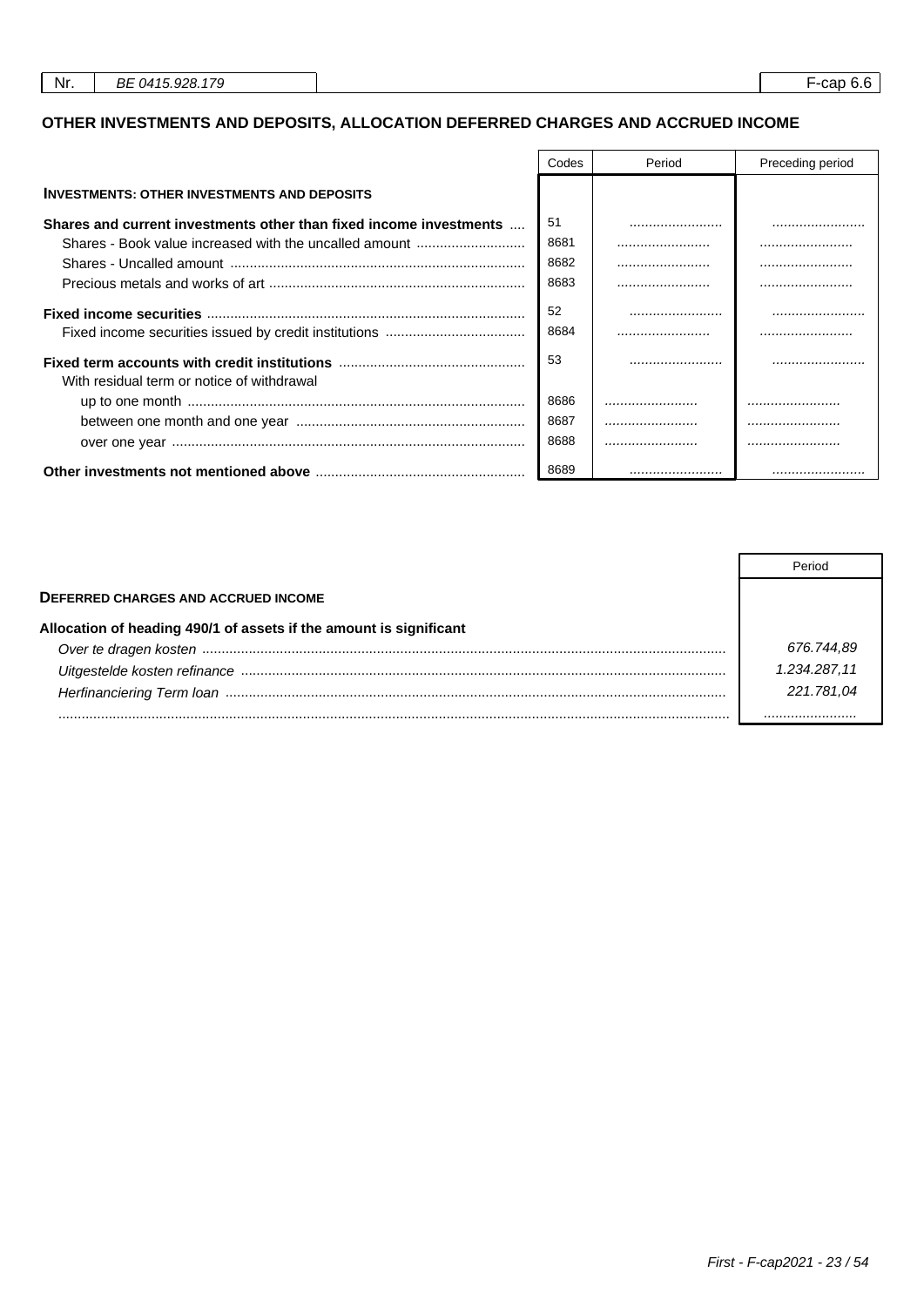## OTHER INVESTMENTS AND DEPOSITS, ALLOCATION DEFERRED CHARGES AND ACCRUED INCOME

| | Codes | Period | Preceding period |
|---|---|---|---|
| **INVESTMENTS: OTHER INVESTMENTS AND DEPOSITS** | | | |
| **Shares and current investments other than fixed income investments** | 51 | ........................ | ........................ |
| Shares - Book value increased with the uncalled amount | 8681 | ........................ | ........................ |
| Shares - Uncalled amount | 8682 | ........................ | ........................ |
| Precious metals and works of art | 8683 | ........................ | ........................ |
| **Fixed income securities** | 52 | ........................ | ........................ |
| Fixed income securities issued by credit institutions | 8684 | ........................ | ........................ |
| **Fixed term accounts with credit institutions** | 53 | ........................ | ........................ |
| With residual term or notice of withdrawal | | | |
| up to one month | 8686 | ........................ | ........................ |
| between one month and one year | 8687 | ........................ | ........................ |
| over one year | 8688 | ........................ | ........................ |
| **Other investments not mentioned above** | 8689 | ........................ | ........................ |

| | Period |
|---|---|
| **DEFERRED CHARGES AND ACCRUED INCOME** | |
| **Allocation of heading 490/1 of assets if the amount is significant** | |
| *Over te dragen kosten* | *676.744,89* |
| *Uitgestelde kosten refinance* | *1.234.287,11* |
| *Herfinanciering Term loan* | *221.781,04* |
| ........................................ | ........................ |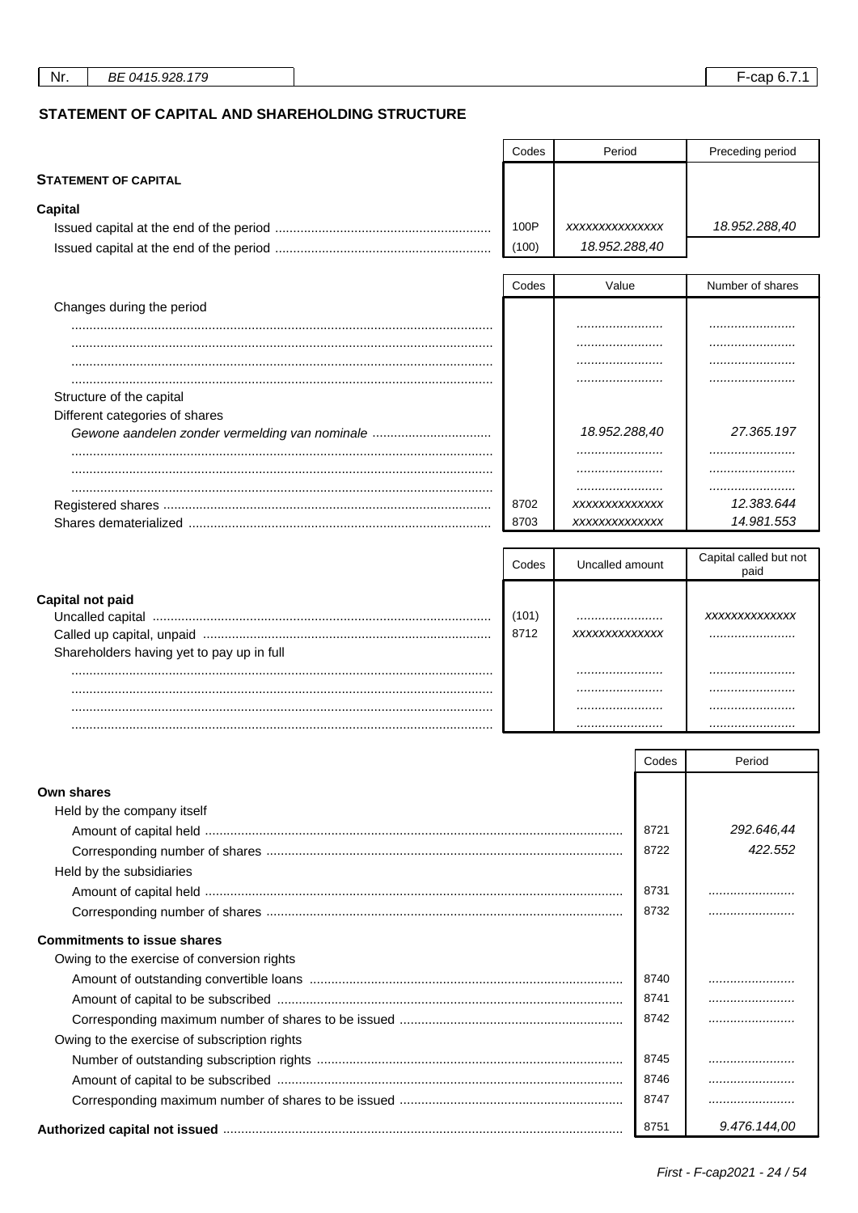Nr. BE 0415.928.179 F-cap 6.7.1

## STATEMENT OF CAPITAL AND SHAREHOLDING STRUCTURE

| | Codes | Period | Preceding period |
|---|---|---|---|
| **STATEMENT OF CAPITAL** | | | |
| **Capital** | | | |
| Issued capital at the end of the period | 100P | *xxxxxxxxxxxxxxx* | *18.952.288,40* |
| Issued capital at the end of the period | (100) | *18.952.288,40* | |

| | Codes | Value | Number of shares |
|---|---|---|---|
| Changes during the period | | | |
| ..................... | | ..................... | ..................... |
| ..................... | | ..................... | ..................... |
| ..................... | | ..................... | ..................... |
| ..................... | | ..................... | ..................... |
| Structure of the capital | | | |
| Different categories of shares | | | |
| *Gewone aandelen zonder vermelding van nominale* | | *18.952.288,40* | *27.365.197* |
| ..................... | | ..................... | ..................... |
| ..................... | | ..................... | ..................... |
| ..................... | | ..................... | ..................... |
| Registered shares | 8702 | *xxxxxxxxxxxxxx* | *12.383.644* |
| Shares dematerialized | 8703 | *xxxxxxxxxxxxxx* | *14.981.553* |

| | Codes | Uncalled amount | Capital called but not paid |
|---|---|---|---|
| **Capital not paid** | | | |
| Uncalled capital | (101) | ..................... | *xxxxxxxxxxxxxx* |
| Called up capital, unpaid | 8712 | *xxxxxxxxxxxxxx* | ..................... |
| Shareholders having yet to pay up in full | | | |
| ..................... | | ..................... | ..................... |
| ..................... | | ..................... | ..................... |
| ..................... | | ..................... | ..................... |
| ..................... | | ..................... | ..................... |

| | Codes | Period |
|---|---|---|
| **Own shares** | | |
| Held by the company itself | | |
| Amount of capital held | 8721 | *292.646,44* |
| Corresponding number of shares | 8722 | *422.552* |
| Held by the subsidiaries | | |
| Amount of capital held | 8731 | ..................... |
| Corresponding number of shares | 8732 | ..................... |
| **Commitments to issue shares** | | |
| Owing to the exercise of conversion rights | | |
| Amount of outstanding convertible loans | 8740 | ..................... |
| Amount of capital to be subscribed | 8741 | ..................... |
| Corresponding maximum number of shares to be issued | 8742 | ..................... |
| Owing to the exercise of subscription rights | | |
| Number of outstanding subscription rights | 8745 | ..................... |
| Amount of capital to be subscribed | 8746 | ..................... |
| Corresponding maximum number of shares to be issued | 8747 | ..................... |
| **Authorized capital not issued** | 8751 | *9.476.144,00* |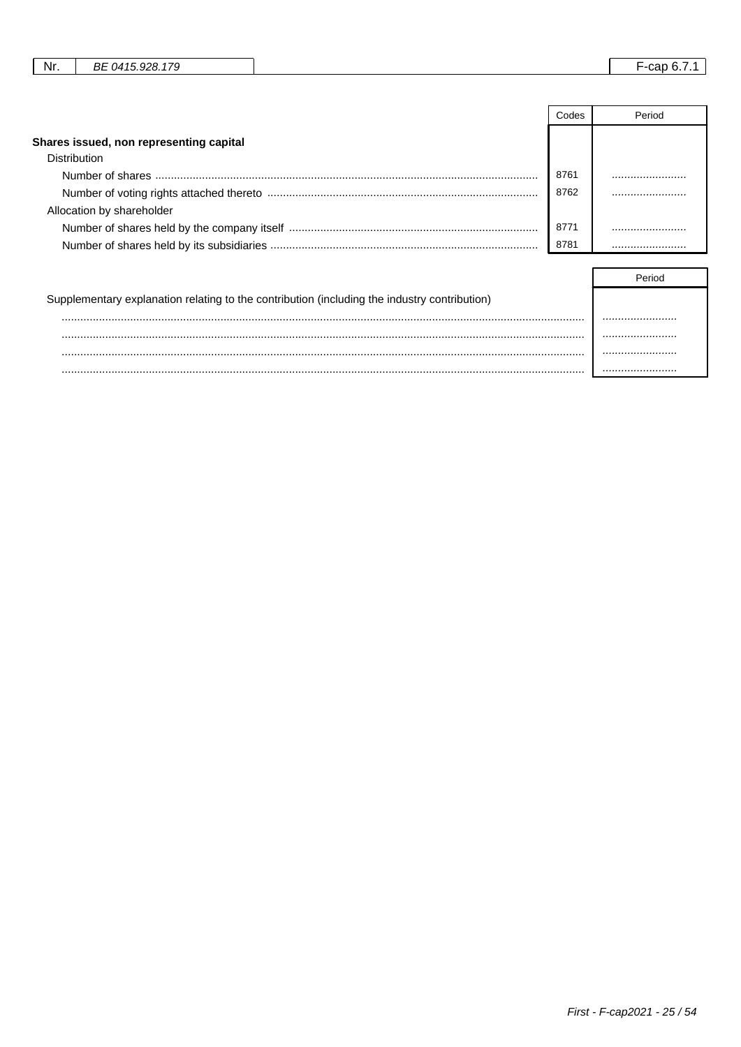| Nr. | BE 0415.928.179 | F-cap 6.7.1 |
|---|---|---|

| | Codes | Period |
|---|---|---|
| **Shares issued, non representing capital** | | |
| Distribution | | |
| Number of shares | 8761 | ........................ |
| Number of voting rights attached thereto | 8762 | ........................ |
| Allocation by shareholder | | |
| Number of shares held by the company itself | 8771 | ........................ |
| Number of shares held by its subsidiaries | 8781 | ........................ |

| | Period |
|---|---|
| Supplementary explanation relating to the contribution (including the industry contribution) | |
| ........................................................................................................................................................ | ........................ |
| ........................................................................................................................................................ | ........................ |
| ........................................................................................................................................................ | ........................ |
| ........................................................................................................................................................ | ........................ |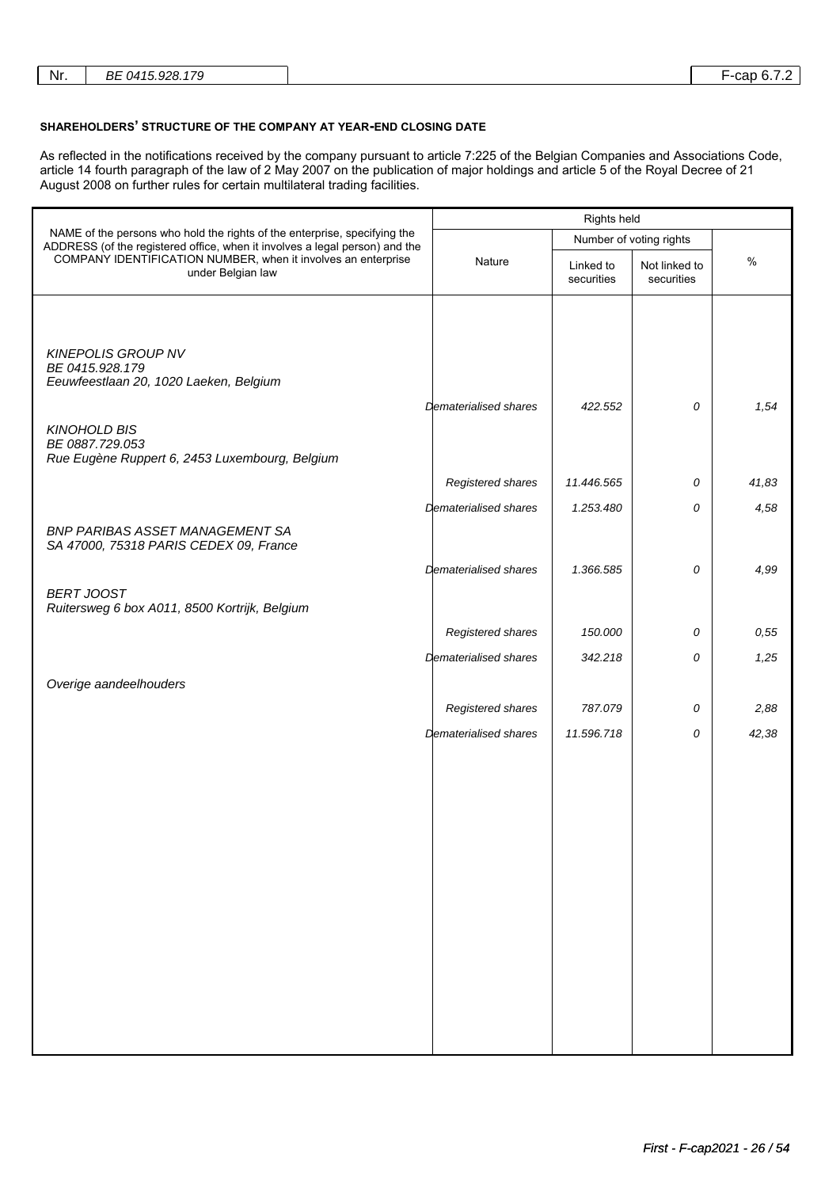## SHAREHOLDERS' STRUCTURE OF THE COMPANY AT YEAR-END CLOSING DATE

As reflected in the notifications received by the company pursuant to article 7:225 of the Belgian Companies and Associations Code, article 14 fourth paragraph of the law of 2 May 2007 on the publication of major holdings and article 5 of the Royal Decree of 21 August 2008 on further rules for certain multilateral trading facilities.

| NAME of the persons who hold the rights of the enterprise, specifying the ADDRESS (of the registered office, when it involves a legal person) and the COMPANY IDENTIFICATION NUMBER, when it involves an enterprise under Belgian law | Rights held | | | |
|---|---|---|---|---|
| | Nature | Number of voting rights | | % |
| | | Linked to securities | Not linked to securities | |
| *KINEPOLIS GROUP NV*<br>*BE 0415.928.179*<br>*Eeuwfeestlaan 20, 1020 Laeken, Belgium* | | | | |
| | *Dematerialised shares* | *422.552* | *0* | *1,54* |
| *KINOHOLD BIS*<br>*BE 0887.729.053*<br>*Rue Eugène Ruppert 6, 2453 Luxembourg, Belgium* | | | | |
| | *Registered shares* | *11.446.565* | *0* | *41,83* |
| | *Dematerialised shares* | *1.253.480* | *0* | *4,58* |
| *BNP PARIBAS ASSET MANAGEMENT SA*<br>*SA 47000, 75318 PARIS CEDEX 09, France* | | | | |
| | *Dematerialised shares* | *1.366.585* | *0* | *4,99* |
| *BERT JOOST*<br>*Ruitersweg 6 box A011, 8500 Kortrijk, Belgium* | | | | |
| | *Registered shares* | *150.000* | *0* | *0,55* |
| | *Dematerialised shares* | *342.218* | *0* | *1,25* |
| *Overige aandeelhouders* | | | | |
| | *Registered shares* | *787.079* | *0* | *2,88* |
| | *Dematerialised shares* | *11.596.718* | *0* | *42,38* |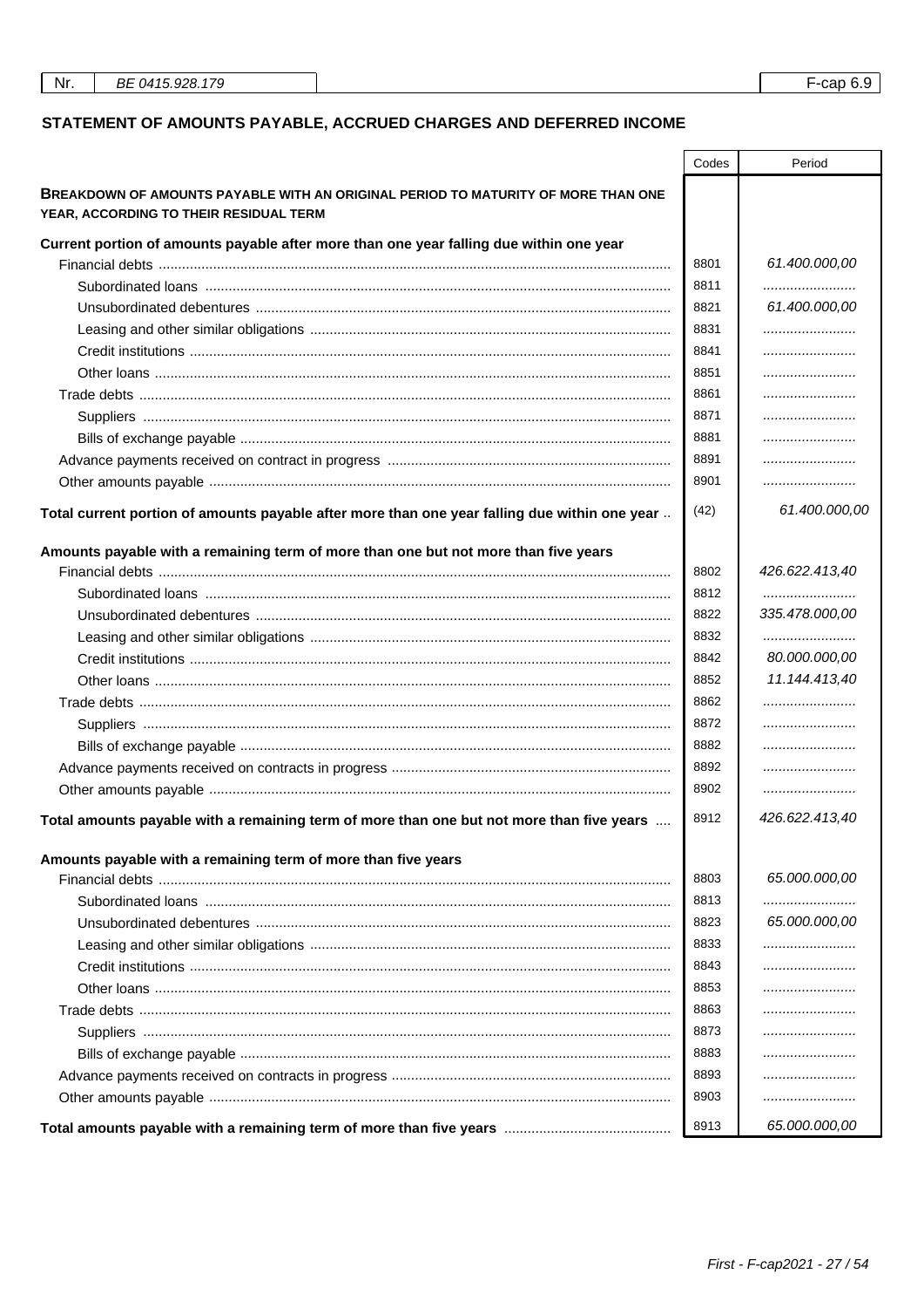| Nr. | BE 0415.928.179 | F-cap 6.9 |
|---|---|---|

## STATEMENT OF AMOUNTS PAYABLE, ACCRUED CHARGES AND DEFERRED INCOME

| | Codes | Period |
|---|---|---|
| **BREAKDOWN OF AMOUNTS PAYABLE WITH AN ORIGINAL PERIOD TO MATURITY OF MORE THAN ONE YEAR, ACCORDING TO THEIR RESIDUAL TERM** | | |
| **Current portion of amounts payable after more than one year falling due within one year** | | |
| Financial debts | 8801 | 61.400.000,00 |
| Subordinated loans | 8811 | ........................ |
| Unsubordinated debentures | 8821 | 61.400.000,00 |
| Leasing and other similar obligations | 8831 | ........................ |
| Credit institutions | 8841 | ........................ |
| Other loans | 8851 | ........................ |
| Trade debts | 8861 | ........................ |
| Suppliers | 8871 | ........................ |
| Bills of exchange payable | 8881 | ........................ |
| Advance payments received on contract in progress | 8891 | ........................ |
| Other amounts payable | 8901 | ........................ |
| **Total current portion of amounts payable after more than one year falling due within one year** | (42) | 61.400.000,00 |
| **Amounts payable with a remaining term of more than one but not more than five years** | | |
| Financial debts | 8802 | 426.622.413,40 |
| Subordinated loans | 8812 | ........................ |
| Unsubordinated debentures | 8822 | 335.478.000,00 |
| Leasing and other similar obligations | 8832 | ........................ |
| Credit institutions | 8842 | 80.000.000,00 |
| Other loans | 8852 | 11.144.413,40 |
| Trade debts | 8862 | ........................ |
| Suppliers | 8872 | ........................ |
| Bills of exchange payable | 8882 | ........................ |
| Advance payments received on contracts in progress | 8892 | ........................ |
| Other amounts payable | 8902 | ........................ |
| **Total amounts payable with a remaining term of more than one but not more than five years** | 8912 | 426.622.413,40 |
| **Amounts payable with a remaining term of more than five years** | | |
| Financial debts | 8803 | 65.000.000,00 |
| Subordinated loans | 8813 | ........................ |
| Unsubordinated debentures | 8823 | 65.000.000,00 |
| Leasing and other similar obligations | 8833 | ........................ |
| Credit institutions | 8843 | ........................ |
| Other loans | 8853 | ........................ |
| Trade debts | 8863 | ........................ |
| Suppliers | 8873 | ........................ |
| Bills of exchange payable | 8883 | ........................ |
| Advance payments received on contracts in progress | 8893 | ........................ |
| Other amounts payable | 8903 | ........................ |
| **Total amounts payable with a remaining term of more than five years** | 8913 | 65.000.000,00 |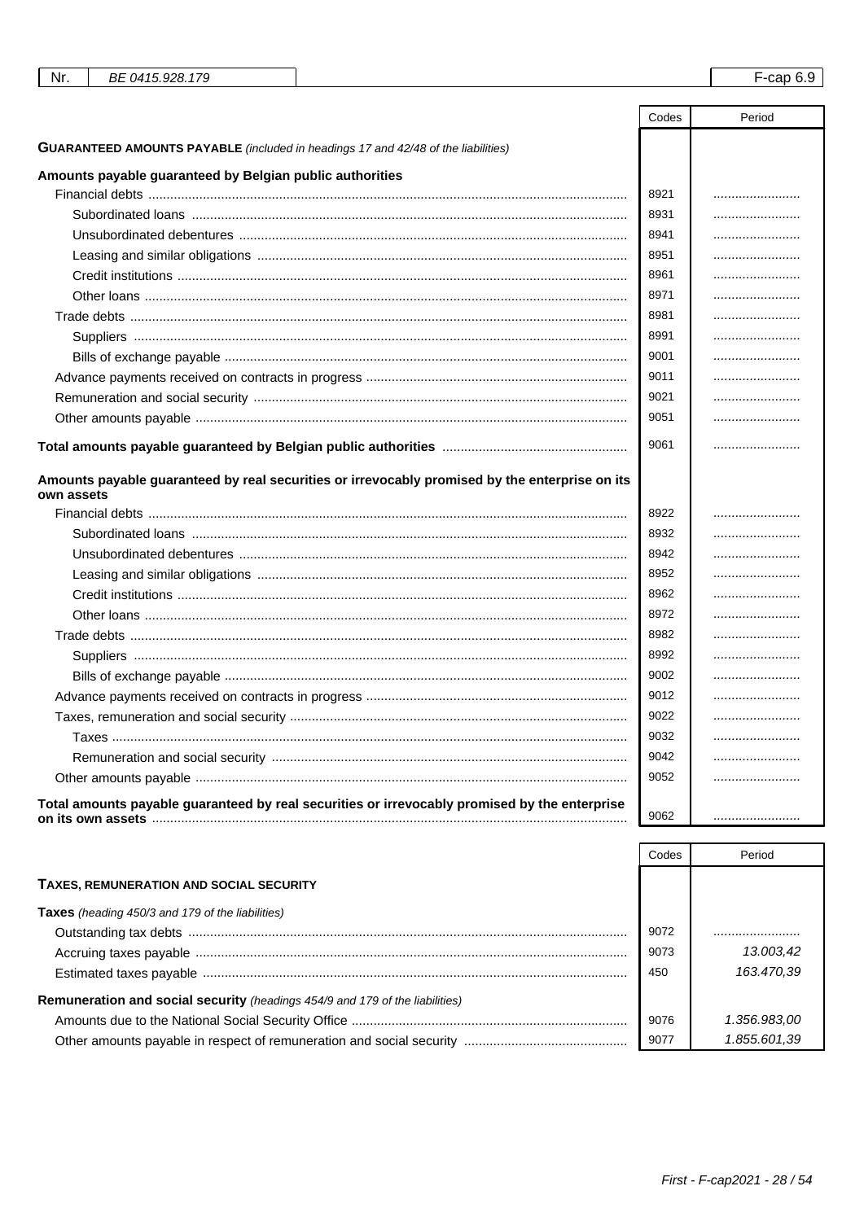| | Codes | Period |
|---|---|---|
| **GUARANTEED AMOUNTS PAYABLE** *(included in headings 17 and 42/48 of the liabilities)* | | |
| **Amounts payable guaranteed by Belgian public authorities** | | |
| Financial debts | 8921 | ........................ |
| Subordinated loans | 8931 | ........................ |
| Unsubordinated debentures | 8941 | ........................ |
| Leasing and similar obligations | 8951 | ........................ |
| Credit institutions | 8961 | ........................ |
| Other loans | 8971 | ........................ |
| Trade debts | 8981 | ........................ |
| Suppliers | 8991 | ........................ |
| Bills of exchange payable | 9001 | ........................ |
| Advance payments received on contracts in progress | 9011 | ........................ |
| Remuneration and social security | 9021 | ........................ |
| Other amounts payable | 9051 | ........................ |
| **Total amounts payable guaranteed by Belgian public authorities** | 9061 | ........................ |
| **Amounts payable guaranteed by real securities or irrevocably promised by the enterprise on its own assets** | | |
| Financial debts | 8922 | ........................ |
| Subordinated loans | 8932 | ........................ |
| Unsubordinated debentures | 8942 | ........................ |
| Leasing and similar obligations | 8952 | ........................ |
| Credit institutions | 8962 | ........................ |
| Other loans | 8972 | ........................ |
| Trade debts | 8982 | ........................ |
| Suppliers | 8992 | ........................ |
| Bills of exchange payable | 9002 | ........................ |
| Advance payments received on contracts in progress | 9012 | ........................ |
| Taxes, remuneration and social security | 9022 | ........................ |
| Taxes | 9032 | ........................ |
| Remuneration and social security | 9042 | ........................ |
| Other amounts payable | 9052 | ........................ |
| **Total amounts payable guaranteed by real securities or irrevocably promised by the enterprise on its own assets** | 9062 | ........................ |

| | Codes | Period |
|---|---|---|
| **TAXES, REMUNERATION AND SOCIAL SECURITY** | | |
| **Taxes** *(heading 450/3 and 179 of the liabilities)* | | |
| Outstanding tax debts | 9072 | ........................ |
| Accruing taxes payable | 9073 | *13.003,42* |
| Estimated taxes payable | 450 | *163.470,39* |
| **Remuneration and social security** *(headings 454/9 and 179 of the liabilities)* | | |
| Amounts due to the National Social Security Office | 9076 | *1.356.983,00* |
| Other amounts payable in respect of remuneration and social security | 9077 | *1.855.601,39* |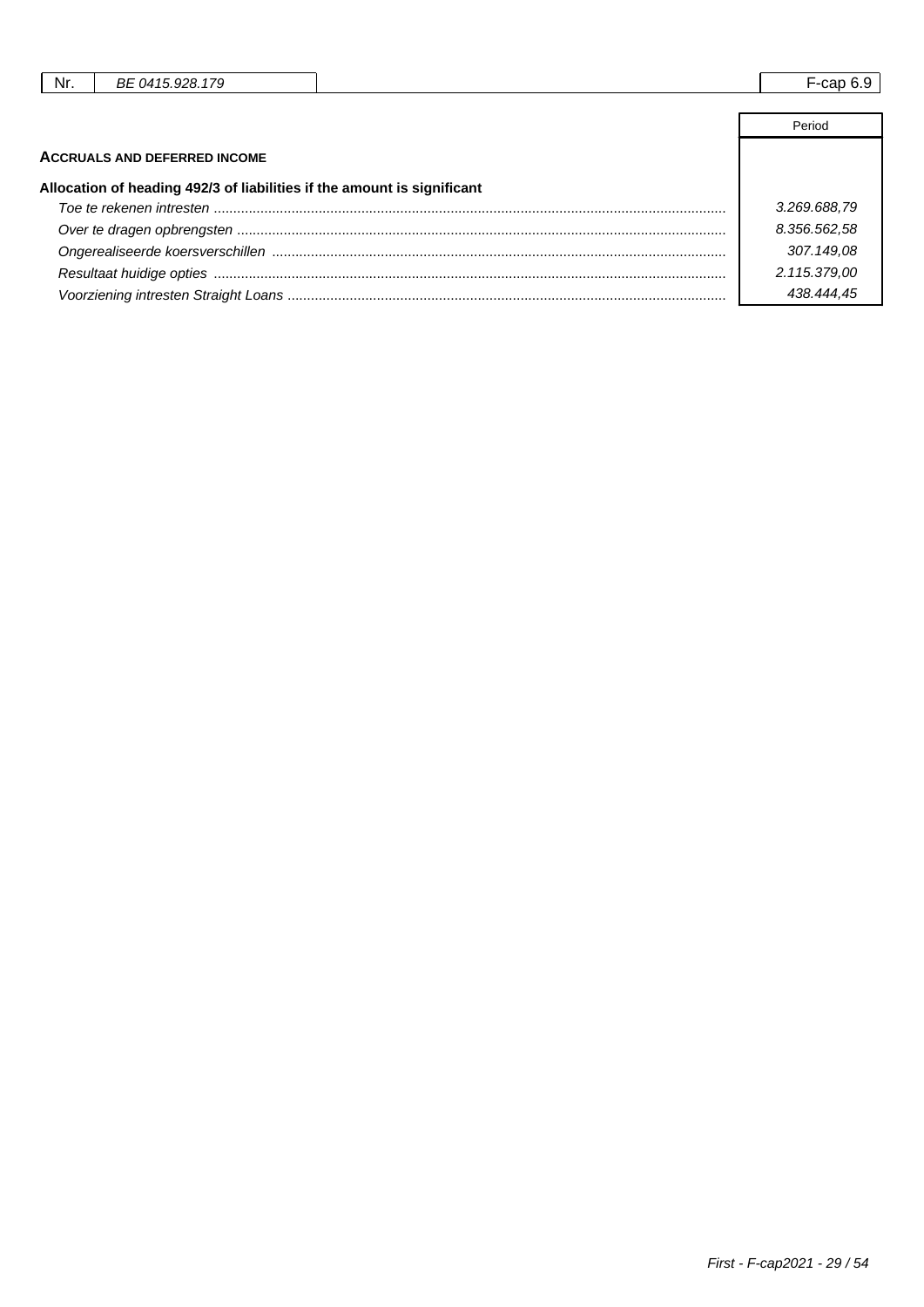| Nr. | BE 0415.928.179 | F-cap 6.9 |
|---|---|---|

| | Period |
|---|---|
| **ACCRUALS AND DEFERRED INCOME** | |
| **Allocation of heading 492/3 of liabilities if the amount is significant** | |
| *Toe te rekenen intresten* | *3.269.688,79* |
| *Over te dragen opbrengsten* | *8.356.562,58* |
| *Ongerealiseerde koersverschillen* | *307.149,08* |
| *Resultaat huidige opties* | *2.115.379,00* |
| *Voorziening intresten Straight Loans* | *438.444,45* |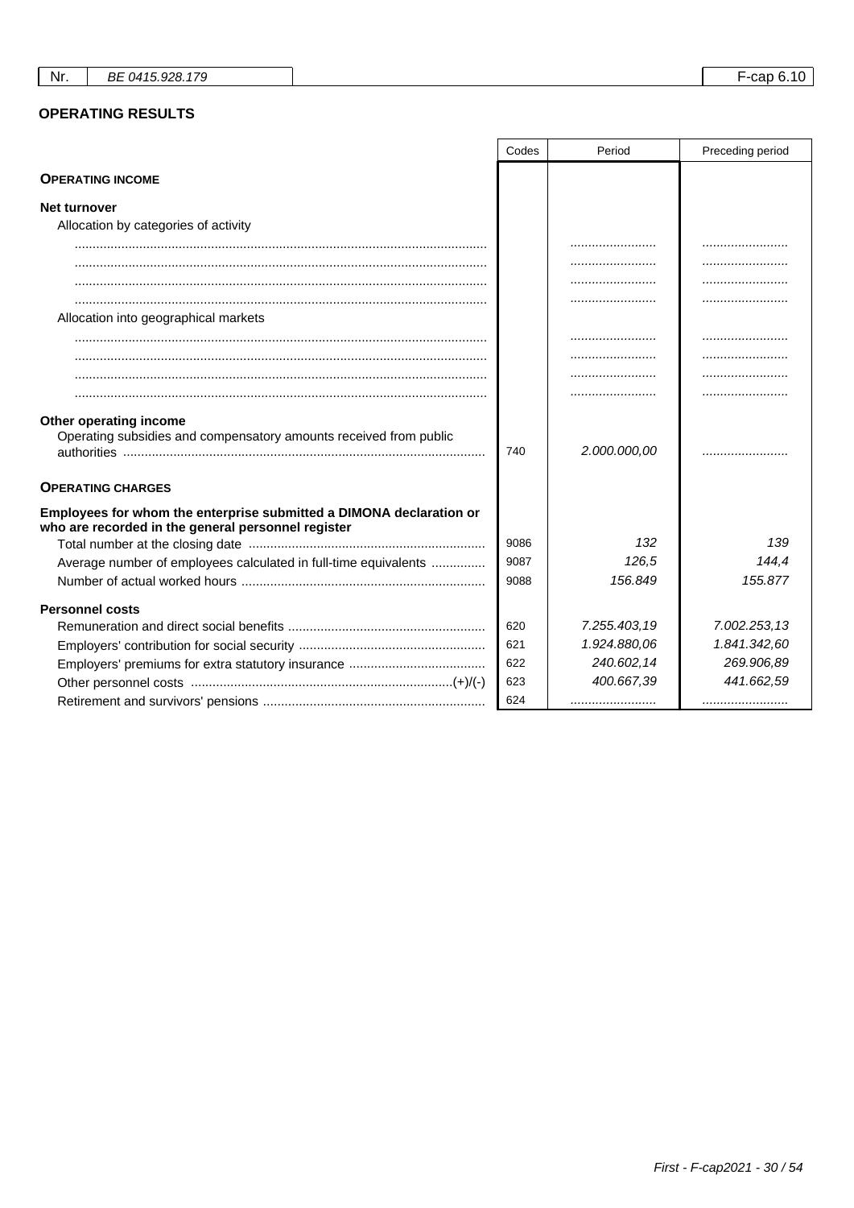| Nr. | BE 0415.928.179 | | F-cap 6.10 |
|---|---|---|---|

## OPERATING RESULTS

| | Codes | Period | Preceding period |
|---|---|---|---|
| **OPERATING INCOME** | | | |
| **Net turnover** | | | |
| Allocation by categories of activity | | | |
| .......... | | .......... | .......... |
| .......... | | .......... | .......... |
| .......... | | .......... | .......... |
| .......... | | .......... | .......... |
| Allocation into geographical markets | | | |
| .......... | | .......... | .......... |
| .......... | | .......... | .......... |
| .......... | | .......... | .......... |
| .......... | | .......... | .......... |
| **Other operating income** | | | |
| Operating subsidies and compensatory amounts received from public authorities | 740 | 2.000.000,00 | .......... |
| **OPERATING CHARGES** | | | |
| **Employees for whom the enterprise submitted a DIMONA declaration or who are recorded in the general personnel register** | | | |
| Total number at the closing date | 9086 | 132 | 139 |
| Average number of employees calculated in full-time equivalents | 9087 | 126,5 | 144,4 |
| Number of actual worked hours | 9088 | 156.849 | 155.877 |
| **Personnel costs** | | | |
| Remuneration and direct social benefits | 620 | 7.255.403,19 | 7.002.253,13 |
| Employers' contribution for social security | 621 | 1.924.880,06 | 1.841.342,60 |
| Employers' premiums for extra statutory insurance | 622 | 240.602,14 | 269.906,89 |
| Other personnel costs (+)/(-) | 623 | 400.667,39 | 441.662,59 |
| Retirement and survivors' pensions | 624 | .......... | .......... |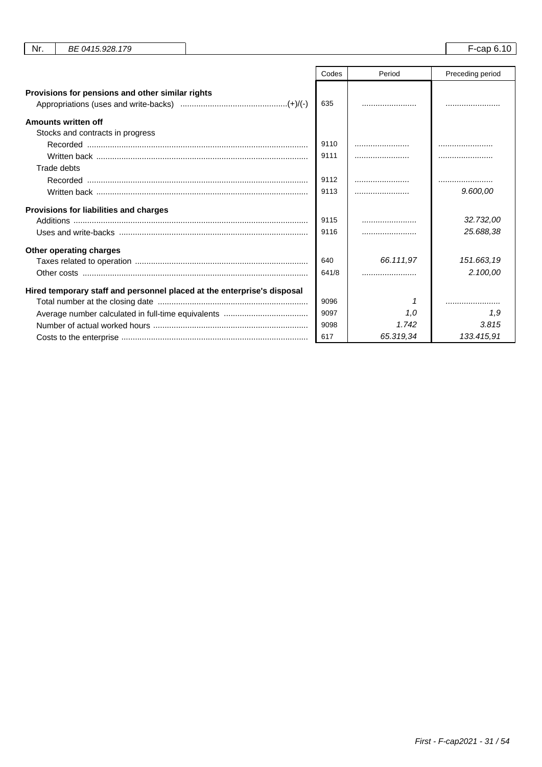| Nr. | BE 0415.928.179 | | F-cap 6.10 |
|---|---|---|---|

| | Codes | Period | Preceding period |
|---|---|---|---|
| **Provisions for pensions and other similar rights** | | | |
| Appropriations (uses and write-backs) (+)/(-) | 635 | ........................ | ........................ |
| **Amounts written off** | | | |
| Stocks and contracts in progress | | | |
| Recorded | 9110 | ........................ | ........................ |
| Written back | 9111 | ........................ | ........................ |
| Trade debts | | | |
| Recorded | 9112 | ........................ | ........................ |
| Written back | 9113 | ........................ | 9.600,00 |
| **Provisions for liabilities and charges** | | | |
| Additions | 9115 | ........................ | 32.732,00 |
| Uses and write-backs | 9116 | ........................ | 25.688,38 |
| **Other operating charges** | | | |
| Taxes related to operation | 640 | 66.111,97 | 151.663,19 |
| Other costs | 641/8 | ........................ | 2.100,00 |
| **Hired temporary staff and personnel placed at the enterprise's disposal** | | | |
| Total number at the closing date | 9096 | 1 | ........................ |
| Average number calculated in full-time equivalents | 9097 | 1,0 | 1,9 |
| Number of actual worked hours | 9098 | 1.742 | 3.815 |
| Costs to the enterprise | 617 | 65.319,34 | 133.415,91 |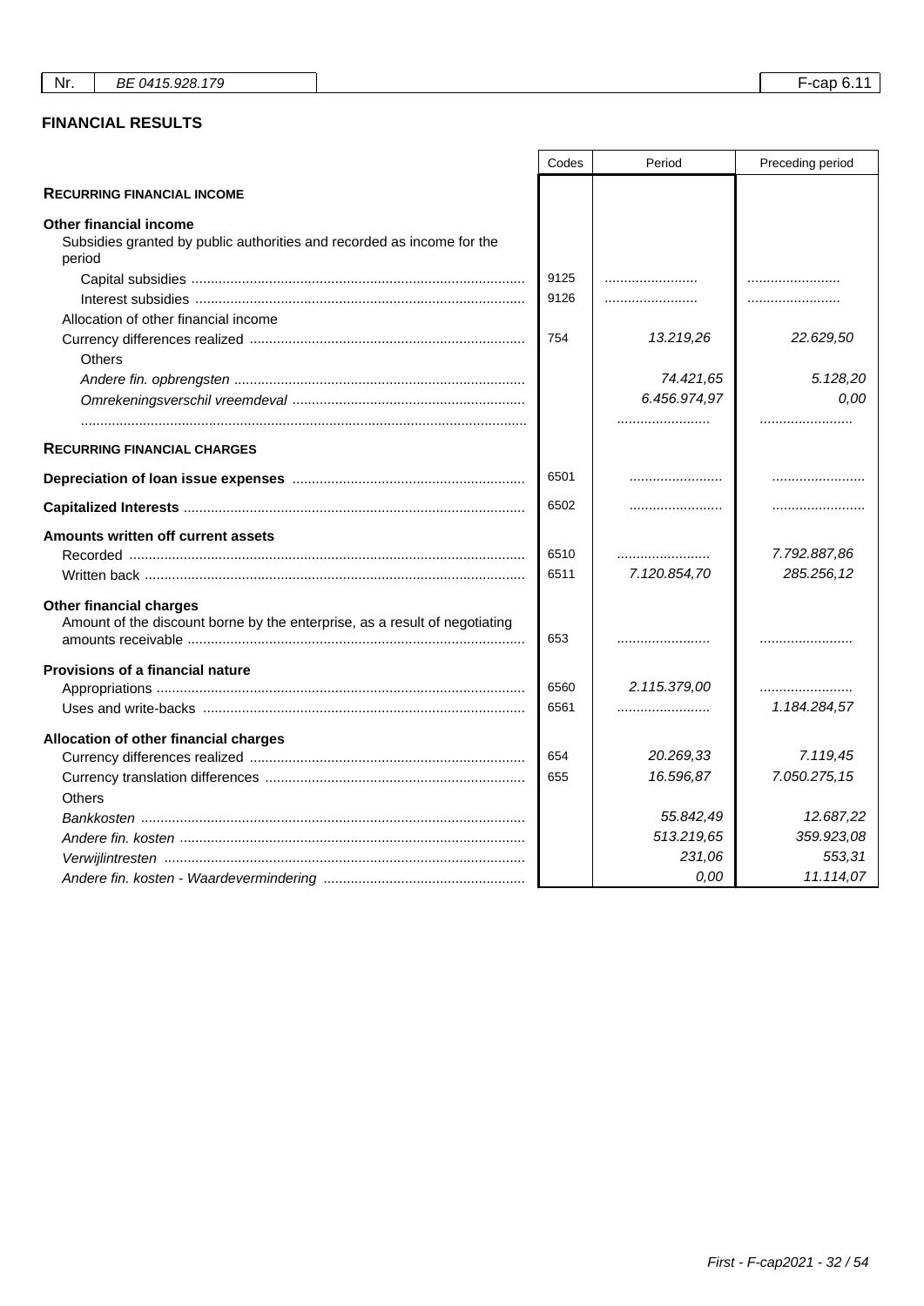| Nr. | BE 0415.928.179 | F-cap 6.11 |
|---|---|---|

## FINANCIAL RESULTS

| | Codes | Period | Preceding period |
|---|---|---|---|
| **RECURRING FINANCIAL INCOME** | | | |
| **Other financial income** | | | |
| Subsidies granted by public authorities and recorded as income for the period | | | |
| Capital subsidies | 9125 | ........................ | ........................ |
| Interest subsidies | 9126 | ........................ | ........................ |
| Allocation of other financial income | | | |
| Currency differences realized | 754 | *13.219,26* | *22.629,50* |
| Others | | | |
| *Andere fin. opbrengsten* | | *74.421,65* | *5.128,20* |
| *Omrekeningsverschil vreemdeval* | | *6.456.974,97* | *0,00* |
| ........................ | | ........................ | ........................ |
| **RECURRING FINANCIAL CHARGES** | | | |
| **Depreciation of loan issue expenses** | 6501 | ........................ | ........................ |
| **Capitalized Interests** | 6502 | ........................ | ........................ |
| **Amounts written off current assets** | | | |
| Recorded | 6510 | ........................ | *7.792.887,86* |
| Written back | 6511 | *7.120.854,70* | *285.256,12* |
| **Other financial charges** | | | |
| Amount of the discount borne by the enterprise, as a result of negotiating amounts receivable | 653 | ........................ | ........................ |
| **Provisions of a financial nature** | | | |
| Appropriations | 6560 | *2.115.379,00* | ........................ |
| Uses and write-backs | 6561 | ........................ | *1.184.284,57* |
| **Allocation of other financial charges** | | | |
| Currency differences realized | 654 | *20.269,33* | *7.119,45* |
| Currency translation differences | 655 | *16.596,87* | *7.050.275,15* |
| Others | | | |
| *Bankkosten* | | *55.842,49* | *12.687,22* |
| *Andere fin. kosten* | | *513.219,65* | *359.923,08* |
| *Verwijlintresten* | | *231,06* | *553,31* |
| *Andere fin. kosten - Waardevermindering* | | *0,00* | *11.114,07* |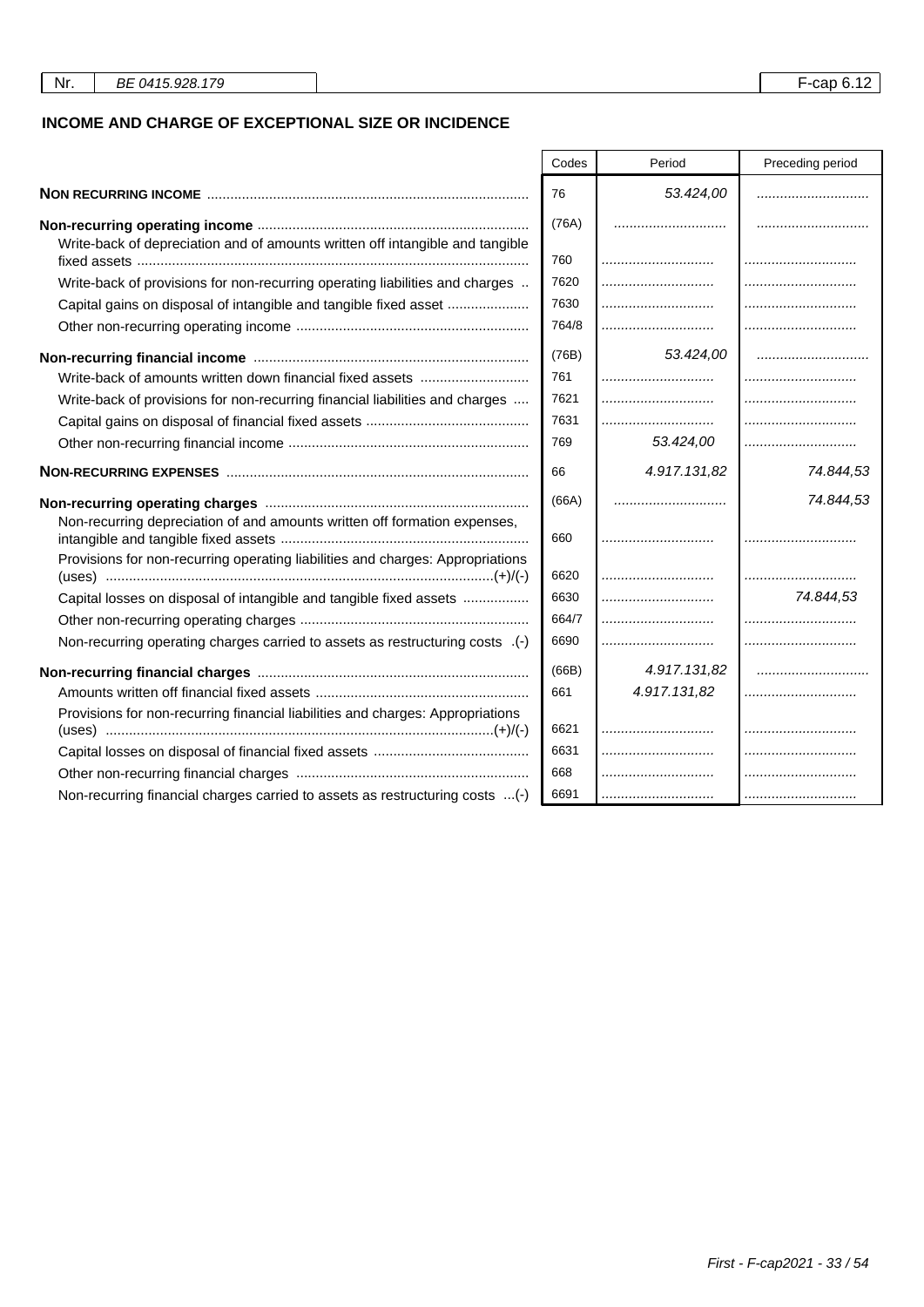| Nr. | BE 0415.928.179 | F-cap 6.12 |
|---|---|---|

## INCOME AND CHARGE OF EXCEPTIONAL SIZE OR INCIDENCE

| | Codes | Period | Preceding period |
|---|---|---|---|
| **NON RECURRING INCOME** | 76 | 53.424,00 | |
| **Non-recurring operating income** | (76A) | | |
| Write-back of depreciation and of amounts written off intangible and tangible fixed assets | 760 | | |
| Write-back of provisions for non-recurring operating liabilities and charges | 7620 | | |
| Capital gains on disposal of intangible and tangible fixed asset | 7630 | | |
| Other non-recurring operating income | 764/8 | | |
| **Non-recurring financial income** | (76B) | 53.424,00 | |
| Write-back of amounts written down financial fixed assets | 761 | | |
| Write-back of provisions for non-recurring financial liabilities and charges | 7621 | | |
| Capital gains on disposal of financial fixed assets | 7631 | | |
| Other non-recurring financial income | 769 | 53.424,00 | |
| **NON-RECURRING EXPENSES** | 66 | 4.917.131,82 | 74.844,53 |
| **Non-recurring operating charges** | (66A) | | 74.844,53 |
| Non-recurring depreciation of and amounts written off formation expenses, intangible and tangible fixed assets | 660 | | |
| Provisions for non-recurring operating liabilities and charges: Appropriations (uses) (+)/(-) | 6620 | | |
| Capital losses on disposal of intangible and tangible fixed assets | 6630 | | 74.844,53 |
| Other non-recurring operating charges | 664/7 | | |
| Non-recurring operating charges carried to assets as restructuring costs (-) | 6690 | | |
| **Non-recurring financial charges** | (66B) | 4.917.131,82 | |
| Amounts written off financial fixed assets | 661 | 4.917.131,82 | |
| Provisions for non-recurring financial liabilities and charges: Appropriations (uses) (+)/(-) | 6621 | | |
| Capital losses on disposal of financial fixed assets | 6631 | | |
| Other non-recurring financial charges | 668 | | |
| Non-recurring financial charges carried to assets as restructuring costs (-) | 6691 | | |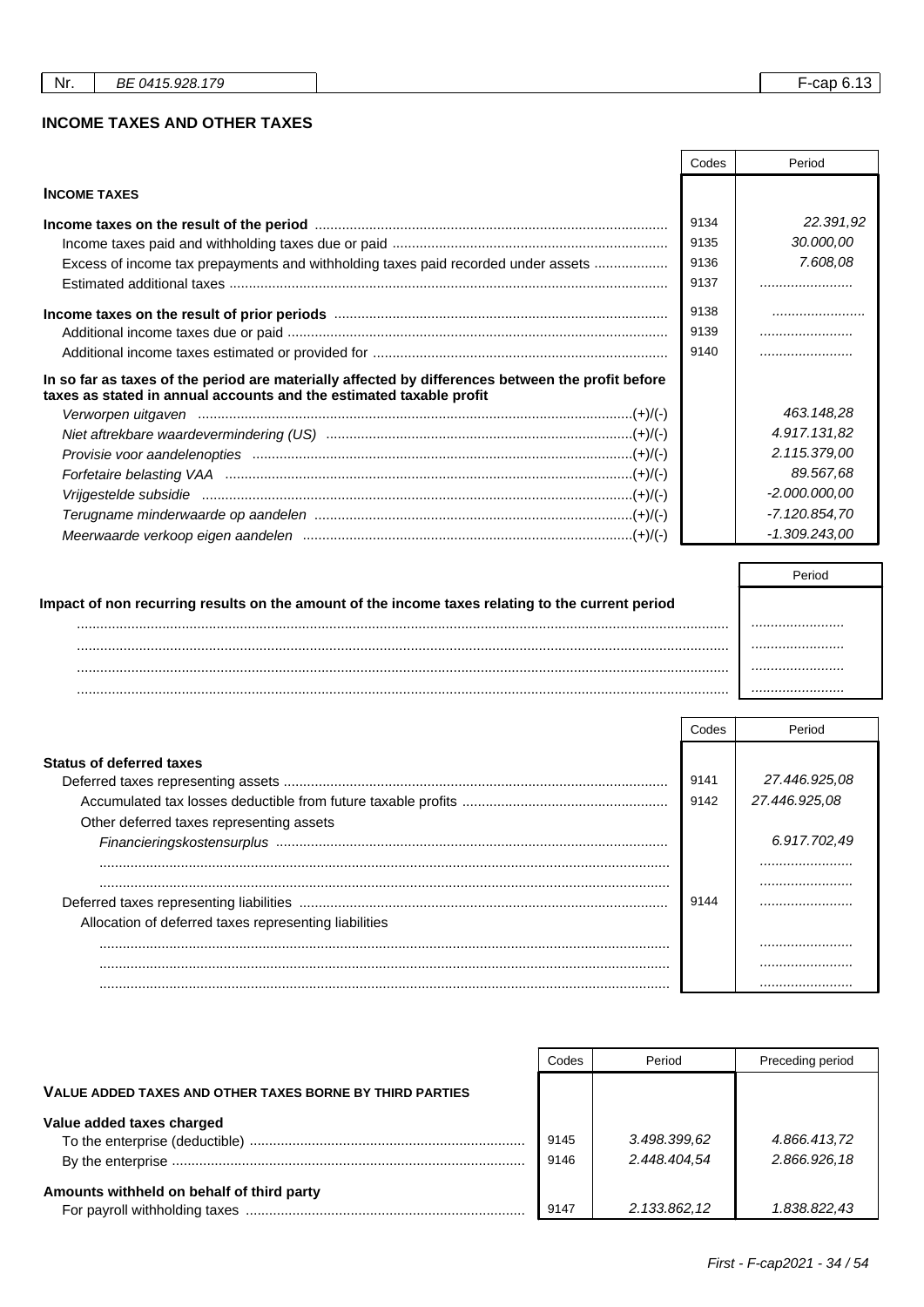| Nr. | BE 0415.928.179 | F-cap 6.13 |
|---|---|---|

## INCOME TAXES AND OTHER TAXES

| | Codes | Period |
|---|---|---|
| **INCOME TAXES** | | |
| **Income taxes on the result of the period** | 9134 | *22.391,92* |
| Income taxes paid and withholding taxes due or paid | 9135 | *30.000,00* |
| Excess of income tax prepayments and withholding taxes paid recorded under assets | 9136 | *7.608,08* |
| Estimated additional taxes | 9137 | ........................ |
| **Income taxes on the result of prior periods** | 9138 | ........................ |
| Additional income taxes due or paid | 9139 | ........................ |
| Additional income taxes estimated or provided for | 9140 | ........................ |
| **In so far as taxes of the period are materially affected by differences between the profit before taxes as stated in annual accounts and the estimated taxable profit** | | |
| *Verworpen uitgaven* (+)/(-) | | *463.148,28* |
| *Niet aftrekbare waardevermindering (US)* (+)/(-) | | *4.917.131,82* |
| *Provisie voor aandelenopties* (+)/(-) | | *2.115.379,00* |
| *Forfetaire belasting VAA* (+)/(-) | | *89.567,68* |
| *Vrijgestelde subsidie* (+)/(-) | | *-2.000.000,00* |
| *Terugname minderwaarde op aandelen* (+)/(-) | | *-7.120.854,70* |
| *Meerwaarde verkoop eigen aandelen* (+)/(-) | | *-1.309.243,00* |

| | Period |
|---|---|
| **Impact of non recurring results on the amount of the income taxes relating to the current period** | |
| ........................ | ........................ |
| ........................ | ........................ |
| ........................ | ........................ |
| ........................ | ........................ |

| | Codes | Period |
|---|---|---|
| **Status of deferred taxes** | | |
| Deferred taxes representing assets | 9141 | *27.446.925,08* |
| Accumulated tax losses deductible from future taxable profits | 9142 | *27.446.925,08* |
| Other deferred taxes representing assets | | |
| *Financieringskostensurplus* | | *6.917.702,49* |
| ........................ | | ........................ |
| ........................ | | ........................ |
| Deferred taxes representing liabilities | 9144 | ........................ |
| Allocation of deferred taxes representing liabilities | | |
| ........................ | | ........................ |
| ........................ | | ........................ |
| ........................ | | ........................ |

| | Codes | Period | Preceding period |
|---|---|---|---|
| **VALUE ADDED TAXES AND OTHER TAXES BORNE BY THIRD PARTIES** | | | |
| **Value added taxes charged** | | | |
| To the enterprise (deductible) | 9145 | *3.498.399,62* | *4.866.413,72* |
| By the enterprise | 9146 | *2.448.404,54* | *2.866.926,18* |
| **Amounts withheld on behalf of third party** | | | |
| For payroll withholding taxes | 9147 | *2.133.862,12* | *1.838.822,43* |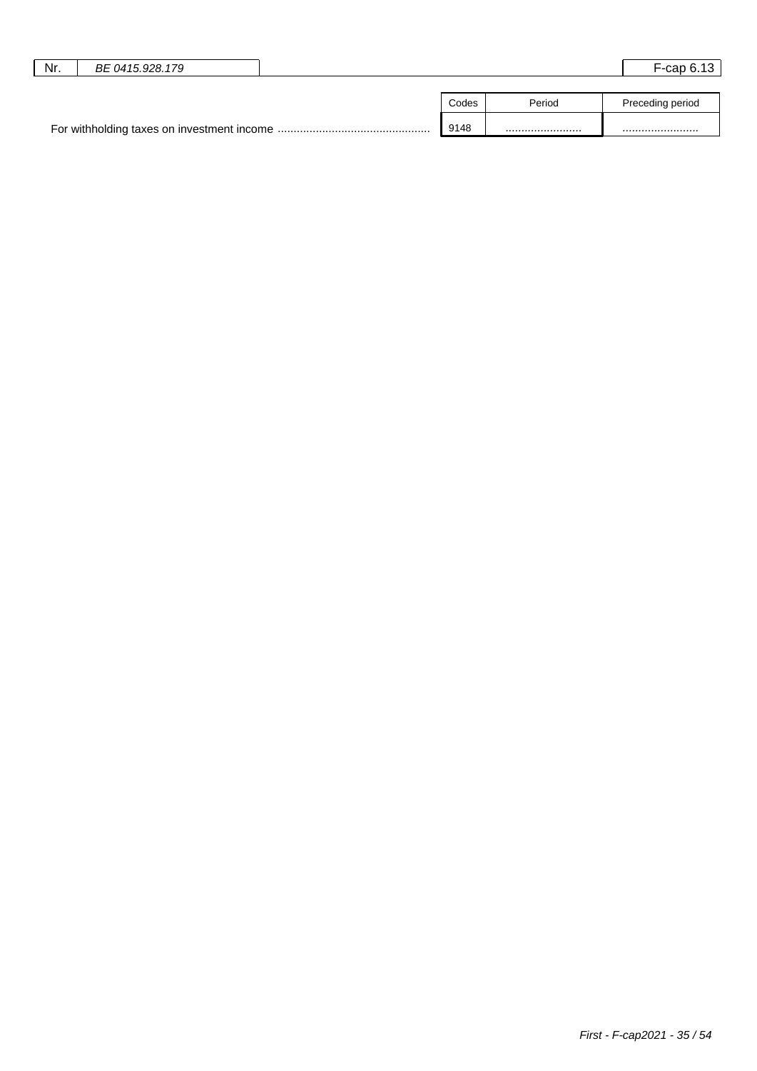| | Codes | Period | Preceding period |
|---|---|---|---|
| For withholding taxes on investment income | 9148 | ........................ | ........................ |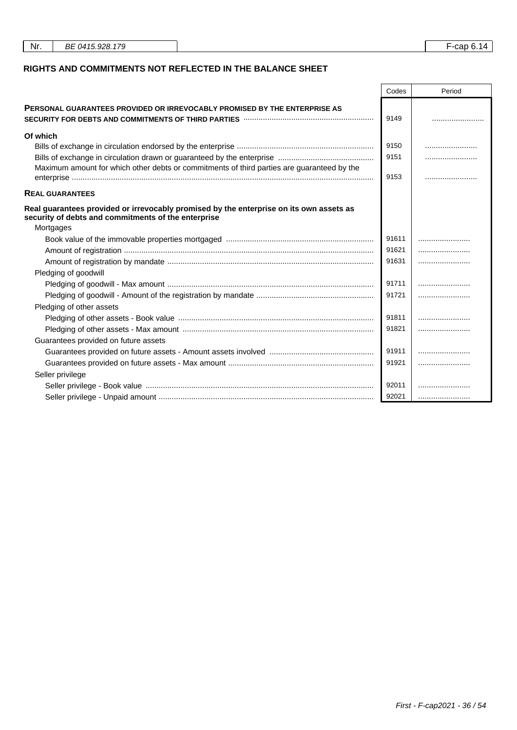| Nr. | BE 0415.928.179 | F-cap 6.14 |
|---|---|---|

## RIGHTS AND COMMITMENTS NOT REFLECTED IN THE BALANCE SHEET

| | Codes | Period |
|---|---|---|
| **PERSONAL GUARANTEES PROVIDED OR IRREVOCABLY PROMISED BY THE ENTERPRISE AS SECURITY FOR DEBTS AND COMMITMENTS OF THIRD PARTIES** | 9149 | ........................ |
| **Of which** | | |
| Bills of exchange in circulation endorsed by the enterprise | 9150 | ........................ |
| Bills of exchange in circulation drawn or guaranteed by the enterprise | 9151 | ........................ |
| Maximum amount for which other debts or commitments of third parties are guaranteed by the enterprise | 9153 | ........................ |
| **REAL GUARANTEES** | | |
| **Real guarantees provided or irrevocably promised by the enterprise on its own assets as security of debts and commitments of the enterprise** | | |
| Mortgages | | |
| Book value of the immovable properties mortgaged | 91611 | ........................ |
| Amount of registration | 91621 | ........................ |
| Amount of registration by mandate | 91631 | ........................ |
| Pledging of goodwill | | |
| Pledging of goodwill - Max amount | 91711 | ........................ |
| Pledging of goodwill - Amount of the registration by mandate | 91721 | ........................ |
| Pledging of other assets | | |
| Pledging of other assets - Book value | 91811 | ........................ |
| Pledging of other assets - Max amount | 91821 | ........................ |
| Guarantees provided on future assets | | |
| Guarantees provided on future assets - Amount assets involved | 91911 | ........................ |
| Guarantees provided on future assets - Max amount | 91921 | ........................ |
| Seller privilege | | |
| Seller privilege - Book value | 92011 | ........................ |
| Seller privilege - Unpaid amount | 92021 | ........................ |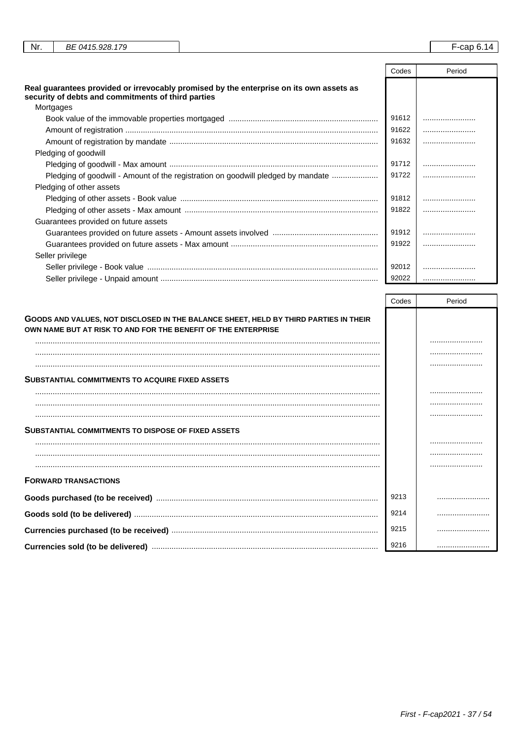| | Codes | Period |
|---|---|---|
| **Real guarantees provided or irrevocably promised by the enterprise on its own assets as security of debts and commitments of third parties** | | |
| Mortgages | | |
| Book value of the immovable properties mortgaged | 91612 | ........................ |
| Amount of registration | 91622 | ........................ |
| Amount of registration by mandate | 91632 | ........................ |
| Pledging of goodwill | | |
| Pledging of goodwill - Max amount | 91712 | ........................ |
| Pledging of goodwill - Amount of the registration on goodwill pledged by mandate | 91722 | ........................ |
| Pledging of other assets | | |
| Pledging of other assets - Book value | 91812 | ........................ |
| Pledging of other assets - Max amount | 91822 | ........................ |
| Guarantees provided on future assets | | |
| Guarantees provided on future assets - Amount assets involved | 91912 | ........................ |
| Guarantees provided on future assets - Max amount | 91922 | ........................ |
| Seller privilege | | |
| Seller privilege - Book value | 92012 | ........................ |
| Seller privilege - Unpaid amount | 92022 | ........................ |

| | Codes | Period |
|---|---|---|
| **GOODS AND VALUES, NOT DISCLOSED IN THE BALANCE SHEET, HELD BY THIRD PARTIES IN THEIR OWN NAME BUT AT RISK TO AND FOR THE BENEFIT OF THE ENTERPRISE** | | |
| ........................ | | ........................ |
| ........................ | | ........................ |
| ........................ | | ........................ |
| **SUBSTANTIAL COMMITMENTS TO ACQUIRE FIXED ASSETS** | | |
| ........................ | | ........................ |
| ........................ | | ........................ |
| ........................ | | ........................ |
| **SUBSTANTIAL COMMITMENTS TO DISPOSE OF FIXED ASSETS** | | |
| ........................ | | ........................ |
| ........................ | | ........................ |
| ........................ | | ........................ |
| **FORWARD TRANSACTIONS** | | |
| **Goods purchased (to be received)** | 9213 | ........................ |
| **Goods sold (to be delivered)** | 9214 | ........................ |
| **Currencies purchased (to be received)** | 9215 | ........................ |
| **Currencies sold (to be delivered)** | 9216 | ........................ |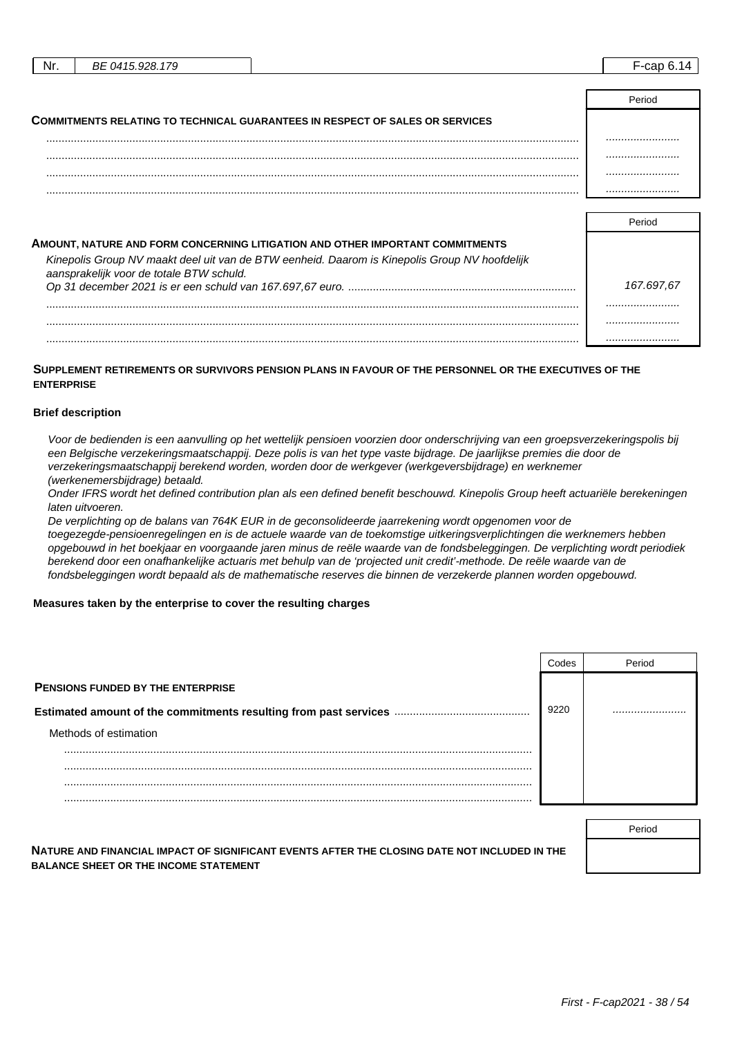| Nr. | BE 0415.928.179 | F-cap 6.14 |
|---|---|---|

| | Period |
|---|---|
| **COMMITMENTS RELATING TO TECHNICAL GUARANTEES IN RESPECT OF SALES OR SERVICES** | |
| ........................ | ........................ |
| ........................ | ........................ |
| ........................ | ........................ |
| ........................ | ........................ |

| | Period |
|---|---|
| **AMOUNT, NATURE AND FORM CONCERNING LITIGATION AND OTHER IMPORTANT COMMITMENTS** | |
| *Kinepolis Group NV maakt deel uit van de BTW eenheid. Daarom is Kinepolis Group NV hoofdelijk aansprakelijk voor de totale BTW schuld.* *Op 31 december 2021 is er een schuld van 167.697,67 euro.* | *167.697,67* |
| ........................ | ........................ |
| ........................ | ........................ |
| ........................ | ........................ |

**SUPPLEMENT RETIREMENTS OR SURVIVORS PENSION PLANS IN FAVOUR OF THE PERSONNEL OR THE EXECUTIVES OF THE ENTERPRISE**

**Brief description**

*Voor de bedienden is een aanvulling op het wettelijk pensioen voorzien door onderschrijving van een groepsverzekeringspolis bij een Belgische verzekeringsmaatschappij. Deze polis is van het type vaste bijdrage. De jaarlijkse premies die door de verzekeringsmaatschappij berekend worden, worden door de werkgever (werkgeversbijdrage) en werknemer (werkenemersbijdrage) betaald.*
*Onder IFRS wordt het defined contribution plan als een defined benefit beschouwd. Kinepolis Group heeft actuariële berekeningen laten uitvoeren.*
*De verplichting op de balans van 764K EUR in de geconsolideerde jaarrekening wordt opgenomen voor de toegezegde-pensioenregelingen en is de actuele waarde van de toekomstige uitkeringsverplichtingen die werknemers hebben opgebouwd in het boekjaar en voorgaande jaren minus de reële waarde van de fondsbeleggingen. De verplichting wordt periodiek berekend door een onafhankelijke actuaris met behulp van de 'projected unit credit'-methode. De reële waarde van de fondsbeleggingen wordt bepaald als de mathematische reserves die binnen de verzekerde plannen worden opgebouwd.*

**Measures taken by the enterprise to cover the resulting charges**

| | Codes | Period |
|---|---|---|
| **PENSIONS FUNDED BY THE ENTERPRISE** | | |
| **Estimated amount of the commitments resulting from past services** | 9220 | ........................ |
| Methods of estimation | | |
| ........................ | | |
| ........................ | | |
| ........................ | | |
| ........................ | | |

| | Period |
|---|---|
| **NATURE AND FINANCIAL IMPACT OF SIGNIFICANT EVENTS AFTER THE CLOSING DATE NOT INCLUDED IN THE BALANCE SHEET OR THE INCOME STATEMENT** | |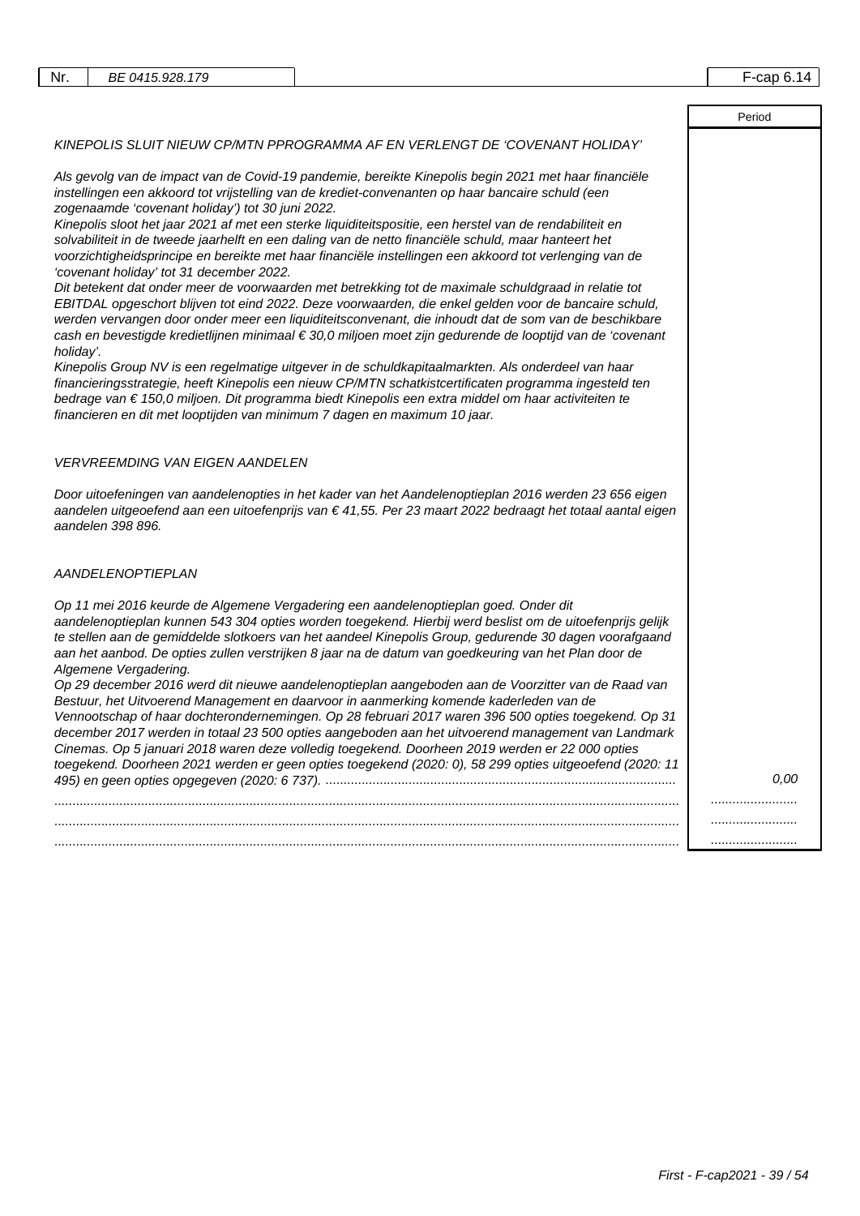| | Period |
|---|---|
| *KINEPOLIS SLUIT NIEUW CP/MTN PPROGRAMMA AF EN VERLENGT DE 'COVENANT HOLIDAY'*<br><br>*Als gevolg van de impact van de Covid-19 pandemie, bereikte Kinepolis begin 2021 met haar financiële instellingen een akkoord tot vrijstelling van de krediet-convenanten op haar bancaire schuld (een zogenaamde 'covenant holiday') tot 30 juni 2022.*<br>*Kinepolis sloot het jaar 2021 af met een sterke liquiditeitspositie, een herstel van de rendabiliteit en solvabiliteit in de tweede jaarhelft en een daling van de netto financiële schuld, maar hanteert het voorzichtigheidsprincipe en bereikte met haar financiële instellingen een akkoord tot verlenging van de 'covenant holiday' tot 31 december 2022.*<br>*Dit betekent dat onder meer de voorwaarden met betrekking tot de maximale schuldgraad in relatie tot EBITDAL opgeschort blijven tot eind 2022. Deze voorwaarden, die enkel gelden voor de bancaire schuld, werden vervangen door onder meer een liquiditeitsconvenant, die inhoudt dat de som van de beschikbare cash en bevestigde kredietlijnen minimaal € 30,0 miljoen moet zijn gedurende de looptijd van de 'covenant holiday'.*<br>*Kinepolis Group NV is een regelmatige uitgever in de schuldkapitaalmarkten. Als onderdeel van haar financieringsstrategie, heeft Kinepolis een nieuw CP/MTN schatkistcertificaten programma ingesteld ten bedrage van € 150,0 miljoen. Dit programma biedt Kinepolis een extra middel om haar activiteiten te financieren en dit met looptijden van minimum 7 dagen en maximum 10 jaar.*<br><br>*VERVREEMDING VAN EIGEN AANDELEN*<br><br>*Door uitoefeningen van aandelenopties in het kader van het Aandelenoptieplan 2016 werden 23 656 eigen aandelen uitgeoefend aan een uitoefenprijs van € 41,55. Per 23 maart 2022 bedraagt het totaal aantal eigen aandelen 398 896.*<br><br>*AANDELENOPTIEPLAN*<br><br>*Op 11 mei 2016 keurde de Algemene Vergadering een aandelenoptieplan goed. Onder dit aandelenoptieplan kunnen 543 304 opties worden toegekend. Hierbij werd beslist om de uitoefenprijs gelijk te stellen aan de gemiddelde slotkoers van het aandeel Kinepolis Group, gedurende 30 dagen voorafgaand aan het aanbod. De opties zullen verstrijken 8 jaar na de datum van goedkeuring van het Plan door de Algemene Vergadering.*<br>*Op 29 december 2016 werd dit nieuwe aandelenoptieplan aangeboden aan de Voorzitter van de Raad van Bestuur, het Uitvoerend Management en daarvoor in aanmerking komende kaderleden van de Vennootschap of haar dochterondernemingen. Op 28 februari 2017 waren 396 500 opties toegekend. Op 31 december 2017 werden in totaal 23 500 opties aangeboden aan het uitvoerend management van Landmark Cinemas. Op 5 januari 2018 waren deze volledig toegekend. Doorheen 2019 werden er 22 000 opties toegekend. Doorheen 2021 werden er geen opties toegekend (2020: 0), 58 299 opties uitgeoefend (2020: 11 495) en geen opties opgegeven (2020: 6 737).* | *0,00* |
| ........................ | ........................ |
| ........................ | ........................ |
| ........................ | ........................ |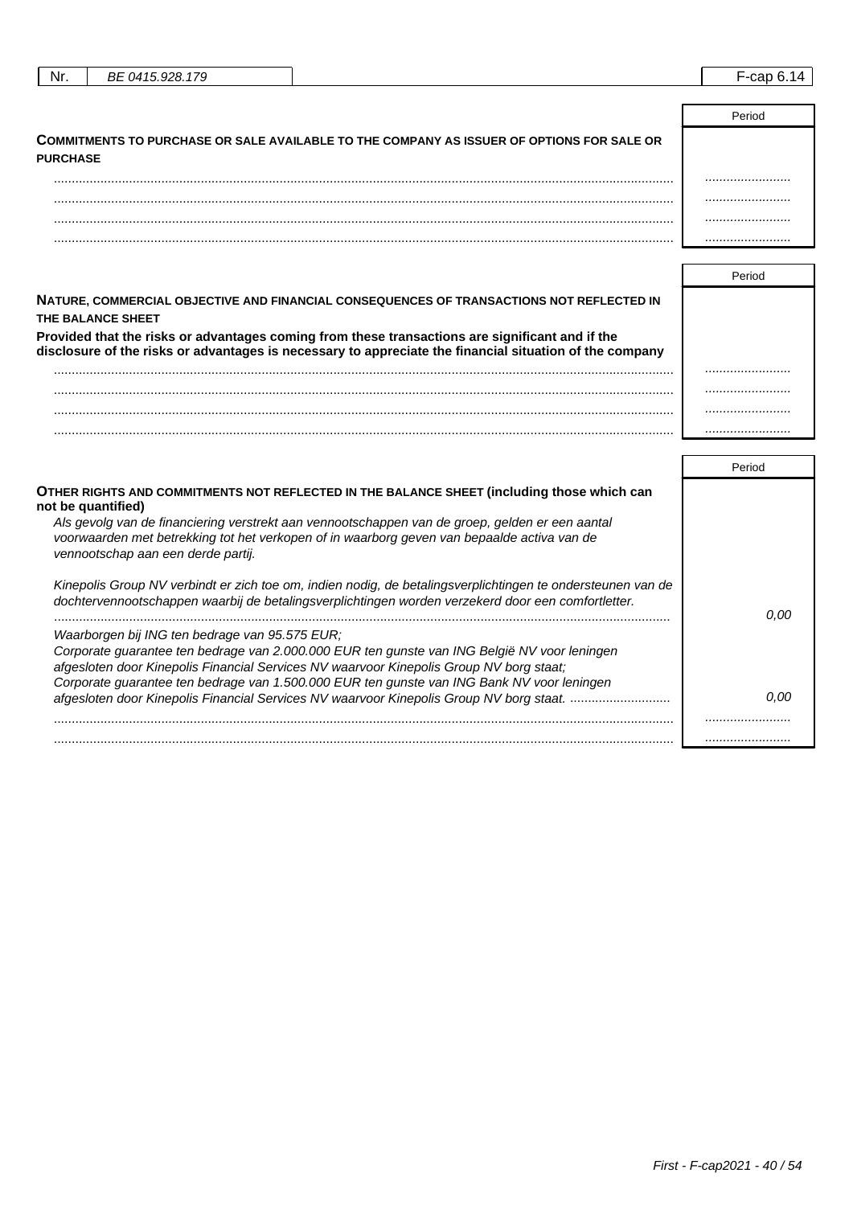Nr. BE 0415.928.179 | F-cap 6.14

| **COMMITMENTS TO PURCHASE OR SALE AVAILABLE TO THE COMPANY AS ISSUER OF OPTIONS FOR SALE OR PURCHASE** | Period |
|---|---|
| ........................................ | ........................ |
| ........................................ | ........................ |
| ........................................ | ........................ |
| ........................................ | ........................ |

| **NATURE, COMMERCIAL OBJECTIVE AND FINANCIAL CONSEQUENCES OF TRANSACTIONS NOT REFLECTED IN THE BALANCE SHEET**<br>**Provided that the risks or advantages coming from these transactions are significant and if the disclosure of the risks or advantages is necessary to appreciate the financial situation of the company** | Period |
|---|---|
| ........................................ | ........................ |
| ........................................ | ........................ |
| ........................................ | ........................ |
| ........................................ | ........................ |

| **OTHER RIGHTS AND COMMITMENTS NOT REFLECTED IN THE BALANCE SHEET (including those which can not be quantified)** | Period |
|---|---|
| *Als gevolg van de financiering verstrekt aan vennootschappen van de groep, gelden er een aantal voorwaarden met betrekking tot het verkopen of in waarborg geven van bepaalde activa van de vennootschap aan een derde partij.*<br><br>*Kinepolis Group NV verbindt er zich toe om, indien nodig, de betalingsverplichtingen te ondersteunen van de dochtervennootschappen waarbij de betalingsverplichtingen worden verzekerd door een comfortletter.* | *0,00* |
| *Waarborgen bij ING ten bedrage van 95.575 EUR;*<br>*Corporate guarantee ten bedrage van 2.000.000 EUR ten gunste van ING België NV voor leningen afgesloten door Kinepolis Financial Services NV waarvoor Kinepolis Group NV borg staat;*<br>*Corporate guarantee ten bedrage van 1.500.000 EUR ten gunste van ING Bank NV voor leningen afgesloten door Kinepolis Financial Services NV waarvoor Kinepolis Group NV borg staat.* | *0,00* |
| ........................................ | ........................ |
| ........................................ | ........................ |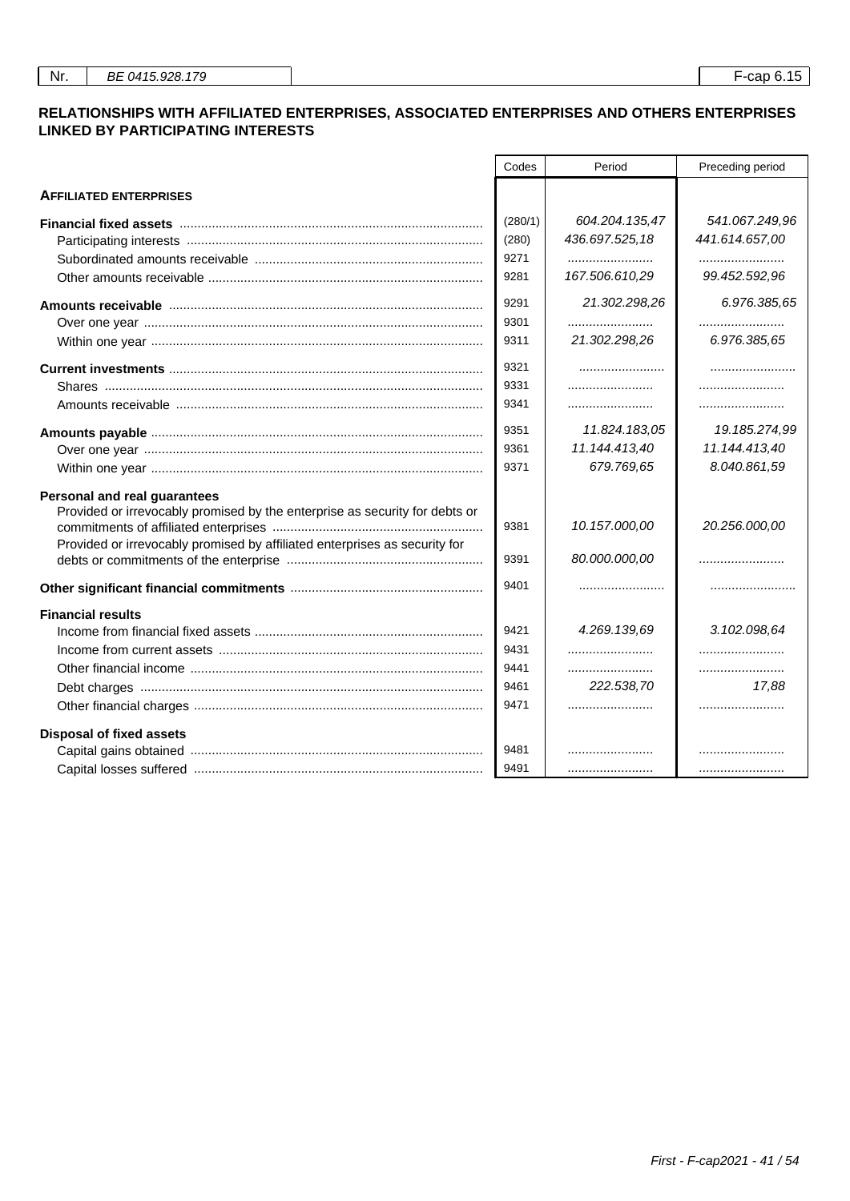# RELATIONSHIPS WITH AFFILIATED ENTERPRISES, ASSOCIATED ENTERPRISES AND OTHERS ENTERPRISES LINKED BY PARTICIPATING INTERESTS

| | Codes | Period | Preceding period |
|---|---|---|---|
| **AFFILIATED ENTERPRISES** | | | |
| **Financial fixed assets** | (280/1) | 604.204.135,47 | 541.067.249,96 |
| Participating interests | (280) | 436.697.525,18 | 441.614.657,00 |
| Subordinated amounts receivable | 9271 | ........................ | ........................ |
| Other amounts receivable | 9281 | 167.506.610,29 | 99.452.592,96 |
| **Amounts receivable** | 9291 | 21.302.298,26 | 6.976.385,65 |
| Over one year | 9301 | ........................ | ........................ |
| Within one year | 9311 | 21.302.298,26 | 6.976.385,65 |
| **Current investments** | 9321 | ........................ | ........................ |
| Shares | 9331 | ........................ | ........................ |
| Amounts receivable | 9341 | ........................ | ........................ |
| **Amounts payable** | 9351 | 11.824.183,05 | 19.185.274,99 |
| Over one year | 9361 | 11.144.413,40 | 11.144.413,40 |
| Within one year | 9371 | 679.769,65 | 8.040.861,59 |
| **Personal and real guarantees** | | | |
| Provided or irrevocably promised by the enterprise as security for debts or commitments of affiliated enterprises | 9381 | 10.157.000,00 | 20.256.000,00 |
| Provided or irrevocably promised by affiliated enterprises as security for debts or commitments of the enterprise | 9391 | 80.000.000,00 | ........................ |
| **Other significant financial commitments** | 9401 | ........................ | ........................ |
| **Financial results** | | | |
| Income from financial fixed assets | 9421 | 4.269.139,69 | 3.102.098,64 |
| Income from current assets | 9431 | ........................ | ........................ |
| Other financial income | 9441 | ........................ | ........................ |
| Debt charges | 9461 | 222.538,70 | 17,88 |
| Other financial charges | 9471 | ........................ | ........................ |
| **Disposal of fixed assets** | | | |
| Capital gains obtained | 9481 | ........................ | ........................ |
| Capital losses suffered | 9491 | ........................ | ........................ |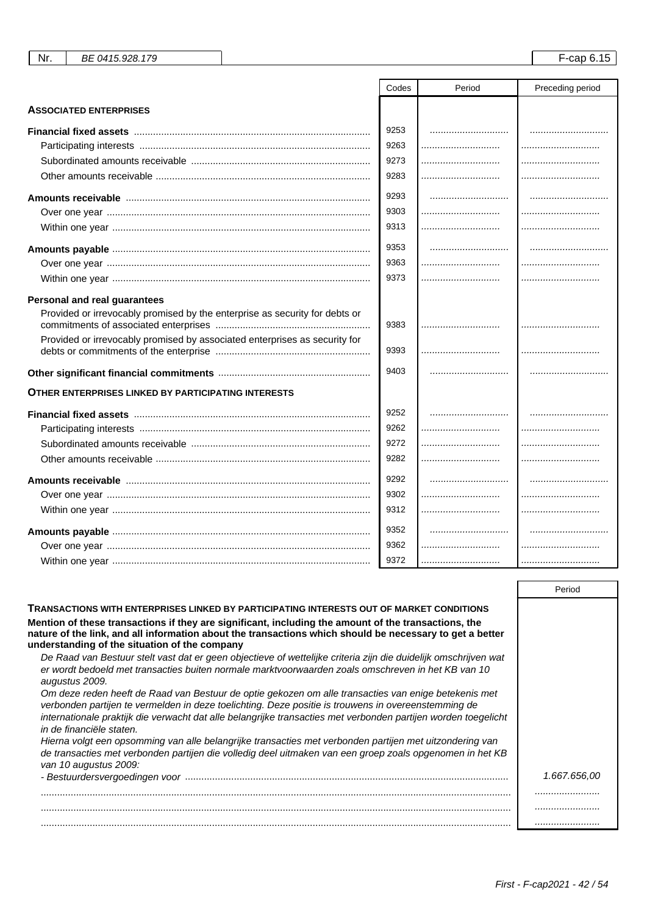| | Codes | Period | Preceding period |
|---|---|---|---|
| **ASSOCIATED ENTERPRISES** | | | |
| **Financial fixed assets** | 9253 | | |
| Participating interests | 9263 | | |
| Subordinated amounts receivable | 9273 | | |
| Other amounts receivable | 9283 | | |
| **Amounts receivable** | 9293 | | |
| Over one year | 9303 | | |
| Within one year | 9313 | | |
| **Amounts payable** | 9353 | | |
| Over one year | 9363 | | |
| Within one year | 9373 | | |
| **Personal and real guarantees** | | | |
| Provided or irrevocably promised by the enterprise as security for debts or commitments of associated enterprises | 9383 | | |
| Provided or irrevocably promised by associated enterprises as security for debts or commitments of the enterprise | 9393 | | |
| **Other significant financial commitments** | 9403 | | |
| **OTHER ENTERPRISES LINKED BY PARTICIPATING INTERESTS** | | | |
| **Financial fixed assets** | 9252 | | |
| Participating interests | 9262 | | |
| Subordinated amounts receivable | 9272 | | |
| Other amounts receivable | 9282 | | |
| **Amounts receivable** | 9292 | | |
| Over one year | 9302 | | |
| Within one year | 9312 | | |
| **Amounts payable** | 9352 | | |
| Over one year | 9362 | | |
| Within one year | 9372 | | |

| | Period |
|---|---|
| **TRANSACTIONS WITH ENTERPRISES LINKED BY PARTICIPATING INTERESTS OUT OF MARKET CONDITIONS** | |
| **Mention of these transactions if they are significant, including the amount of the transactions, the nature of the link, and all information about the transactions which should be necessary to get a better understanding of the situation of the company** | |
| *De Raad van Bestuur stelt vast dat er geen objectieve of wettelijke criteria zijn die duidelijk omschrijven wat er wordt bedoeld met transacties buiten normale marktvoorwaarden zoals omschreven in het KB van 10 augustus 2009.* | |
| *Om deze reden heeft de Raad van Bestuur de optie gekozen om alle transacties van enige betekenis met verbonden partijen te vermelden in deze toelichting. Deze positie is trouwens in overeenstemming de internationale praktijk die verwacht dat alle belangrijke transacties met verbonden partijen worden toegelicht in de financiële staten.* | |
| *Hierna volgt een opsomming van alle belangrijke transacties met verbonden partijen met uitzondering van de transacties met verbonden partijen die volledig deel uitmaken van een groep zoals opgenomen in het KB van 10 augustus 2009:* | |
| *- Bestuurdersvergoedingen voor* | *1.667.656,00* |
| | |
| | |
| | |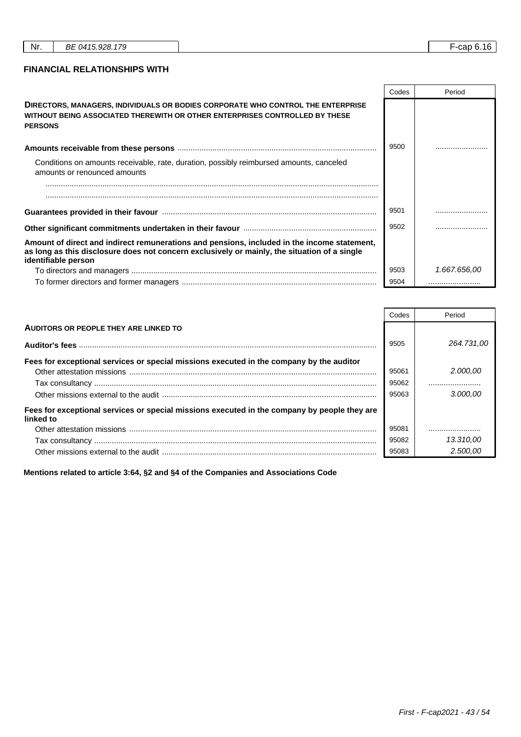| Nr. | BE 0415.928.179 | F-cap 6.16 |
|---|---|---|

## FINANCIAL RELATIONSHIPS WITH

| | Codes | Period |
|---|---|---|
| **DIRECTORS, MANAGERS, INDIVIDUALS OR BODIES CORPORATE WHO CONTROL THE ENTERPRISE WITHOUT BEING ASSOCIATED THEREWITH OR OTHER ENTERPRISES CONTROLLED BY THESE PERSONS** | | |
| **Amounts receivable from these persons** | 9500 | ........................ |
| Conditions on amounts receivable, rate, duration, possibly reimbursed amounts, canceled amounts or renounced amounts | | |
| ........................................................................................................................................ | | |
| ........................................................................................................................................ | | |
| **Guarantees provided in their favour** | 9501 | ........................ |
| **Other significant commitments undertaken in their favour** | 9502 | ........................ |
| **Amount of direct and indirect remunerations and pensions, included in the income statement, as long as this disclosure does not concern exclusively or mainly, the situation of a single identifiable person** | | |
| To directors and managers | 9503 | *1.667.656,00* |
| To former directors and former managers | 9504 | ........................ |

| | Codes | Period |
|---|---|---|
| **AUDITORS OR PEOPLE THEY ARE LINKED TO** | | |
| **Auditor's fees** | 9505 | *264.731,00* |
| **Fees for exceptional services or special missions executed in the company by the auditor** | | |
| Other attestation missions | 95061 | *2.000,00* |
| Tax consultancy | 95062 | ........................ |
| Other missions external to the audit | 95063 | *3.000,00* |
| **Fees for exceptional services or special missions executed in the company by people they are linked to** | | |
| Other attestation missions | 95081 | ........................ |
| Tax consultancy | 95082 | *13.310,00* |
| Other missions external to the audit | 95083 | *2.500,00* |

**Mentions related to article 3:64, §2 and §4 of the Companies and Associations Code**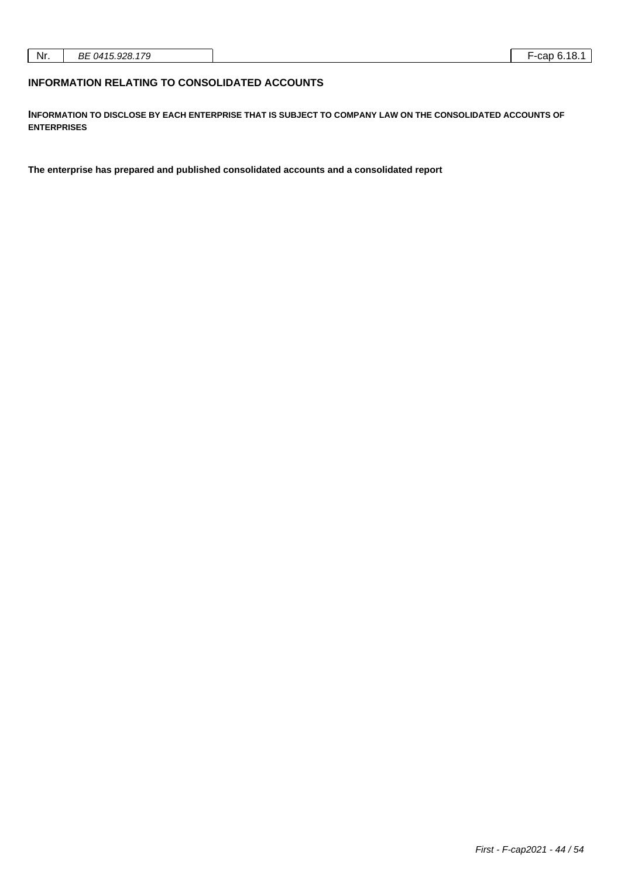## INFORMATION RELATING TO CONSOLIDATED ACCOUNTS

**INFORMATION TO DISCLOSE BY EACH ENTERPRISE THAT IS SUBJECT TO COMPANY LAW ON THE CONSOLIDATED ACCOUNTS OF ENTERPRISES**

**The enterprise has prepared and published consolidated accounts and a consolidated report**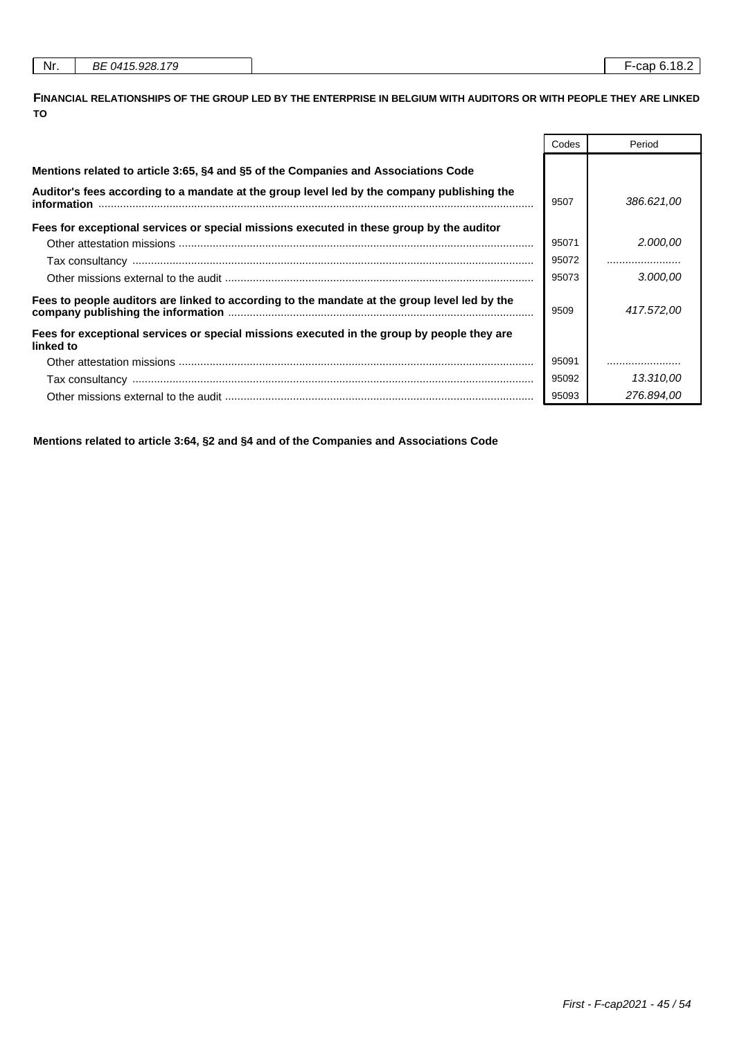| Nr. | BE 0415.928.179 | F-cap 6.18.2 |
|---|---|---|

**FINANCIAL RELATIONSHIPS OF THE GROUP LED BY THE ENTERPRISE IN BELGIUM WITH AUDITORS OR WITH PEOPLE THEY ARE LINKED TO**

| | Codes | Period |
|---|---|---|
| **Mentions related to article 3:65, §4 and §5 of the Companies and Associations Code** | | |
| **Auditor's fees according to a mandate at the group level led by the company publishing the information** | 9507 | *386.621,00* |
| **Fees for exceptional services or special missions executed in these group by the auditor** | | |
| Other attestation missions | 95071 | *2.000,00* |
| Tax consultancy | 95072 | ........................ |
| Other missions external to the audit | 95073 | *3.000,00* |
| **Fees to people auditors are linked to according to the mandate at the group level led by the company publishing the information** | 9509 | *417.572,00* |
| **Fees for exceptional services or special missions executed in the group by people they are linked to** | | |
| Other attestation missions | 95091 | ........................ |
| Tax consultancy | 95092 | *13.310,00* |
| Other missions external to the audit | 95093 | *276.894,00* |

**Mentions related to article 3:64, §2 and §4 and of the Companies and Associations Code**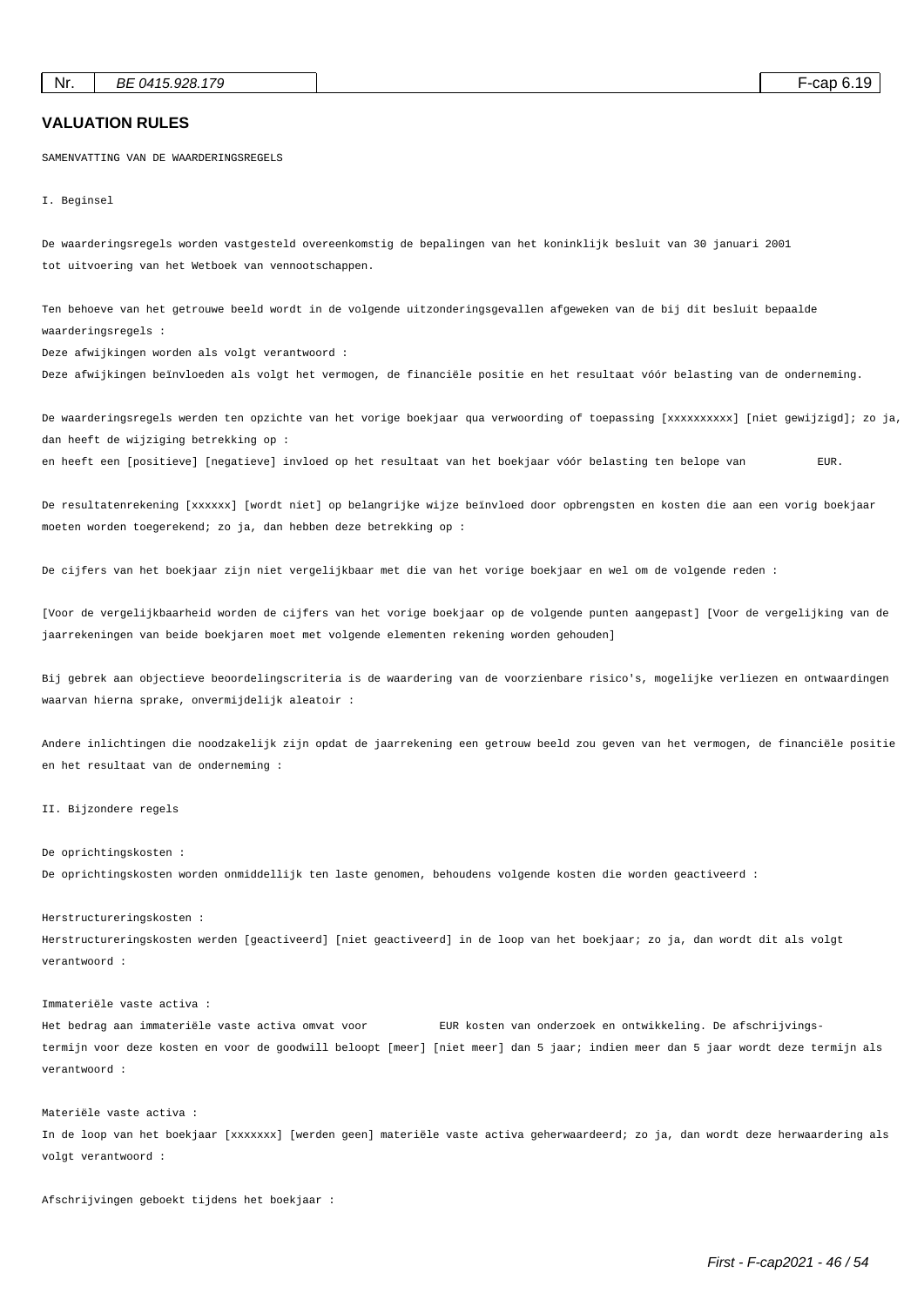| Nr. | BE 0415.928.179 | | F-cap 6.19 |
|---|---|---|---|

## VALUATION RULES

SAMENVATTING VAN DE WAARDERINGSREGELS

I. Beginsel

De waarderingsregels worden vastgesteld overeenkomstig de bepalingen van het koninklijk besluit van 30 januari 2001 tot uitvoering van het Wetboek van vennootschappen.

Ten behoeve van het getrouwe beeld wordt in de volgende uitzonderingsgevallen afgeweken van de bij dit besluit bepaalde waarderingsregels :

Deze afwijkingen worden als volgt verantwoord :

Deze afwijkingen beïnvloeden als volgt het vermogen, de financiële positie en het resultaat vóór belasting van de onderneming.

De waarderingsregels werden ten opzichte van het vorige boekjaar qua verwoording of toepassing [xxxxxxxxxx] [niet gewijzigd]; zo ja, dan heeft de wijziging betrekking op :

en heeft een [positieve] [negatieve] invloed op het resultaat van het boekjaar vóór belasting ten belope van EUR.

De resultatenrekening [xxxxxx] [wordt niet] op belangrijke wijze beïnvloed door opbrengsten en kosten die aan een vorig boekjaar moeten worden toegerekend; zo ja, dan hebben deze betrekking op :

De cijfers van het boekjaar zijn niet vergelijkbaar met die van het vorige boekjaar en wel om de volgende reden :

[Voor de vergelijkbaarheid worden de cijfers van het vorige boekjaar op de volgende punten aangepast] [Voor de vergelijking van de jaarrekeningen van beide boekjaren moet met volgende elementen rekening worden gehouden]

Bij gebrek aan objectieve beoordelingscriteria is de waardering van de voorzienbare risico's, mogelijke verliezen en ontwaardingen waarvan hierna sprake, onvermijdelijk aleatoir :

Andere inlichtingen die noodzakelijk zijn opdat de jaarrekening een getrouw beeld zou geven van het vermogen, de financiële positie en het resultaat van de onderneming :

II. Bijzondere regels

De oprichtingskosten :

De oprichtingskosten worden onmiddellijk ten laste genomen, behoudens volgende kosten die worden geactiveerd :

Herstructureringskosten :

Herstructureringskosten werden [geactiveerd] [niet geactiveerd] in de loop van het boekjaar; zo ja, dan wordt dit als volgt verantwoord :

Immateriële vaste activa :

Het bedrag aan immateriële vaste activa omvat voor EUR kosten van onderzoek en ontwikkeling. De afschrijvingstermijn voor deze kosten en voor de goodwill beloopt [meer] [niet meer] dan 5 jaar; indien meer dan 5 jaar wordt deze termijn als verantwoord :

Materiële vaste activa :

In de loop van het boekjaar [xxxxxxx] [werden geen] materiële vaste activa geherwaardeerd; zo ja, dan wordt deze herwaardering als volgt verantwoord :

Afschrijvingen geboekt tijdens het boekjaar :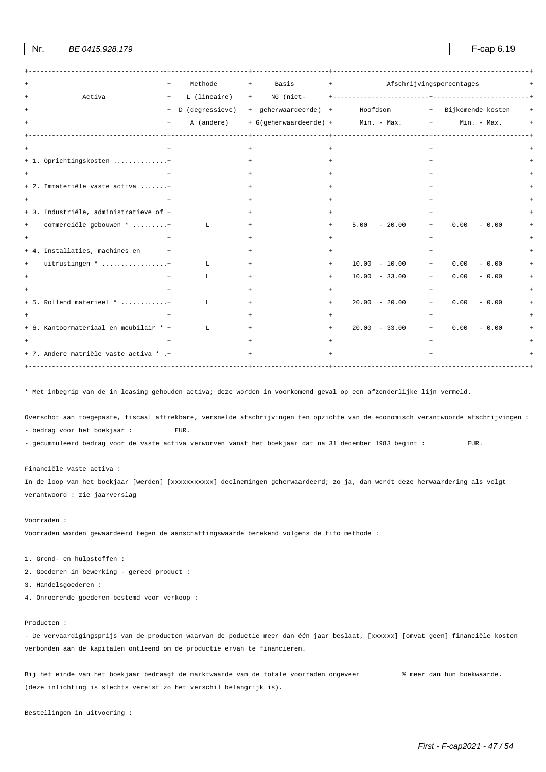| Activa | Methode L (lineaire) D (degressieve) A (andere) | Basis NG (niet-geherwaardeerde) G(geherwaardeerde) | Afschrijvingspercentages | |
|---|---|---|---|---|
| | | | Hoofdsom Min. - Max. | Bijkomende kosten Min. - Max. |
| 1. Oprichtingskosten .............. | | | | |
| 2. Immateriële vaste activa ....... | | | | |
| 3. Industriële, administratieve of commerciële gebouwen * ......... | L | | 5.00 - 20.00 | 0.00 - 0.00 |
| 4. Installaties, machines en uitrustingen * ................. | L | | 10.00 - 10.00 | 0.00 - 0.00 |
| | L | | 10.00 - 33.00 | 0.00 - 0.00 |
| 5. Rollend materieel * ........... | L | | 20.00 - 20.00 | 0.00 - 0.00 |
| 6. Kantoormateriaal en meubilair * | L | | 20.00 - 33.00 | 0.00 - 0.00 |
| 7. Andere matriële vaste activa * . | | | | |

* Met inbegrip van de in leasing gehouden activa; deze worden in voorkomend geval op een afzonderlijke lijn vermeld.

Overschot aan toegepaste, fiscaal aftrekbare, versnelde afschrijvingen ten opzichte van de economisch verantwoorde afschrijvingen :
- bedrag voor het boekjaar : EUR.
- gecummuleerd bedrag voor de vaste activa verworven vanaf het boekjaar dat na 31 december 1983 begint : EUR.

Financiële vaste activa :
In de loop van het boekjaar [werden] [xxxxxxxxxxx] deelnemingen geherwaardeerd; zo ja, dan wordt deze herwaardering als volgt verantwoord : zie jaarverslag

Voorraden :
Voorraden worden gewaardeerd tegen de aanschaffingswaarde berekend volgens de fifo methode :

1. Grond- en hulpstoffen :
2. Goederen in bewerking - gereed product :
3. Handelsgoederen :
4. Onroerende goederen bestemd voor verkoop :

Producten :
- De vervaardigingsprijs van de producten waarvan de poductie meer dan één jaar beslaat, [xxxxxx] [omvat geen] financiële kosten verbonden aan de kapitalen ontleend om de productie ervan te financieren.

Bij het einde van het boekjaar bedraagt de marktwaarde van de totale voorraden ongeveer % meer dan hun boekwaarde.
(deze inlichting is slechts vereist zo het verschil belangrijk is).

Bestellingen in uitvoering :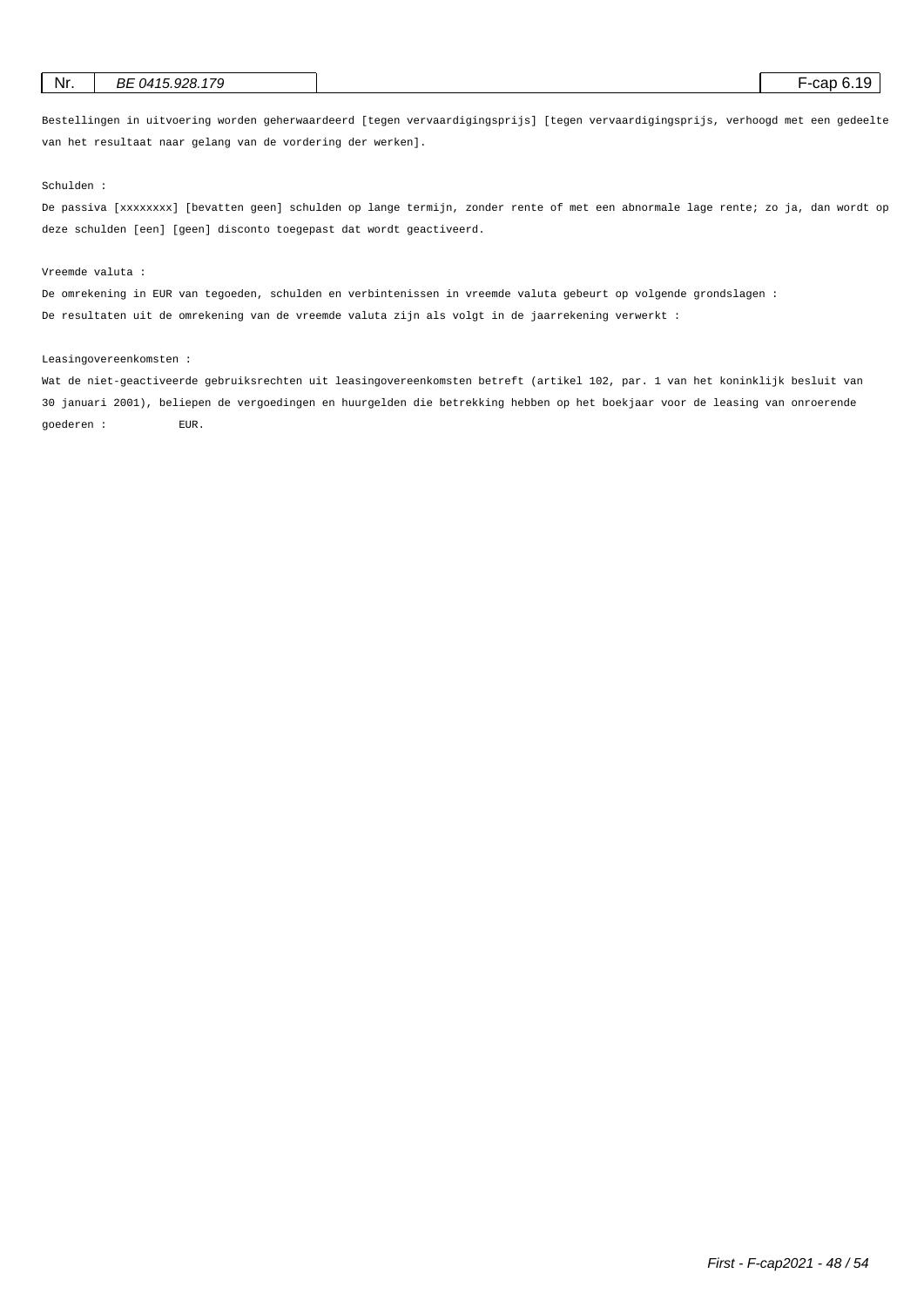Bestellingen in uitvoering worden geherwaardeerd [tegen vervaardigingsprijs] [tegen vervaardigingsprijs, verhoogd met een gedeelte van het resultaat naar gelang van de vordering der werken].

Schulden :

De passiva [xxxxxxxx] [bevatten geen] schulden op lange termijn, zonder rente of met een abnormale lage rente; zo ja, dan wordt op deze schulden [een] [geen] disconto toegepast dat wordt geactiveerd.

Vreemde valuta :

De omrekening in EUR van tegoeden, schulden en verbintenissen in vreemde valuta gebeurt op volgende grondslagen :

De resultaten uit de omrekening van de vreemde valuta zijn als volgt in de jaarrekening verwerkt :

Leasingovereenkomsten :

Wat de niet-geactiveerde gebruiksrechten uit leasingovereenkomsten betreft (artikel 102, par. 1 van het koninklijk besluit van 30 januari 2001), beliepen de vergoedingen en huurgelden die betrekking hebben op het boekjaar voor de leasing van onroerende goederen : EUR.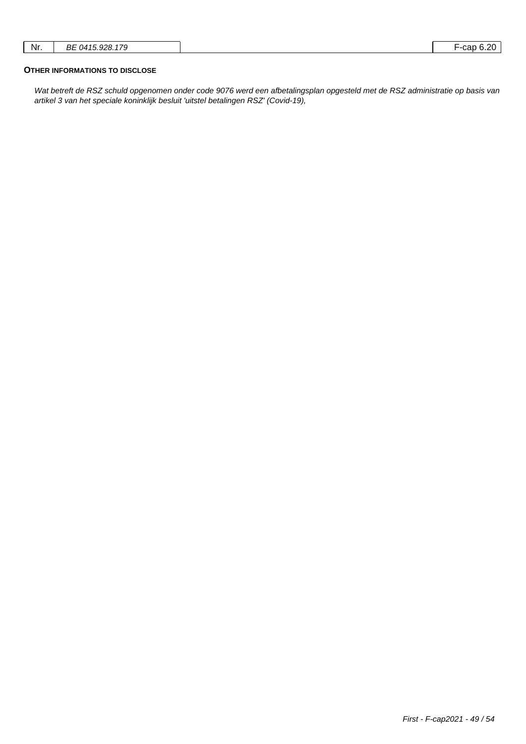| Nr. | BE 0415.928.179 | | F-cap 6.20 |
|---|---|---|---|

**OTHER INFORMATIONS TO DISCLOSE**

*Wat betreft de RSZ schuld opgenomen onder code 9076 werd een afbetalingsplan opgesteld met de RSZ administratie op basis van artikel 3 van het speciale koninklijk besluit 'uitstel betalingen RSZ' (Covid-19),*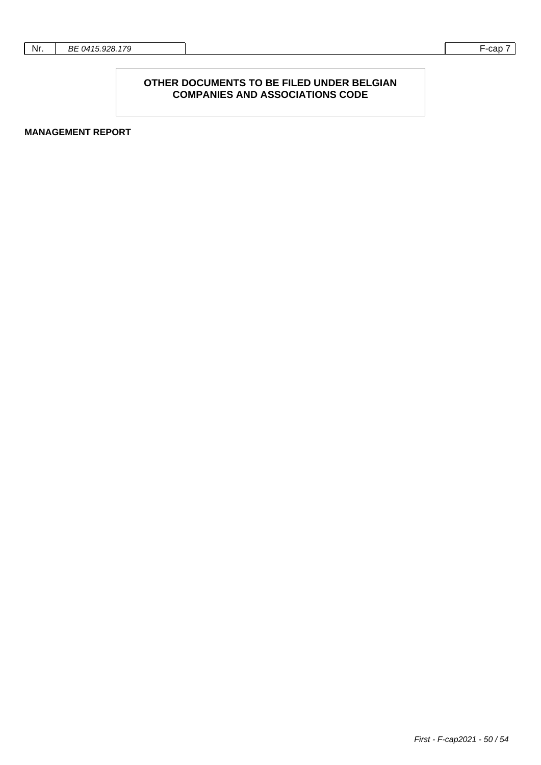## OTHER DOCUMENTS TO BE FILED UNDER BELGIAN COMPANIES AND ASSOCIATIONS CODE

**MANAGEMENT REPORT**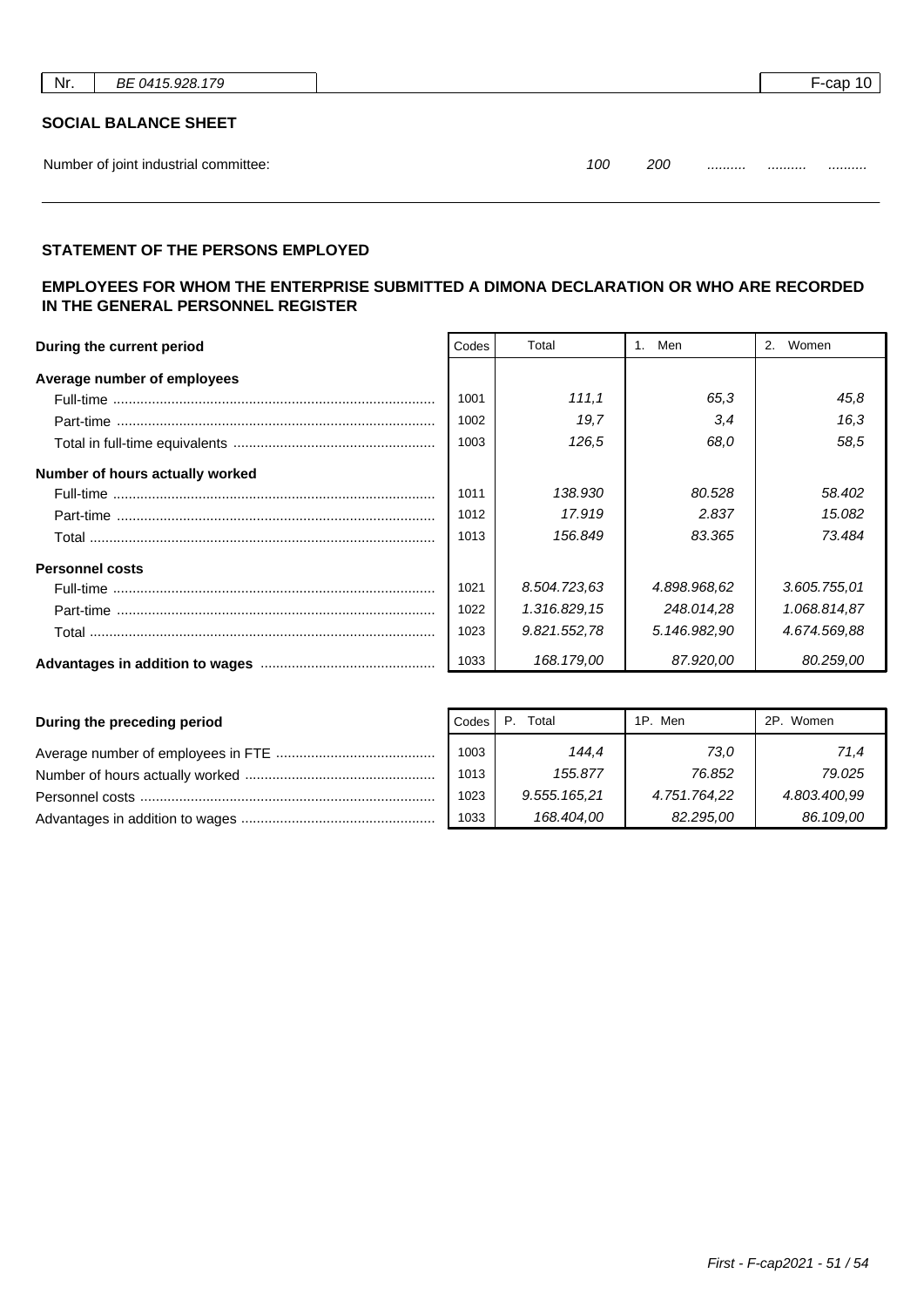| Nr. | BE 0415.928.179 | F-cap 10 |
|---|---|---|

## SOCIAL BALANCE SHEET

Number of joint industrial committee: 100 200 .......... .......... ..........

### STATEMENT OF THE PERSONS EMPLOYED

### EMPLOYEES FOR WHOM THE ENTERPRISE SUBMITTED A DIMONA DECLARATION OR WHO ARE RECORDED IN THE GENERAL PERSONNEL REGISTER

| During the current period | Codes | Total | 1. Men | 2. Women |
|---|---|---|---|---|
| **Average number of employees** | | | | |
| Full-time | 1001 | 111,1 | 65,3 | 45,8 |
| Part-time | 1002 | 19,7 | 3,4 | 16,3 |
| Total in full-time equivalents | 1003 | 126,5 | 68,0 | 58,5 |
| **Number of hours actually worked** | | | | |
| Full-time | 1011 | 138.930 | 80.528 | 58.402 |
| Part-time | 1012 | 17.919 | 2.837 | 15.082 |
| Total | 1013 | 156.849 | 83.365 | 73.484 |
| **Personnel costs** | | | | |
| Full-time | 1021 | 8.504.723,63 | 4.898.968,62 | 3.605.755,01 |
| Part-time | 1022 | 1.316.829,15 | 248.014,28 | 1.068.814,87 |
| Total | 1023 | 9.821.552,78 | 5.146.982,90 | 4.674.569,88 |
| **Advantages in addition to wages** | 1033 | 168.179,00 | 87.920,00 | 80.259,00 |

| During the preceding period | Codes | P. Total | 1P. Men | 2P. Women |
|---|---|---|---|---|
| Average number of employees in FTE | 1003 | 144,4 | 73,0 | 71,4 |
| Number of hours actually worked | 1013 | 155.877 | 76.852 | 79.025 |
| Personnel costs | 1023 | 9.555.165,21 | 4.751.764,22 | 4.803.400,99 |
| Advantages in addition to wages | 1033 | 168.404,00 | 82.295,00 | 86.109,00 |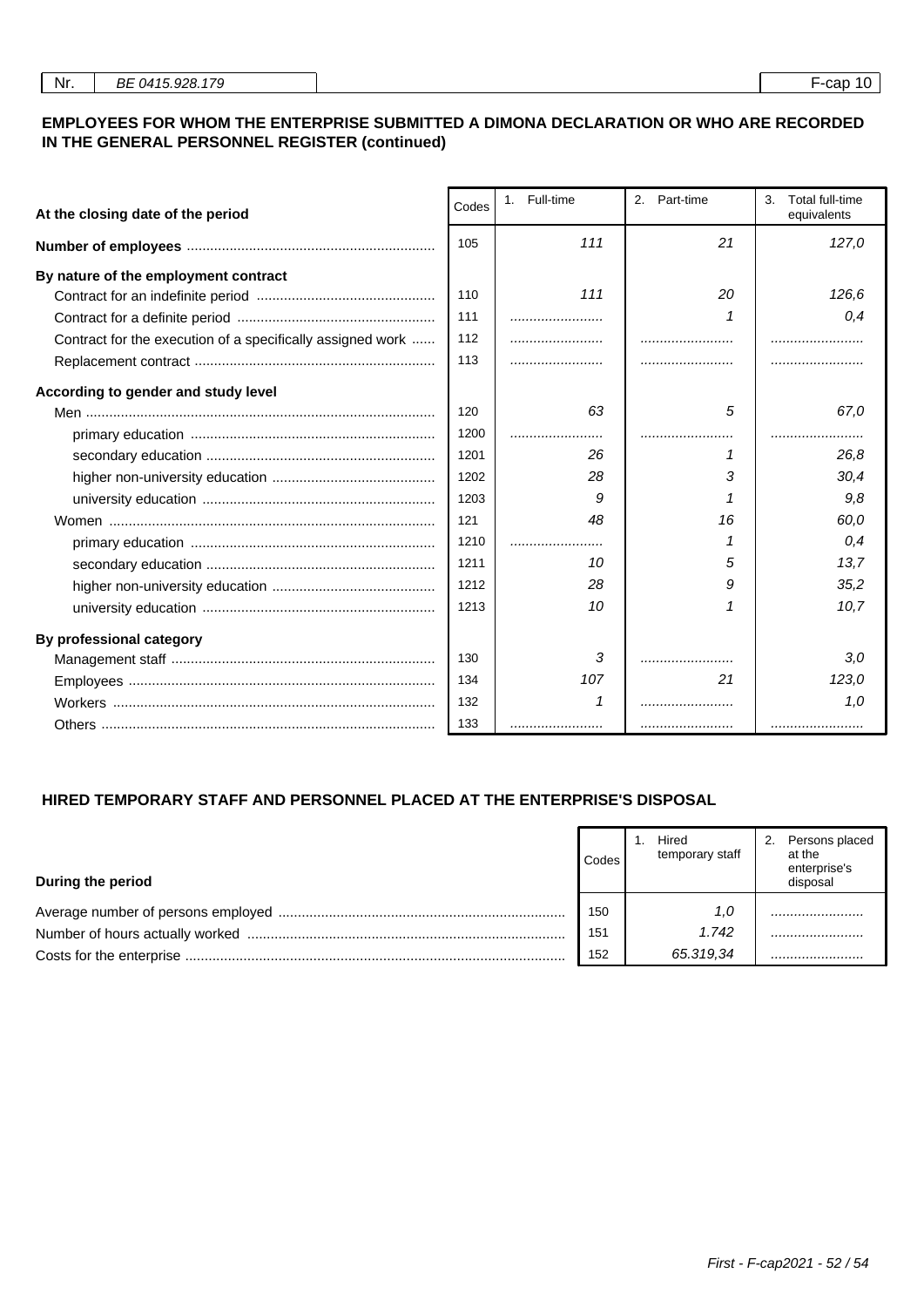| Nr. | BE 0415.928.179 | F-cap 10 |
|---|---|---|

## EMPLOYEES FOR WHOM THE ENTERPRISE SUBMITTED A DIMONA DECLARATION OR WHO ARE RECORDED IN THE GENERAL PERSONNEL REGISTER (continued)

| At the closing date of the period | Codes | 1. Full-time | 2. Part-time | 3. Total full-time equivalents |
|---|---|---|---|---|
| **Number of employees** | 105 | 111 | 21 | 127,0 |
| **By nature of the employment contract** | | | | |
| Contract for an indefinite period | 110 | 111 | 20 | 126,6 |
| Contract for a definite period | 111 | ........................ | 1 | 0,4 |
| Contract for the execution of a specifically assigned work | 112 | ........................ | ........................ | ........................ |
| Replacement contract | 113 | ........................ | ........................ | ........................ |
| **According to gender and study level** | | | | |
| Men | 120 | 63 | 5 | 67,0 |
| primary education | 1200 | ........................ | ........................ | ........................ |
| secondary education | 1201 | 26 | 1 | 26,8 |
| higher non-university education | 1202 | 28 | 3 | 30,4 |
| university education | 1203 | 9 | 1 | 9,8 |
| Women | 121 | 48 | 16 | 60,0 |
| primary education | 1210 | ........................ | 1 | 0,4 |
| secondary education | 1211 | 10 | 5 | 13,7 |
| higher non-university education | 1212 | 28 | 9 | 35,2 |
| university education | 1213 | 10 | 1 | 10,7 |
| **By professional category** | | | | |
| Management staff | 130 | 3 | ........................ | 3,0 |
| Employees | 134 | 107 | 21 | 123,0 |
| Workers | 132 | 1 | ........................ | 1,0 |
| Others | 133 | ........................ | ........................ | ........................ |

## HIRED TEMPORARY STAFF AND PERSONNEL PLACED AT THE ENTERPRISE'S DISPOSAL

| During the period | Codes | 1. Hired temporary staff | 2. Persons placed at the enterprise's disposal |
|---|---|---|---|
| Average number of persons employed | 150 | 1,0 | ........................ |
| Number of hours actually worked | 151 | 1.742 | ........................ |
| Costs for the enterprise | 152 | 65.319,34 | ........................ |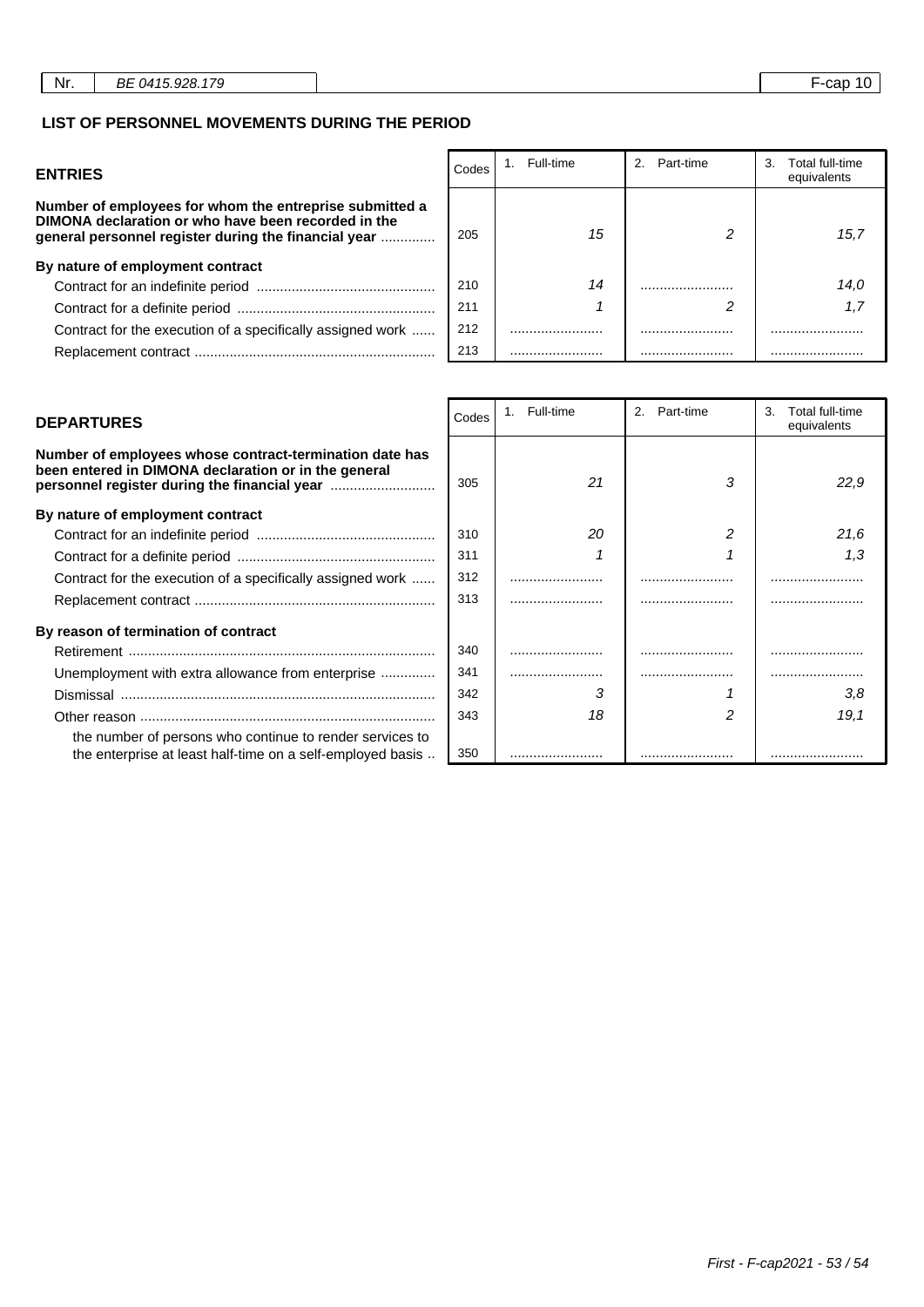| Nr. | BE 0415.928.179 | F-cap 10 |
|---|---|---|

## LIST OF PERSONNEL MOVEMENTS DURING THE PERIOD

| ENTRIES | Codes | 1. Full-time | 2. Part-time | 3. Total full-time equivalents |
|---|---|---|---|---|
| **Number of employees for whom the entreprise submitted a DIMONA declaration or who have been recorded in the general personnel register during the financial year** | 205 | *15* | *2* | *15,7* |
| **By nature of employment contract** | | | | |
| Contract for an indefinite period | 210 | *14* | ........................ | *14,0* |
| Contract for a definite period | 211 | *1* | *2* | *1,7* |
| Contract for the execution of a specifically assigned work | 212 | ........................ | ........................ | ........................ |
| Replacement contract | 213 | ........................ | ........................ | ........................ |

| DEPARTURES | Codes | 1. Full-time | 2. Part-time | 3. Total full-time equivalents |
|---|---|---|---|---|
| **Number of employees whose contract-termination date has been entered in DIMONA declaration or in the general personnel register during the financial year** | 305 | *21* | *3* | *22,9* |
| **By nature of employment contract** | | | | |
| Contract for an indefinite period | 310 | *20* | *2* | *21,6* |
| Contract for a definite period | 311 | *1* | *1* | *1,3* |
| Contract for the execution of a specifically assigned work | 312 | ........................ | ........................ | ........................ |
| Replacement contract | 313 | ........................ | ........................ | ........................ |
| **By reason of termination of contract** | | | | |
| Retirement | 340 | ........................ | ........................ | ........................ |
| Unemployment with extra allowance from enterprise | 341 | ........................ | ........................ | ........................ |
| Dismissal | 342 | *3* | *1* | *3,8* |
| Other reason | 343 | *18* | *2* | *19,1* |
| the number of persons who continue to render services to the enterprise at least half-time on a self-employed basis | 350 | ........................ | ........................ | ........................ |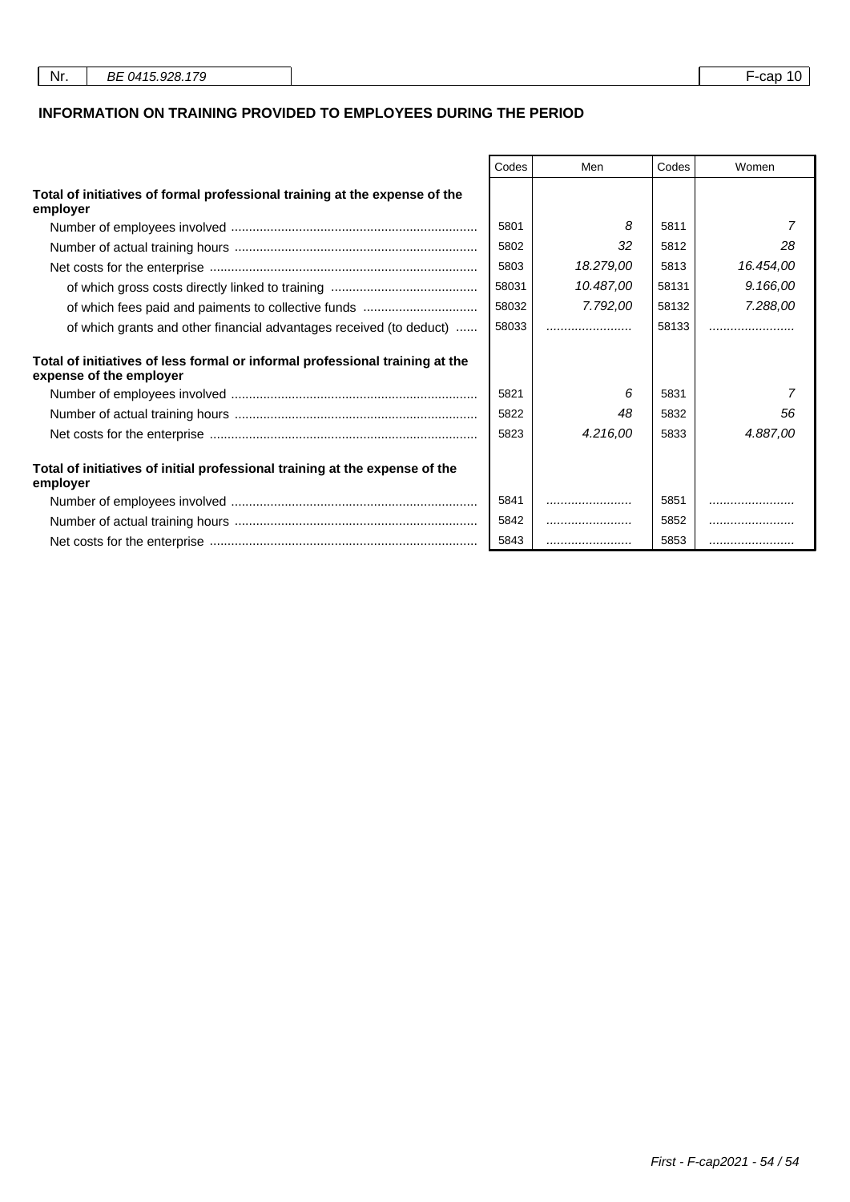## INFORMATION ON TRAINING PROVIDED TO EMPLOYEES DURING THE PERIOD

| | Codes | Men | Codes | Women |
|---|---|---|---|---|
| **Total of initiatives of formal professional training at the expense of the employer** | | | | |
| Number of employees involved | 5801 | *8* | 5811 | *7* |
| Number of actual training hours | 5802 | *32* | 5812 | *28* |
| Net costs for the enterprise | 5803 | *18.279,00* | 5813 | *16.454,00* |
| of which gross costs directly linked to training | 58031 | *10.487,00* | 58131 | *9.166,00* |
| of which fees paid and paiments to collective funds | 58032 | *7.792,00* | 58132 | *7.288,00* |
| of which grants and other financial advantages received (to deduct) | 58033 | ........................ | 58133 | ........................ |
| **Total of initiatives of less formal or informal professional training at the expense of the employer** | | | | |
| Number of employees involved | 5821 | *6* | 5831 | *7* |
| Number of actual training hours | 5822 | *48* | 5832 | *56* |
| Net costs for the enterprise | 5823 | *4.216,00* | 5833 | *4.887,00* |
| **Total of initiatives of initial professional training at the expense of the employer** | | | | |
| Number of employees involved | 5841 | ........................ | 5851 | ........................ |
| Number of actual training hours | 5842 | ........................ | 5852 | ........................ |
| Net costs for the enterprise | 5843 | ........................ | 5853 | ........................ |